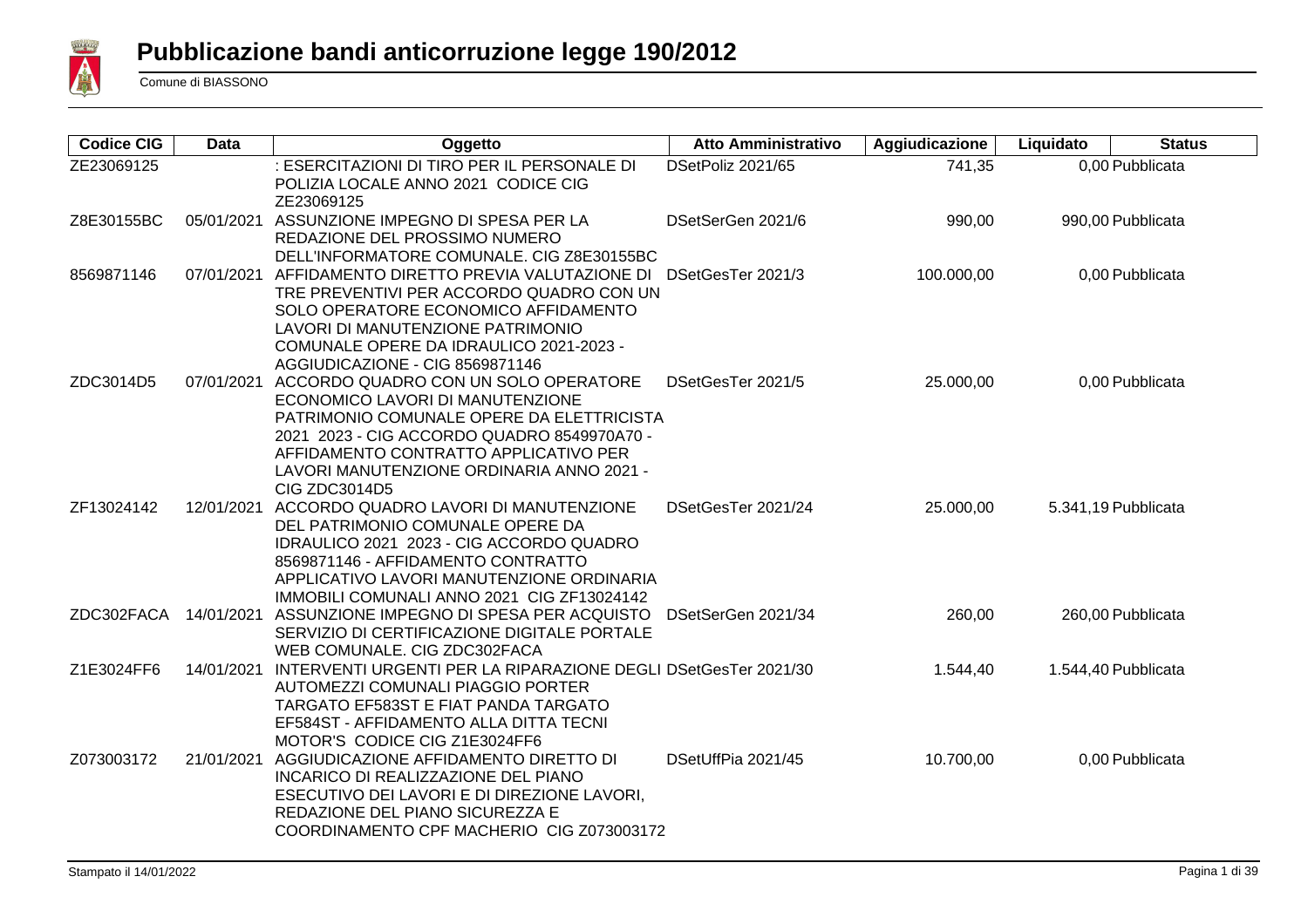# Pubblicazione bandi anticorruzione legge 190/2012

Comune di BIASSONO

| Codice CIG | Data | Oggetto | Atto Amministrativo | Aggiudicazione | Liquidato | Status |
|---|---|---|---|---|---|---|
| ZE23069125 | | : ESERCITAZIONI DI TIRO PER IL PERSONALE DI POLIZIA LOCALE ANNO 2021 CODICE CIG ZE23069125 | DSetPoliz 2021/65 | 741,35 | 0,00 | Pubblicata |
| Z8E30155BC | 05/01/2021 | ASSUNZIONE IMPEGNO DI SPESA PER LA REDAZIONE DEL PROSSIMO NUMERO DELL'INFORMATORE COMUNALE. CIG Z8E30155BC | DSetSerGen 2021/6 | 990,00 | 990,00 | Pubblicata |
| 8569871146 | 07/01/2021 | AFFIDAMENTO DIRETTO PREVIA VALUTAZIONE DI TRE PREVENTIVI PER ACCORDO QUADRO CON UN SOLO OPERATORE ECONOMICO AFFIDAMENTO LAVORI DI MANUTENZIONE PATRIMONIO COMUNALE OPERE DA IDRAULICO 2021-2023 - AGGIUDICAZIONE - CIG 8569871146 | DSetGesTer 2021/3 | 100.000,00 | 0,00 | Pubblicata |
| ZDC3014D5 | 07/01/2021 | ACCORDO QUADRO CON UN SOLO OPERATORE ECONOMICO LAVORI DI MANUTENZIONE PATRIMONIO COMUNALE OPERE DA ELETTRICISTA 2021 2023 - CIG ACCORDO QUADRO 8549970A70 - AFFIDAMENTO CONTRATTO APPLICATIVO PER LAVORI MANUTENZIONE ORDINARIA ANNO 2021 - CIG ZDC3014D5 | DSetGesTer 2021/5 | 25.000,00 | 0,00 | Pubblicata |
| ZF13024142 | 12/01/2021 | ACCORDO QUADRO LAVORI DI MANUTENZIONE DEL PATRIMONIO COMUNALE OPERE DA IDRAULICO 2021 2023 - CIG ACCORDO QUADRO 8569871146 - AFFIDAMENTO CONTRATTO APPLICATIVO LAVORI MANUTENZIONE ORDINARIA IMMOBILI COMUNALI ANNO 2021 CIG ZF13024142 | DSetGesTer 2021/24 | 25.000,00 | 5.341,19 | Pubblicata |
| ZDC302FACA | 14/01/2021 | ASSUNZIONE IMPEGNO DI SPESA PER ACQUISTO SERVIZIO DI CERTIFICAZIONE DIGITALE PORTALE WEB COMUNALE. CIG ZDC302FACA | DSetSerGen 2021/34 | 260,00 | 260,00 | Pubblicata |
| Z1E3024FF6 | 14/01/2021 | INTERVENTI URGENTI PER LA RIPARAZIONE DEGLI AUTOMEZZI COMUNALI PIAGGIO PORTER TARGATO EF583ST E FIAT PANDA TARGATO EF584ST - AFFIDAMENTO ALLA DITTA TECNI MOTOR'S CODICE CIG Z1E3024FF6 | DSetGesTer 2021/30 | 1.544,40 | 1.544,40 | Pubblicata |
| Z073003172 | 21/01/2021 | AGGIUDICAZIONE AFFIDAMENTO DIRETTO DI INCARICO DI REALIZZAZIONE DEL PIANO ESECUTIVO DEI LAVORI E DI DIREZIONE LAVORI, REDAZIONE DEL PIANO SICUREZZA E COORDINAMENTO CPF MACHERIO CIG Z073003172 | DSetUffPia 2021/45 | 10.700,00 | 0,00 | Pubblicata |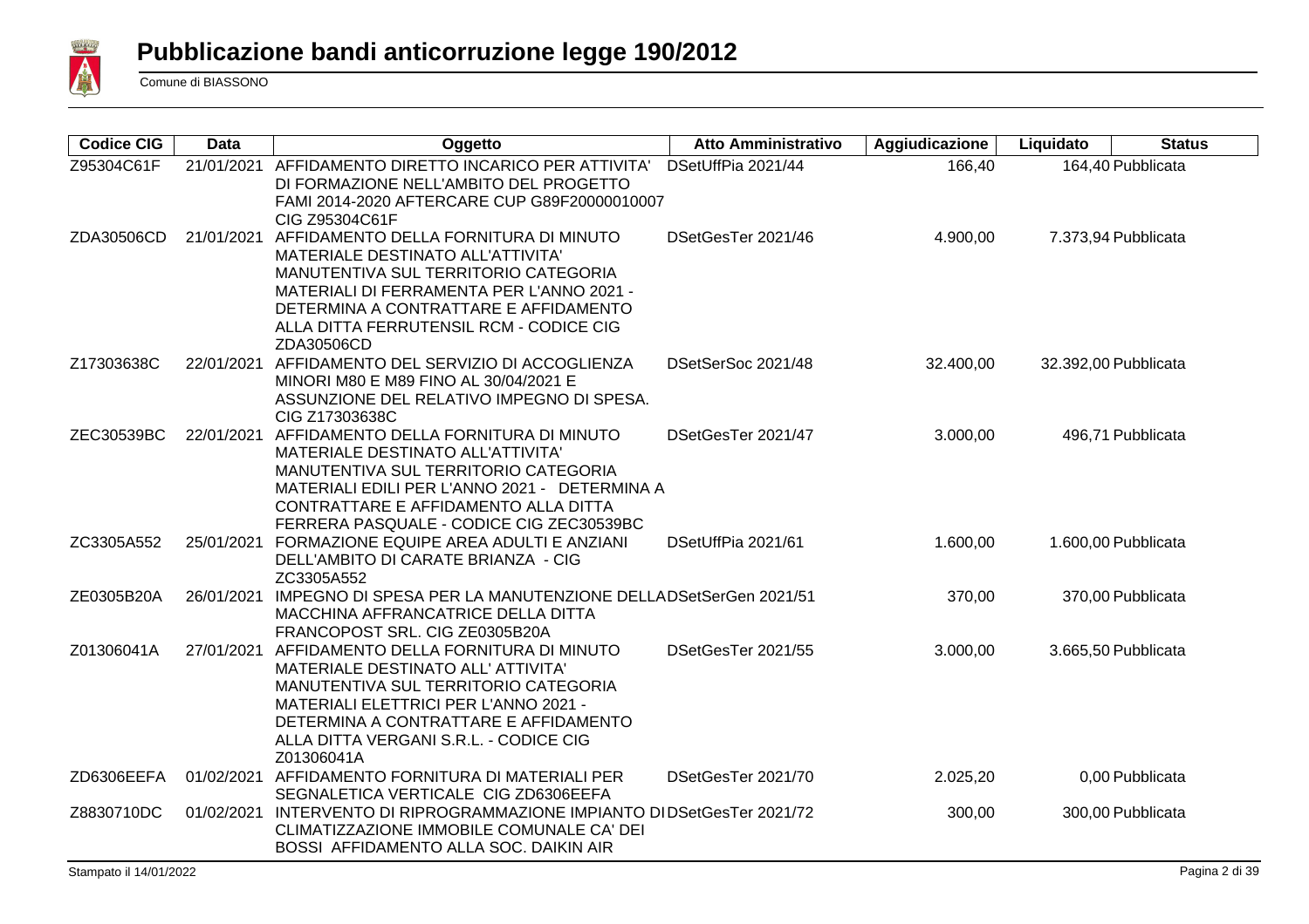# Pubblicazione bandi anticorruzione legge 190/2012

Comune di BIASSONO

| Codice CIG | Data | Oggetto | Atto Amministrativo | Aggiudicazione | Liquidato | Status |
|---|---|---|---|---|---|---|
| Z95304C61F | 21/01/2021 | AFFIDAMENTO DIRETTO INCARICO PER ATTIVITA' DI FORMAZIONE NELL'AMBITO DEL PROGETTO FAMI 2014-2020 AFTERCARE CUP G89F20000010007 CIG Z95304C61F | DSetUffPia 2021/44 | 166,40 | 164,40 | Pubblicata |
| ZDA30506CD | 21/01/2021 | AFFIDAMENTO DELLA FORNITURA DI MINUTO MATERIALE DESTINATO ALL'ATTIVITA' MANUTENTIVA SUL TERRITORIO CATEGORIA MATERIALI DI FERRAMENTA PER L'ANNO 2021 - DETERMINA A CONTRATTARE E AFFIDAMENTO ALLA DITTA FERRUTENSIL RCM - CODICE CIG ZDA30506CD | DSetGesTer 2021/46 | 4.900,00 | 7.373,94 | Pubblicata |
| Z17303638C | 22/01/2021 | AFFIDAMENTO DEL SERVIZIO DI ACCOGLIENZA MINORI M80 E M89 FINO AL 30/04/2021 E ASSUNZIONE DEL RELATIVO IMPEGNO DI SPESA. CIG Z17303638C | DSetSerSoc 2021/48 | 32.400,00 | 32.392,00 | Pubblicata |
| ZEC30539BC | 22/01/2021 | AFFIDAMENTO DELLA FORNITURA DI MINUTO MATERIALE DESTINATO ALL'ATTIVITA' MANUTENTIVA SUL TERRITORIO CATEGORIA MATERIALI EDILI PER L'ANNO 2021 - DETERMINA A CONTRATTARE E AFFIDAMENTO ALLA DITTA FERRERA PASQUALE - CODICE CIG ZEC30539BC | DSetGesTer 2021/47 | 3.000,00 | 496,71 | Pubblicata |
| ZC3305A552 | 25/01/2021 | FORMAZIONE EQUIPE AREA ADULTI E ANZIANI DELL'AMBITO DI CARATE BRIANZA - CIG ZC3305A552 | DSetUffPia 2021/61 | 1.600,00 | 1.600,00 | Pubblicata |
| ZE0305B20A | 26/01/2021 | IMPEGNO DI SPESA PER LA MANUTENZIONE DELLA MACCHINA AFFRANCATRICE DELLA DITTA FRANCOPOST SRL. CIG ZE0305B20A | DSetSerGen 2021/51 | 370,00 | 370,00 | Pubblicata |
| Z01306041A | 27/01/2021 | AFFIDAMENTO DELLA FORNITURA DI MINUTO MATERIALE DESTINATO ALL' ATTIVITA' MANUTENTIVA SUL TERRITORIO CATEGORIA MATERIALI ELETTRICI PER L'ANNO 2021 - DETERMINA A CONTRATTARE E AFFIDAMENTO ALLA DITTA VERGANI S.R.L. - CODICE CIG Z01306041A | DSetGesTer 2021/55 | 3.000,00 | 3.665,50 | Pubblicata |
| ZD6306EEFA | 01/02/2021 | AFFIDAMENTO FORNITURA DI MATERIALI PER SEGNALETICA VERTICALE CIG ZD6306EEFA | DSetGesTer 2021/70 | 2.025,20 | 0,00 | Pubblicata |
| Z8830710DC | 01/02/2021 | INTERVENTO DI RIPROGRAMMAZIONE IMPIANTO DI CLIMATIZZAZIONE IMMOBILE COMUNALE CA' DEI BOSSI AFFIDAMENTO ALLA SOC. DAIKIN AIR | DSetGesTer 2021/72 | 300,00 | 300,00 | Pubblicata |

Stampato il 14/01/2022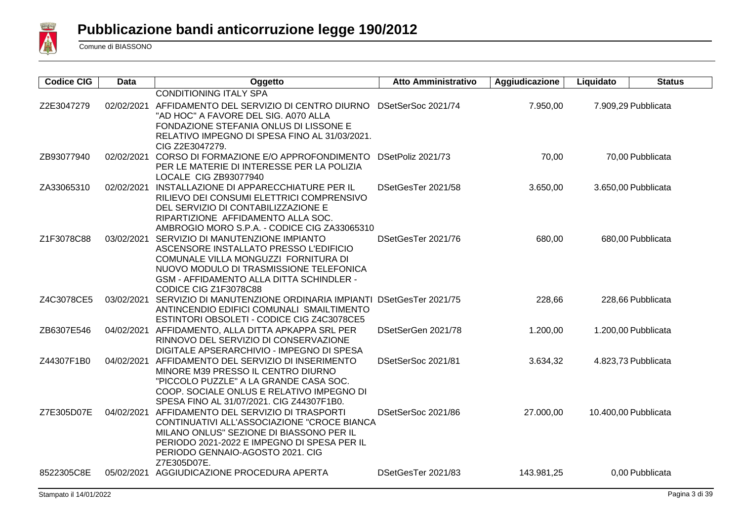# Pubblicazione bandi anticorruzione legge 190/2012

Comune di BIASSONO

| Codice CIG | Data | Oggetto | Atto Amministrativo | Aggiudicazione | Liquidato | Status |
|---|---|---|---|---|---|---|
| | | CONDITIONING ITALY SPA | | | | |
| Z2E3047279 | 02/02/2021 | AFFIDAMENTO DEL SERVIZIO DI CENTRO DIURNO "AD HOC" A FAVORE DEL SIG. A070 ALLA FONDAZIONE STEFANIA ONLUS DI LISSONE E RELATIVO IMPEGNO DI SPESA FINO AL 31/03/2021. CIG Z2E3047279. | DSetSerSoc 2021/74 | 7.950,00 | 7.909,29 | Pubblicata |
| ZB93077940 | 02/02/2021 | CORSO DI FORMAZIONE E/O APPROFONDIMENTO PER LE MATERIE DI INTERESSE PER LA POLIZIA LOCALE CIG ZB93077940 | DSetPoliz 2021/73 | 70,00 | 70,00 | Pubblicata |
| ZA33065310 | 02/02/2021 | INSTALLAZIONE DI APPARECCHIATURE PER IL RILIEVO DEI CONSUMI ELETTRICI COMPRENSIVO DEL SERVIZIO DI CONTABILIZZAZIONE E RIPARTIZIONE AFFIDAMENTO ALLA SOC. AMBROGIO MORO S.P.A. - CODICE CIG ZA33065310 | DSetGesTer 2021/58 | 3.650,00 | 3.650,00 | Pubblicata |
| Z1F3078C88 | 03/02/2021 | SERVIZIO DI MANUTENZIONE IMPIANTO ASCENSORE INSTALLATO PRESSO L'EDIFICIO COMUNALE VILLA MONGUZZI FORNITURA DI NUOVO MODULO DI TRASMISSIONE TELEFONICA GSM - AFFIDAMENTO ALLA DITTA SCHINDLER - CODICE CIG Z1F3078C88 | DSetGesTer 2021/76 | 680,00 | 680,00 | Pubblicata |
| Z4C3078CE5 | 03/02/2021 | SERVIZIO DI MANUTENZIONE ORDINARIA IMPIANTI ANTINCENDIO EDIFICI COMUNALI SMAILTIMENTO ESTINTORI OBSOLETI - CODICE CIG Z4C3078CE5 | DSetGesTer 2021/75 | 228,66 | 228,66 | Pubblicata |
| ZB6307E546 | 04/02/2021 | AFFIDAMENTO, ALLA DITTA APKAPPA SRL PER RINNOVO DEL SERVIZIO DI CONSERVAZIONE DIGITALE APSERARCHIVIO - IMPEGNO DI SPESA | DSetSerGen 2021/78 | 1.200,00 | 1.200,00 | Pubblicata |
| Z44307F1B0 | 04/02/2021 | AFFIDAMENTO DEL SERVIZIO DI INSERIMENTO MINORE M39 PRESSO IL CENTRO DIURNO "PICCOLO PUZZLE" A LA GRANDE CASA SOC. COOP. SOCIALE ONLUS E RELATIVO IMPEGNO DI SPESA FINO AL 31/07/2021. CIG Z44307F1B0. | DSetSerSoc 2021/81 | 3.634,32 | 4.823,73 | Pubblicata |
| Z7E305D07E | 04/02/2021 | AFFIDAMENTO DEL SERVIZIO DI TRASPORTI CONTINUATIVI ALL'ASSOCIAZIONE "CROCE BIANCA MILANO ONLUS" SEZIONE DI BIASSONO PER IL PERIODO 2021-2022 E IMPEGNO DI SPESA PER IL PERIODO GENNAIO-AGOSTO 2021. CIG Z7E305D07E. | DSetSerSoc 2021/86 | 27.000,00 | 10.400,00 | Pubblicata |
| 8522305C8E | 05/02/2021 | AGGIUDICAZIONE PROCEDURA APERTA | DSetGesTer 2021/83 | 143.981,25 | 0,00 | Pubblicata |

Stampato il 14/01/2022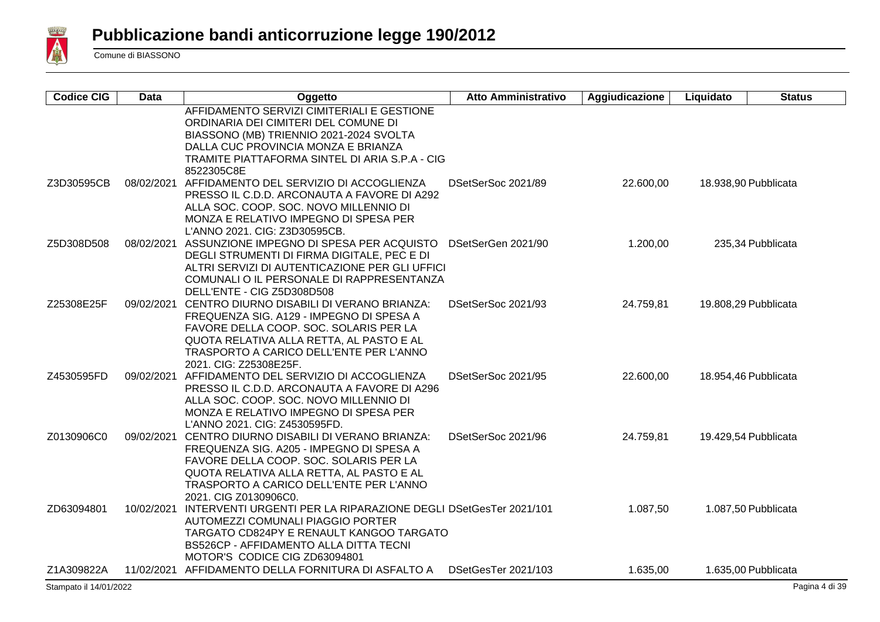# Pubblicazione bandi anticorruzione legge 190/2012

Comune di BIASSONO

| Codice CIG | Data | Oggetto | Atto Amministrativo | Aggiudicazione | Liquidato | Status |
|---|---|---|---|---|---|---|
| | | AFFIDAMENTO SERVIZI CIMITERIALI E GESTIONE ORDINARIA DEI CIMITERI DEL COMUNE DI BIASSONO (MB) TRIENNIO 2021-2024 SVOLTA DALLA CUC PROVINCIA MONZA E BRIANZA TRAMITE PIATTAFORMA SINTEL DI ARIA S.P.A - CIG 8522305C8E | | | | |
| Z3D30595CB | 08/02/2021 | AFFIDAMENTO DEL SERVIZIO DI ACCOGLIENZA PRESSO IL C.D.D. ARCONAUTA A FAVORE DI A292 ALLA SOC. COOP. SOC. NOVO MILLENNIO DI MONZA E RELATIVO IMPEGNO DI SPESA PER L'ANNO 2021. CIG: Z3D30595CB. | DSetSerSoc 2021/89 | 22.600,00 | 18.938,90 | Pubblicata |
| Z5D308D508 | 08/02/2021 | ASSUNZIONE IMPEGNO DI SPESA PER ACQUISTO DEGLI STRUMENTI DI FIRMA DIGITALE, PEC E DI ALTRI SERVIZI DI AUTENTICAZIONE PER GLI UFFICI COMUNALI O IL PERSONALE DI RAPPRESENTANZA DELL'ENTE - CIG Z5D308D508 | DSetSerGen 2021/90 | 1.200,00 | 235,34 | Pubblicata |
| Z25308E25F | 09/02/2021 | CENTRO DIURNO DISABILI DI VERANO BRIANZA: FREQUENZA SIG. A129 - IMPEGNO DI SPESA A FAVORE DELLA COOP. SOC. SOLARIS PER LA QUOTA RELATIVA ALLA RETTA, AL PASTO E AL TRASPORTO A CARICO DELL'ENTE PER L'ANNO 2021. CIG: Z25308E25F. | DSetSerSoc 2021/93 | 24.759,81 | 19.808,29 | Pubblicata |
| Z4530595FD | 09/02/2021 | AFFIDAMENTO DEL SERVIZIO DI ACCOGLIENZA PRESSO IL C.D.D. ARCONAUTA A FAVORE DI A296 ALLA SOC. COOP. SOC. NOVO MILLENNIO DI MONZA E RELATIVO IMPEGNO DI SPESA PER L'ANNO 2021. CIG: Z4530595FD. | DSetSerSoc 2021/95 | 22.600,00 | 18.954,46 | Pubblicata |
| Z0130906C0 | 09/02/2021 | CENTRO DIURNO DISABILI DI VERANO BRIANZA: FREQUENZA SIG. A205 - IMPEGNO DI SPESA A FAVORE DELLA COOP. SOC. SOLARIS PER LA QUOTA RELATIVA ALLA RETTA, AL PASTO E AL TRASPORTO A CARICO DELL'ENTE PER L'ANNO 2021. CIG Z0130906C0. | DSetSerSoc 2021/96 | 24.759,81 | 19.429,54 | Pubblicata |
| ZD63094801 | 10/02/2021 | INTERVENTI URGENTI PER LA RIPARAZIONE DEGLI AUTOMEZZI COMUNALI PIAGGIO PORTER TARGATO CD824PY E RENAULT KANGOO TARGATO BS526CP - AFFIDAMENTO ALLA DITTA TECNI MOTOR'S CODICE CIG ZD63094801 | DSetGesTer 2021/101 | 1.087,50 | 1.087,50 | Pubblicata |
| Z1A309822A | 11/02/2021 | AFFIDAMENTO DELLA FORNITURA DI ASFALTO A | DSetGesTer 2021/103 | 1.635,00 | 1.635,00 | Pubblicata |

Stampato il 14/01/2022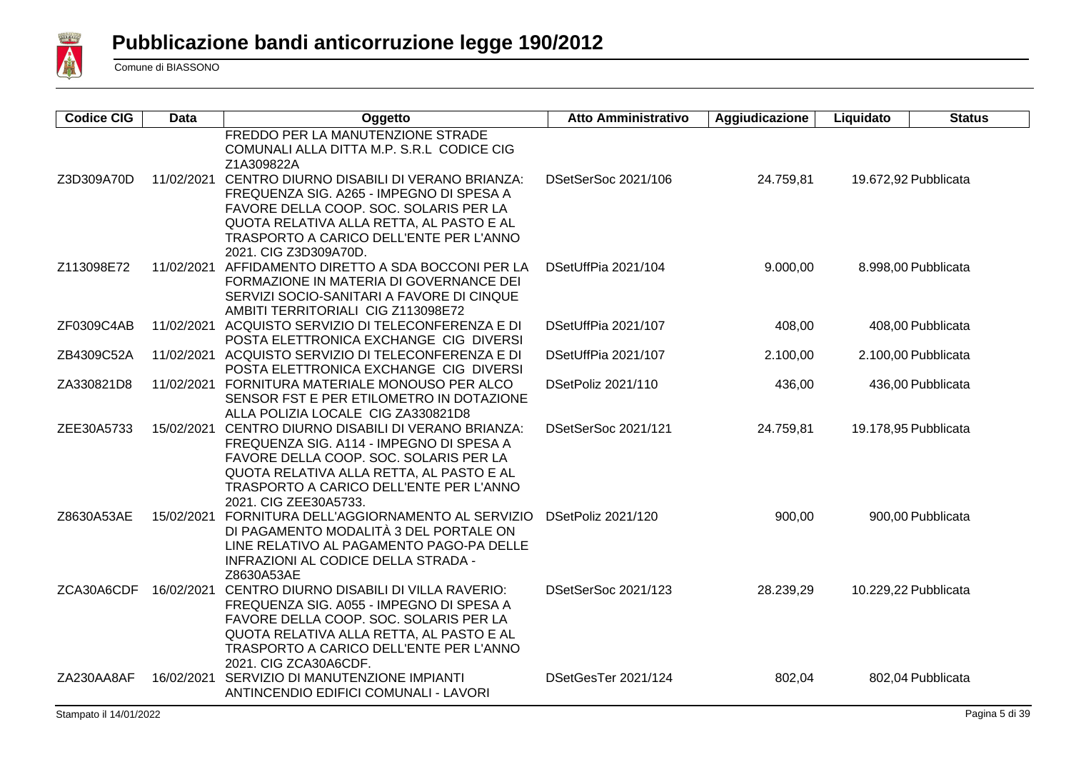# Pubblicazione bandi anticorruzione legge 190/2012

Comune di BIASSONO

| Codice CIG | Data | Oggetto | Atto Amministrativo | Aggiudicazione | Liquidato | Status |
|---|---|---|---|---|---|---|
| | | FREDDO PER LA MANUTENZIONE STRADE COMUNALI ALLA DITTA M.P. S.R.L CODICE CIG Z1A309822A | | | | |
| Z3D309A70D | 11/02/2021 | CENTRO DIURNO DISABILI DI VERANO BRIANZA: FREQUENZA SIG. A265 - IMPEGNO DI SPESA A FAVORE DELLA COOP. SOC. SOLARIS PER LA QUOTA RELATIVA ALLA RETTA, AL PASTO E AL TRASPORTO A CARICO DELL'ENTE PER L'ANNO 2021. CIG Z3D309A70D. | DSetSerSoc 2021/106 | 24.759,81 | 19.672,92 | Pubblicata |
| Z113098E72 | 11/02/2021 | AFFIDAMENTO DIRETTO A SDA BOCCONI PER LA FORMAZIONE IN MATERIA DI GOVERNANCE DEI SERVIZI SOCIO-SANITARI A FAVORE DI CINQUE AMBITI TERRITORIALI CIG Z113098E72 | DSetUffPia 2021/104 | 9.000,00 | 8.998,00 | Pubblicata |
| ZF0309C4AB | 11/02/2021 | ACQUISTO SERVIZIO DI TELECONFERENZA E DI POSTA ELETTRONICA EXCHANGE CIG DIVERSI | DSetUffPia 2021/107 | 408,00 | 408,00 | Pubblicata |
| ZB4309C52A | 11/02/2021 | ACQUISTO SERVIZIO DI TELECONFERENZA E DI POSTA ELETTRONICA EXCHANGE CIG DIVERSI | DSetUffPia 2021/107 | 2.100,00 | 2.100,00 | Pubblicata |
| ZA330821D8 | 11/02/2021 | FORNITURA MATERIALE MONOUSO PER ALCO SENSOR FST E PER ETILOMETRO IN DOTAZIONE ALLA POLIZIA LOCALE CIG ZA330821D8 | DSetPoliz 2021/110 | 436,00 | 436,00 | Pubblicata |
| ZEE30A5733 | 15/02/2021 | CENTRO DIURNO DISABILI DI VERANO BRIANZA: FREQUENZA SIG. A114 - IMPEGNO DI SPESA A FAVORE DELLA COOP. SOC. SOLARIS PER LA QUOTA RELATIVA ALLA RETTA, AL PASTO E AL TRASPORTO A CARICO DELL'ENTE PER L'ANNO 2021. CIG ZEE30A5733. | DSetSerSoc 2021/121 | 24.759,81 | 19.178,95 | Pubblicata |
| Z8630A53AE | 15/02/2021 | FORNITURA DELL'AGGIORNAMENTO AL SERVIZIO DI PAGAMENTO MODALITÀ 3 DEL PORTALE ON LINE RELATIVO AL PAGAMENTO PAGO-PA DELLE INFRAZIONI AL CODICE DELLA STRADA - Z8630A53AE | DSetPoliz 2021/120 | 900,00 | 900,00 | Pubblicata |
| ZCA30A6CDF | 16/02/2021 | CENTRO DIURNO DISABILI DI VILLA RAVERIO: FREQUENZA SIG. A055 - IMPEGNO DI SPESA A FAVORE DELLA COOP. SOC. SOLARIS PER LA QUOTA RELATIVA ALLA RETTA, AL PASTO E AL TRASPORTO A CARICO DELL'ENTE PER L'ANNO 2021. CIG ZCA30A6CDF. | DSetSerSoc 2021/123 | 28.239,29 | 10.229,22 | Pubblicata |
| ZA230AA8AF | 16/02/2021 | SERVIZIO DI MANUTENZIONE IMPIANTI ANTINCENDIO EDIFICI COMUNALI - LAVORI | DSetGesTer 2021/124 | 802,04 | 802,04 | Pubblicata |

Stampato il 14/01/2022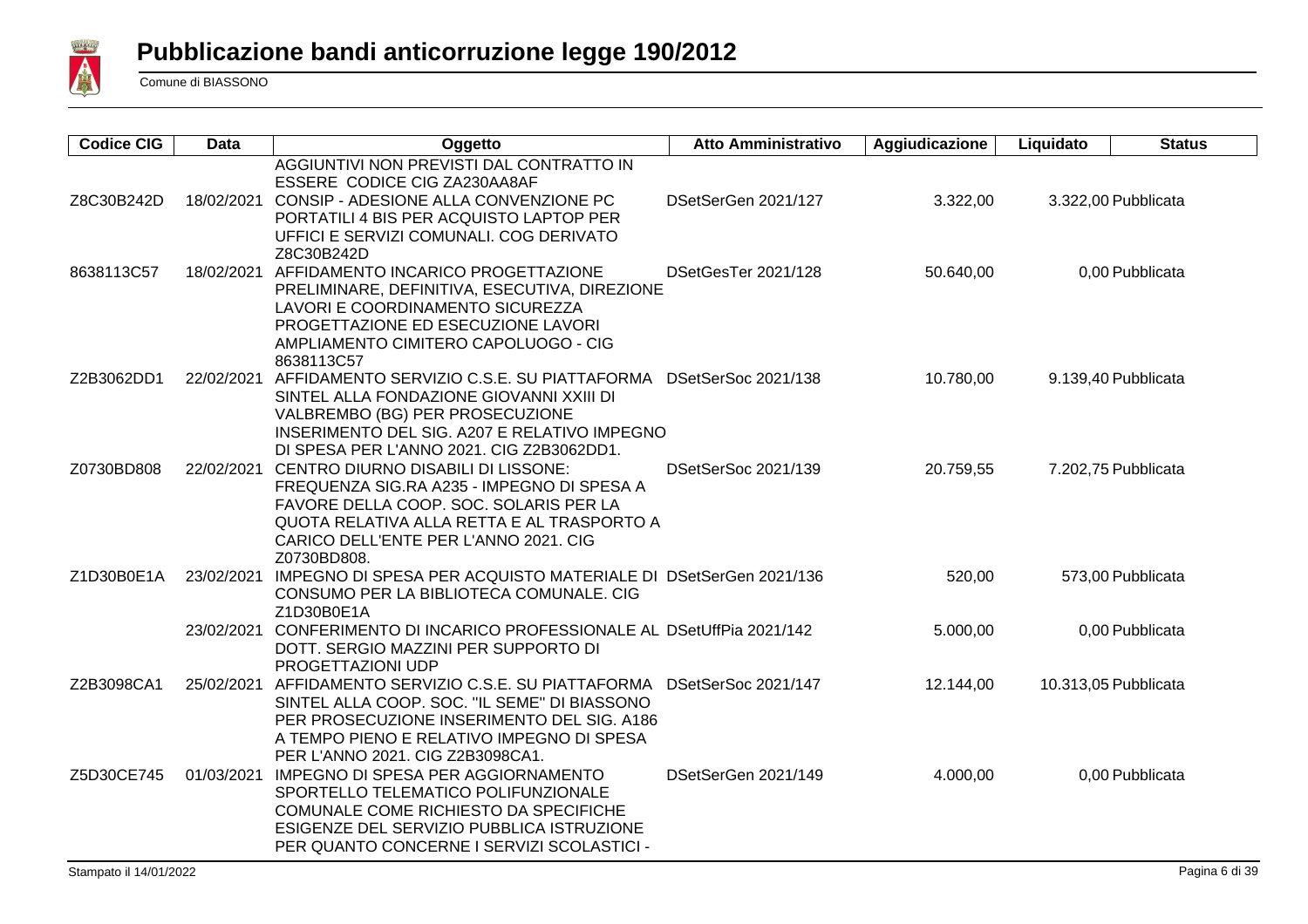# Pubblicazione bandi anticorruzione legge 190/2012

Comune di BIASSONO

| Codice CIG | Data | Oggetto | Atto Amministrativo | Aggiudicazione | Liquidato | Status |
|---|---|---|---|---|---|---|
| | | AGGIUNTIVI NON PREVISTI DAL CONTRATTO IN ESSERE CODICE CIG ZA230AA8AF | | | | |
| Z8C30B242D | 18/02/2021 | CONSIP - ADESIONE ALLA CONVENZIONE PC PORTATILI 4 BIS PER ACQUISTO LAPTOP PER UFFICI E SERVIZI COMUNALI. COG DERIVATO Z8C30B242D | DSetSerGen 2021/127 | 3.322,00 | 3.322,00 | Pubblicata |
| 8638113C57 | 18/02/2021 | AFFIDAMENTO INCARICO PROGETTAZIONE PRELIMINARE, DEFINITIVA, ESECUTIVA, DIREZIONE LAVORI E COORDINAMENTO SICUREZZA PROGETTAZIONE ED ESECUZIONE LAVORI AMPLIAMENTO CIMITERO CAPOLUOGO - CIG 8638113C57 | DSetGesTer 2021/128 | 50.640,00 | 0,00 | Pubblicata |
| Z2B3062DD1 | 22/02/2021 | AFFIDAMENTO SERVIZIO C.S.E. SU PIATTAFORMA SINTEL ALLA FONDAZIONE GIOVANNI XXIII DI VALBREMBO (BG) PER PROSECUZIONE INSERIMENTO DEL SIG. A207 E RELATIVO IMPEGNO DI SPESA PER L'ANNO 2021. CIG Z2B3062DD1. | DSetSerSoc 2021/138 | 10.780,00 | 9.139,40 | Pubblicata |
| Z0730BD808 | 22/02/2021 | CENTRO DIURNO DISABILI DI LISSONE: FREQUENZA SIG.RA A235 - IMPEGNO DI SPESA A FAVORE DELLA COOP. SOC. SOLARIS PER LA QUOTA RELATIVA ALLA RETTA E AL TRASPORTO A CARICO DELL'ENTE PER L'ANNO 2021. CIG Z0730BD808. | DSetSerSoc 2021/139 | 20.759,55 | 7.202,75 | Pubblicata |
| Z1D30B0E1A | 23/02/2021 | IMPEGNO DI SPESA PER ACQUISTO MATERIALE DI CONSUMO PER LA BIBLIOTECA COMUNALE. CIG Z1D30B0E1A | DSetSerGen 2021/136 | 520,00 | 573,00 | Pubblicata |
| | 23/02/2021 | CONFERIMENTO DI INCARICO PROFESSIONALE AL DOTT. SERGIO MAZZINI PER SUPPORTO DI PROGETTAZIONI UDP | DSetUffPia 2021/142 | 5.000,00 | 0,00 | Pubblicata |
| Z2B3098CA1 | 25/02/2021 | AFFIDAMENTO SERVIZIO C.S.E. SU PIATTAFORMA SINTEL ALLA COOP. SOC. "IL SEME" DI BIASSONO PER PROSECUZIONE INSERIMENTO DEL SIG. A186 A TEMPO PIENO E RELATIVO IMPEGNO DI SPESA PER L'ANNO 2021. CIG Z2B3098CA1. | DSetSerSoc 2021/147 | 12.144,00 | 10.313,05 | Pubblicata |
| Z5D30CE745 | 01/03/2021 | IMPEGNO DI SPESA PER AGGIORNAMENTO SPORTELLO TELEMATICO POLIFUNZIONALE COMUNALE COME RICHIESTO DA SPECIFICHE ESIGENZE DEL SERVIZIO PUBBLICA ISTRUZIONE PER QUANTO CONCERNE I SERVIZI SCOLASTICI - | DSetSerGen 2021/149 | 4.000,00 | 0,00 | Pubblicata |

Stampato il 14/01/2022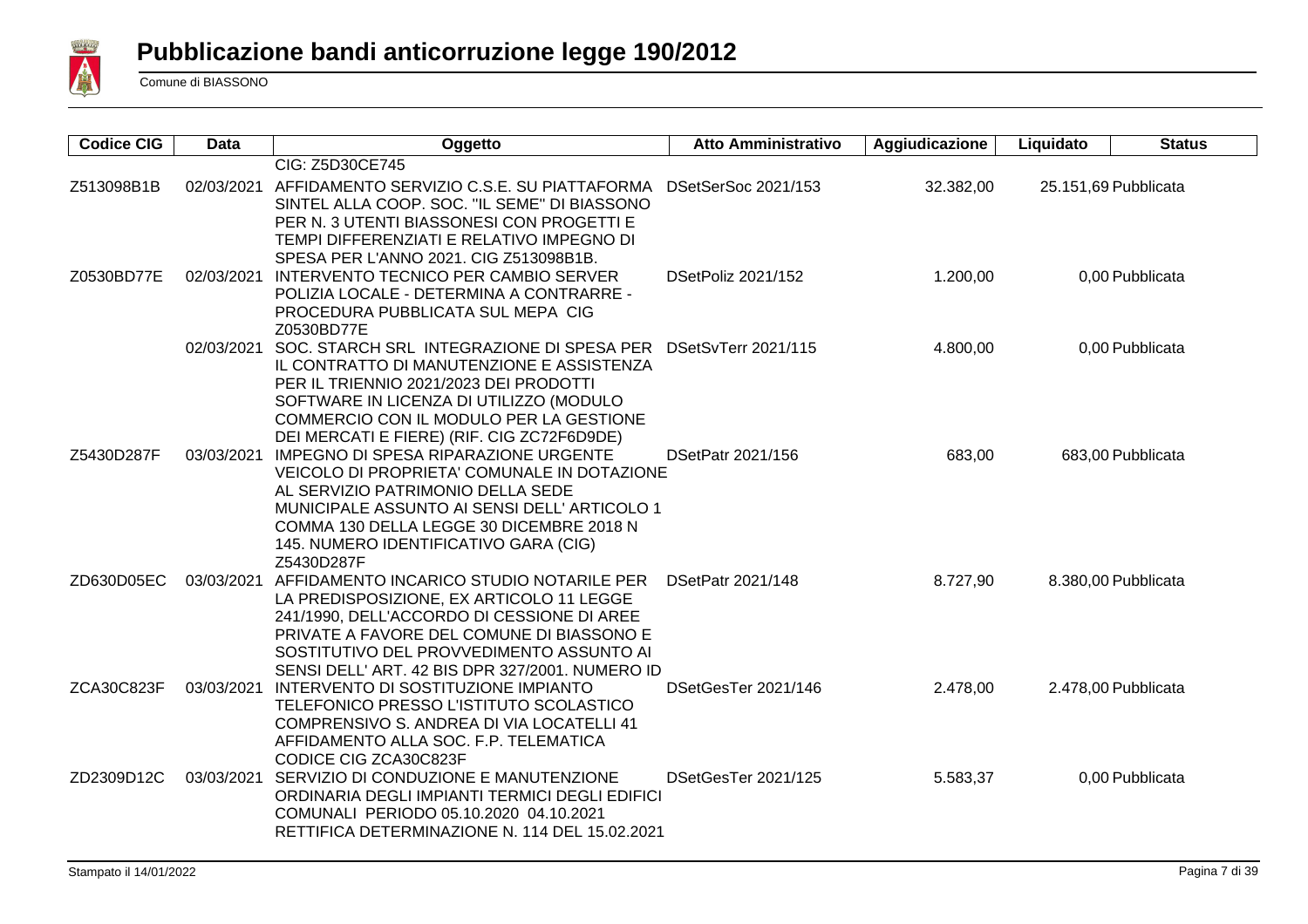# Pubblicazione bandi anticorruzione legge 190/2012

Comune di BIASSONO

| Codice CIG | Data | Oggetto | Atto Amministrativo | Aggiudicazione | Liquidato | Status |
|---|---|---|---|---|---|---|
| | | CIG: Z5D30CE745 | | | | |
| Z513098B1B | 02/03/2021 | AFFIDAMENTO SERVIZIO C.S.E. SU PIATTAFORMA SINTEL ALLA COOP. SOC. "IL SEME" DI BIASSONO PER N. 3 UTENTI BIASSONESI CON PROGETTI E TEMPI DIFFERENZIATI E RELATIVO IMPEGNO DI SPESA PER L'ANNO 2021. CIG Z513098B1B. | DSetSerSoc 2021/153 | 32.382,00 | 25.151,69 | Pubblicata |
| Z0530BD77E | 02/03/2021 | INTERVENTO TECNICO PER CAMBIO SERVER POLIZIA LOCALE - DETERMINA A CONTRARRE - PROCEDURA PUBBLICATA SUL MEPA CIG Z0530BD77E | DSetPoliz 2021/152 | 1.200,00 | 0,00 | Pubblicata |
| | 02/03/2021 | SOC. STARCH SRL INTEGRAZIONE DI SPESA PER IL CONTRATTO DI MANUTENZIONE E ASSISTENZA PER IL TRIENNIO 2021/2023 DEI PRODOTTI SOFTWARE IN LICENZA DI UTILIZZO (MODULO COMMERCIO CON IL MODULO PER LA GESTIONE DEI MERCATI E FIERE) (RIF. CIG ZC72F6D9DE) | DSetSvTerr 2021/115 | 4.800,00 | 0,00 | Pubblicata |
| Z5430D287F | 03/03/2021 | IMPEGNO DI SPESA RIPARAZIONE URGENTE VEICOLO DI PROPRIETA' COMUNALE IN DOTAZIONE AL SERVIZIO PATRIMONIO DELLA SEDE MUNICIPALE ASSUNTO AI SENSI DELL' ARTICOLO 1 COMMA 130 DELLA LEGGE 30 DICEMBRE 2018 N 145. NUMERO IDENTIFICATIVO GARA (CIG) Z5430D287F | DSetPatr 2021/156 | 683,00 | 683,00 | Pubblicata |
| ZD630D05EC | 03/03/2021 | AFFIDAMENTO INCARICO STUDIO NOTARILE PER LA PREDISPOSIZIONE, EX ARTICOLO 11 LEGGE 241/1990, DELL'ACCORDO DI CESSIONE DI AREE PRIVATE A FAVORE DEL COMUNE DI BIASSONO E SOSTITUTIVO DEL PROVVEDIMENTO ASSUNTO AI SENSI DELL' ART. 42 BIS DPR 327/2001. NUMERO ID | DSetPatr 2021/148 | 8.727,90 | 8.380,00 | Pubblicata |
| ZCA30C823F | 03/03/2021 | INTERVENTO DI SOSTITUZIONE IMPIANTO TELEFONICO PRESSO L'ISTITUTO SCOLASTICO COMPRENSIVO S. ANDREA DI VIA LOCATELLI 41 AFFIDAMENTO ALLA SOC. F.P. TELEMATICA CODICE CIG ZCA30C823F | DSetGesTer 2021/146 | 2.478,00 | 2.478,00 | Pubblicata |
| ZD2309D12C | 03/03/2021 | SERVIZIO DI CONDUZIONE E MANUTENZIONE ORDINARIA DEGLI IMPIANTI TERMICI DEGLI EDIFICI COMUNALI PERIODO 05.10.2020 04.10.2021 RETTIFICA DETERMINAZIONE N. 114 DEL 15.02.2021 | DSetGesTer 2021/125 | 5.583,37 | 0,00 | Pubblicata |

Stampato il 14/01/2022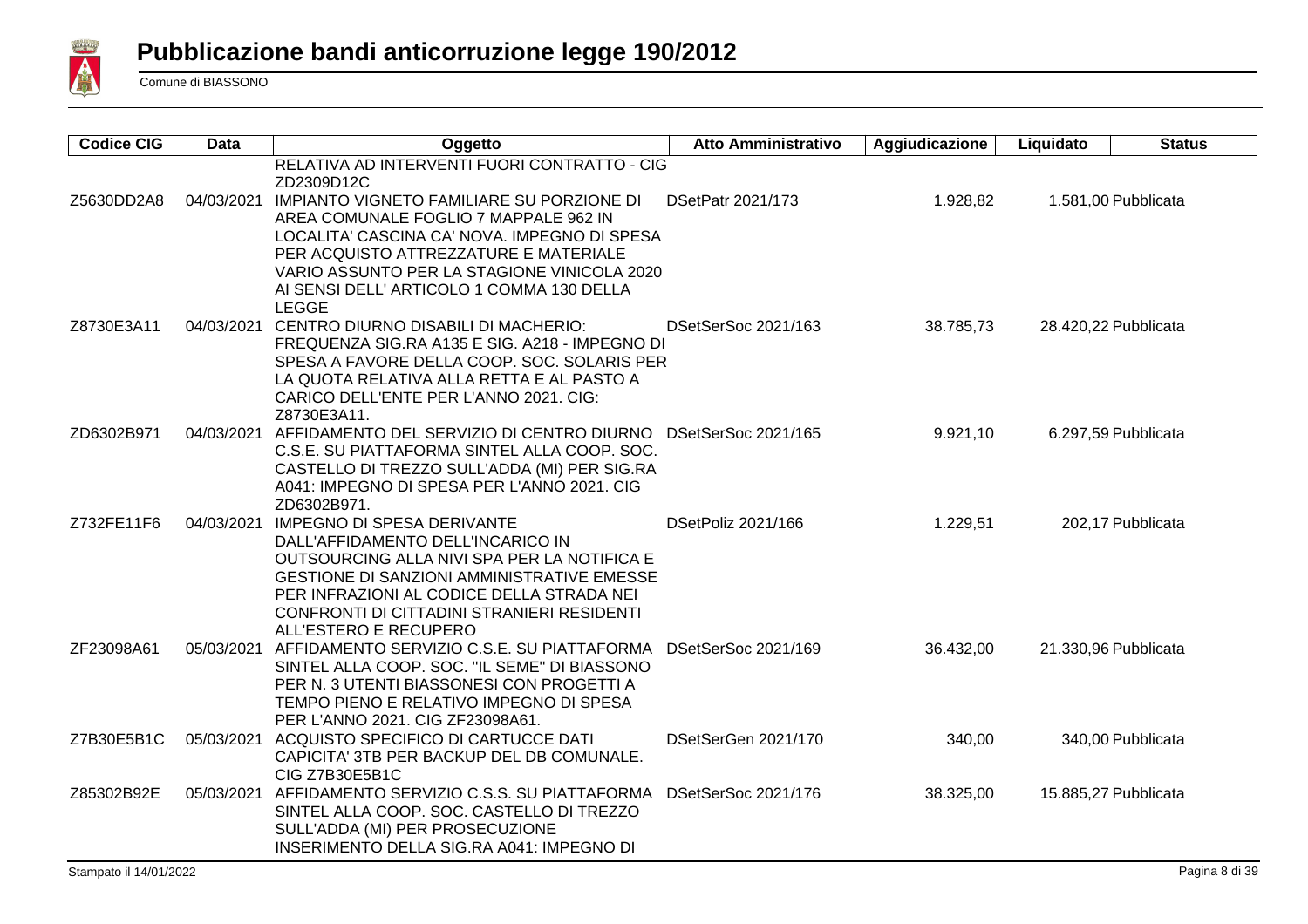# Pubblicazione bandi anticorruzione legge 190/2012

Comune di BIASSONO

| Codice CIG | Data | Oggetto | Atto Amministrativo | Aggiudicazione | Liquidato | Status |
|---|---|---|---|---|---|---|
| | | RELATIVA AD INTERVENTI FUORI CONTRATTO - CIG ZD2309D12C | | | | |
| Z5630DD2A8 | 04/03/2021 | IMPIANTO VIGNETO FAMILIARE SU PORZIONE DI AREA COMUNALE FOGLIO 7 MAPPALE 962 IN LOCALITA' CASCINA CA' NOVA. IMPEGNO DI SPESA PER ACQUISTO ATTREZZATURE E MATERIALE VARIO ASSUNTO PER LA STAGIONE VINICOLA 2020 AI SENSI DELL' ARTICOLO 1 COMMA 130 DELLA LEGGE | DSetPatr 2021/173 | 1.928,82 | 1.581,00 | Pubblicata |
| Z8730E3A11 | 04/03/2021 | CENTRO DIURNO DISABILI DI MACHERIO: FREQUENZA SIG.RA A135 E SIG. A218 - IMPEGNO DI SPESA A FAVORE DELLA COOP. SOC. SOLARIS PER LA QUOTA RELATIVA ALLA RETTA E AL PASTO A CARICO DELL'ENTE PER L'ANNO 2021. CIG: Z8730E3A11. | DSetSerSoc 2021/163 | 38.785,73 | 28.420,22 | Pubblicata |
| ZD6302B971 | 04/03/2021 | AFFIDAMENTO DEL SERVIZIO DI CENTRO DIURNO C.S.E. SU PIATTAFORMA SINTEL ALLA COOP. SOC. CASTELLO DI TREZZO SULL'ADDA (MI) PER SIG.RA A041: IMPEGNO DI SPESA PER L'ANNO 2021. CIG ZD6302B971. | DSetSerSoc 2021/165 | 9.921,10 | 6.297,59 | Pubblicata |
| Z732FE11F6 | 04/03/2021 | IMPEGNO DI SPESA DERIVANTE DALL'AFFIDAMENTO DELL'INCARICO IN OUTSOURCING ALLA NIVI SPA PER LA NOTIFICA E GESTIONE DI SANZIONI AMMINISTRATIVE EMESSE PER INFRAZIONI AL CODICE DELLA STRADA NEI CONFRONTI DI CITTADINI STRANIERI RESIDENTI ALL'ESTERO E RECUPERO | DSetPoliz 2021/166 | 1.229,51 | 202,17 | Pubblicata |
| ZF23098A61 | 05/03/2021 | AFFIDAMENTO SERVIZIO C.S.E. SU PIATTAFORMA SINTEL ALLA COOP. SOC. "IL SEME" DI BIASSONO PER N. 3 UTENTI BIASSONESI CON PROGETTI A TEMPO PIENO E RELATIVO IMPEGNO DI SPESA PER L'ANNO 2021. CIG ZF23098A61. | DSetSerSoc 2021/169 | 36.432,00 | 21.330,96 | Pubblicata |
| Z7B30E5B1C | 05/03/2021 | ACQUISTO SPECIFICO DI CARTUCCE DATI CAPICITA' 3TB PER BACKUP DEL DB COMUNALE. CIG Z7B30E5B1C | DSetSerGen 2021/170 | 340,00 | 340,00 | Pubblicata |
| Z85302B92E | 05/03/2021 | AFFIDAMENTO SERVIZIO C.S.S. SU PIATTAFORMA SINTEL ALLA COOP. SOC. CASTELLO DI TREZZO SULL'ADDA (MI) PER PROSECUZIONE INSERIMENTO DELLA SIG.RA A041: IMPEGNO DI | DSetSerSoc 2021/176 | 38.325,00 | 15.885,27 | Pubblicata |

Stampato il 14/01/2022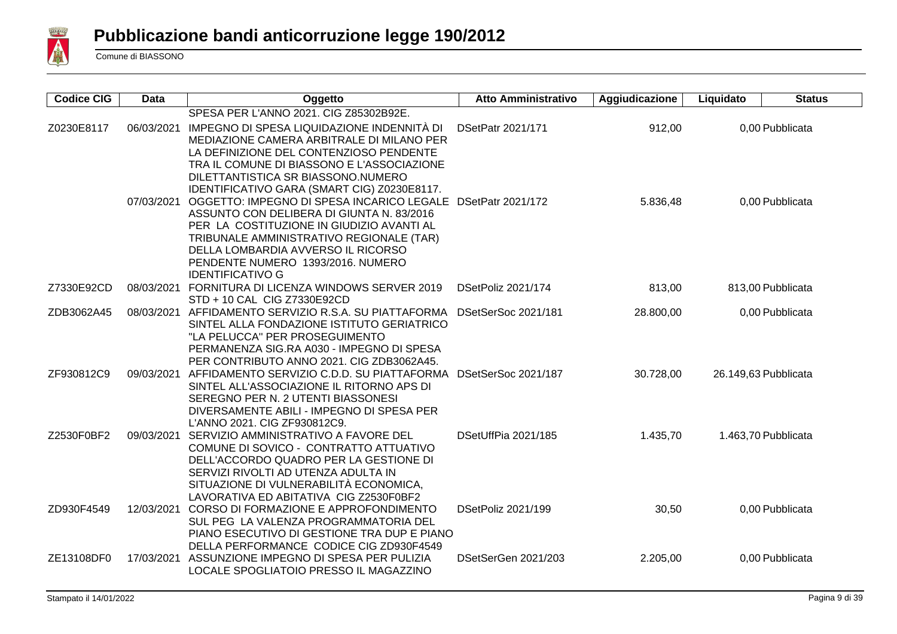# Pubblicazione bandi anticorruzione legge 190/2012

Comune di BIASSONO

| Codice CIG | Data | Oggetto | Atto Amministrativo | Aggiudicazione | Liquidato | Status |
|---|---|---|---|---|---|---|
| | | SPESA PER L'ANNO 2021. CIG Z85302B92E. | | | | |
| Z0230E8117 | 06/03/2021 | IMPEGNO DI SPESA LIQUIDAZIONE INDENNITÀ DI MEDIAZIONE CAMERA ARBITRALE DI MILANO PER LA DEFINIZIONE DEL CONTENZIOSO PENDENTE TRA IL COMUNE DI BIASSONO E L'ASSOCIAZIONE DILETTANTISTICA SR BIASSONO.NUMERO IDENTIFICATIVO GARA (SMART CIG) Z0230E8117. | DSetPatr 2021/171 | 912,00 | 0,00 | Pubblicata |
| | 07/03/2021 | OGGETTO: IMPEGNO DI SPESA INCARICO LEGALE ASSUNTO CON DELIBERA DI GIUNTA N. 83/2016 PER LA COSTITUZIONE IN GIUDIZIO AVANTI AL TRIBUNALE AMMINISTRATIVO REGIONALE (TAR) DELLA LOMBARDIA AVVERSO IL RICORSO PENDENTE NUMERO 1393/2016. NUMERO IDENTIFICATIVO G | DSetPatr 2021/172 | 5.836,48 | 0,00 | Pubblicata |
| Z7330E92CD | 08/03/2021 | FORNITURA DI LICENZA WINDOWS SERVER 2019 STD + 10 CAL CIG Z7330E92CD | DSetPoliz 2021/174 | 813,00 | 813,00 | Pubblicata |
| ZDB3062A45 | 08/03/2021 | AFFIDAMENTO SERVIZIO R.S.A. SU PIATTAFORMA SINTEL ALLA FONDAZIONE ISTITUTO GERIATRICO "LA PELUCCA" PER PROSEGUIMENTO PERMANENZA SIG.RA A030 - IMPEGNO DI SPESA PER CONTRIBUTO ANNO 2021. CIG ZDB3062A45. | DSetSerSoc 2021/181 | 28.800,00 | 0,00 | Pubblicata |
| ZF930812C9 | 09/03/2021 | AFFIDAMENTO SERVIZIO C.D.D. SU PIATTAFORMA SINTEL ALL'ASSOCIAZIONE IL RITORNO APS DI SEREGNO PER N. 2 UTENTI BIASSONESI DIVERSAMENTE ABILI - IMPEGNO DI SPESA PER L'ANNO 2021. CIG ZF930812C9. | DSetSerSoc 2021/187 | 30.728,00 | 26.149,63 | Pubblicata |
| Z2530F0BF2 | 09/03/2021 | SERVIZIO AMMINISTRATIVO A FAVORE DEL COMUNE DI SOVICO - CONTRATTO ATTUATIVO DELL'ACCORDO QUADRO PER LA GESTIONE DI SERVIZI RIVOLTI AD UTENZA ADULTA IN SITUAZIONE DI VULNERABILITÀ ECONOMICA, LAVORATIVA ED ABITATIVA CIG Z2530F0BF2 | DSetUffPia 2021/185 | 1.435,70 | 1.463,70 | Pubblicata |
| ZD930F4549 | 12/03/2021 | CORSO DI FORMAZIONE E APPROFONDIMENTO SUL PEG LA VALENZA PROGRAMMATORIA DEL PIANO ESECUTIVO DI GESTIONE TRA DUP E PIANO DELLA PERFORMANCE CODICE CIG ZD930F4549 | DSetPoliz 2021/199 | 30,50 | 0,00 | Pubblicata |
| ZE13108DF0 | 17/03/2021 | ASSUNZIONE IMPEGNO DI SPESA PER PULIZIA LOCALE SPOGLIATOIO PRESSO IL MAGAZZINO | DSetSerGen 2021/203 | 2.205,00 | 0,00 | Pubblicata |

Stampato il 14/01/2022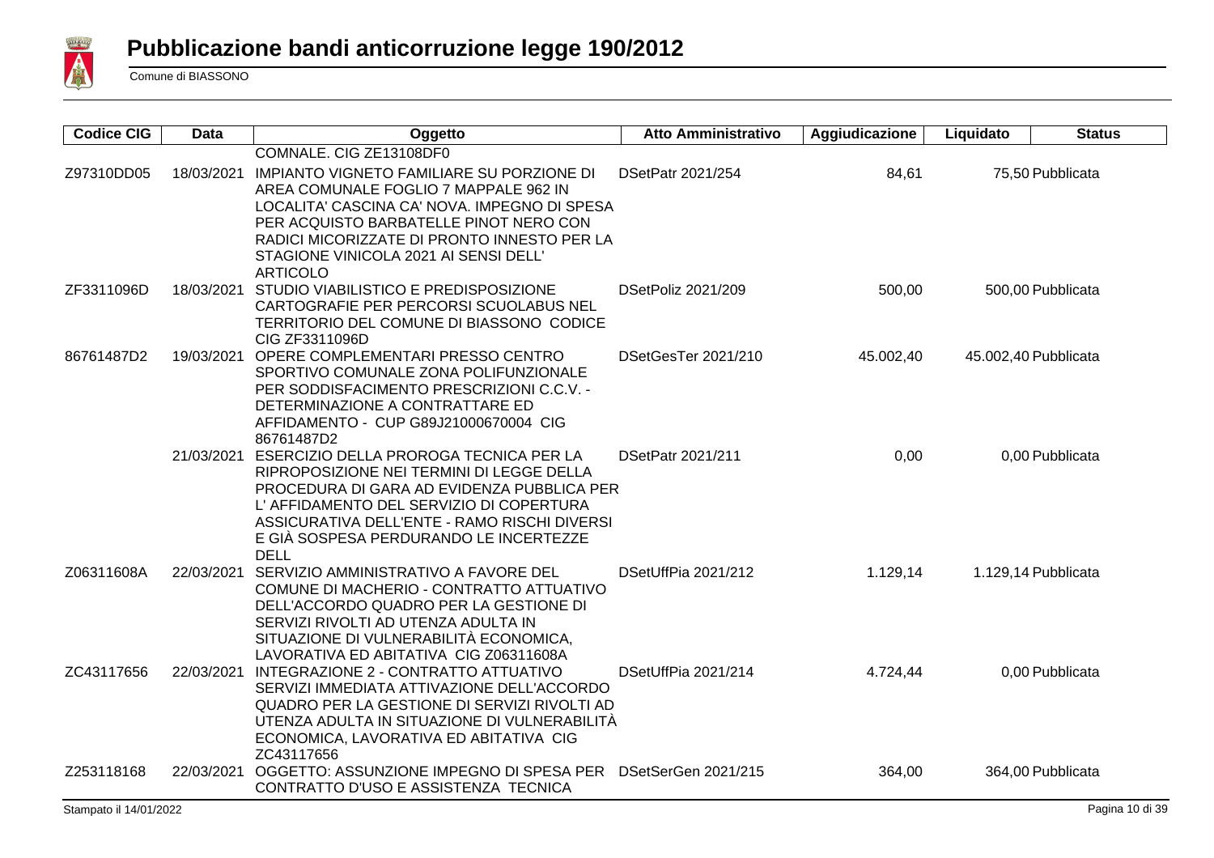# Pubblicazione bandi anticorruzione legge 190/2012

Comune di BIASSONO

| Codice CIG | Data | Oggetto | Atto Amministrativo | Aggiudicazione | Liquidato | Status |
|---|---|---|---|---|---|---|
| | | COMNALE. CIG ZE13108DF0 | | | | |
| Z97310DD05 | 18/03/2021 | IMPIANTO VIGNETO FAMILIARE SU PORZIONE DI AREA COMUNALE FOGLIO 7 MAPPALE 962 IN LOCALITA' CASCINA CA' NOVA. IMPEGNO DI SPESA PER ACQUISTO BARBATELLE PINOT NERO CON RADICI MICORIZZATE DI PRONTO INNESTO PER LA STAGIONE VINICOLA 2021 AI SENSI DELL' ARTICOLO | DSetPatr 2021/254 | 84,61 | 75,50 | Pubblicata |
| ZF3311096D | 18/03/2021 | STUDIO VIABILISTICO E PREDISPOSIZIONE CARTOGRAFIE PER PERCORSI SCUOLABUS NEL TERRITORIO DEL COMUNE DI BIASSONO CODICE CIG ZF3311096D | DSetPoliz 2021/209 | 500,00 | 500,00 | Pubblicata |
| 86761487D2 | 19/03/2021 | OPERE COMPLEMENTARI PRESSO CENTRO SPORTIVO COMUNALE ZONA POLIFUNZIONALE PER SODDISFACIMENTO PRESCRIZIONI C.C.V. - DETERMINAZIONE A CONTRATTARE ED AFFIDAMENTO - CUP G89J21000670004 CIG 86761487D2 | DSetGesTer 2021/210 | 45.002,40 | 45.002,40 | Pubblicata |
| | 21/03/2021 | ESERCIZIO DELLA PROROGA TECNICA PER LA RIPROPOSIZIONE NEI TERMINI DI LEGGE DELLA PROCEDURA DI GARA AD EVIDENZA PUBBLICA PER L' AFFIDAMENTO DEL SERVIZIO DI COPERTURA ASSICURATIVA DELL'ENTE - RAMO RISCHI DIVERSI E GIÀ SOSPESA PERDURANDO LE INCERTEZZE DELL | DSetPatr 2021/211 | 0,00 | 0,00 | Pubblicata |
| Z06311608A | 22/03/2021 | SERVIZIO AMMINISTRATIVO A FAVORE DEL COMUNE DI MACHERIO - CONTRATTO ATTUATIVO DELL'ACCORDO QUADRO PER LA GESTIONE DI SERVIZI RIVOLTI AD UTENZA ADULTA IN SITUAZIONE DI VULNERABILITÀ ECONOMICA, LAVORATIVA ED ABITATIVA CIG Z06311608A | DSetUffPia 2021/212 | 1.129,14 | 1.129,14 | Pubblicata |
| ZC43117656 | 22/03/2021 | INTEGRAZIONE 2 - CONTRATTO ATTUATIVO SERVIZI IMMEDIATA ATTIVAZIONE DELL'ACCORDO QUADRO PER LA GESTIONE DI SERVIZI RIVOLTI AD UTENZA ADULTA IN SITUAZIONE DI VULNERABILITÀ ECONOMICA, LAVORATIVA ED ABITATIVA CIG ZC43117656 | DSetUffPia 2021/214 | 4.724,44 | 0,00 | Pubblicata |
| Z253118168 | 22/03/2021 | OGGETTO: ASSUNZIONE IMPEGNO DI SPESA PER CONTRATTO D'USO E ASSISTENZA TECNICA | DSetSerGen 2021/215 | 364,00 | 364,00 | Pubblicata |

Stampato il 14/01/2022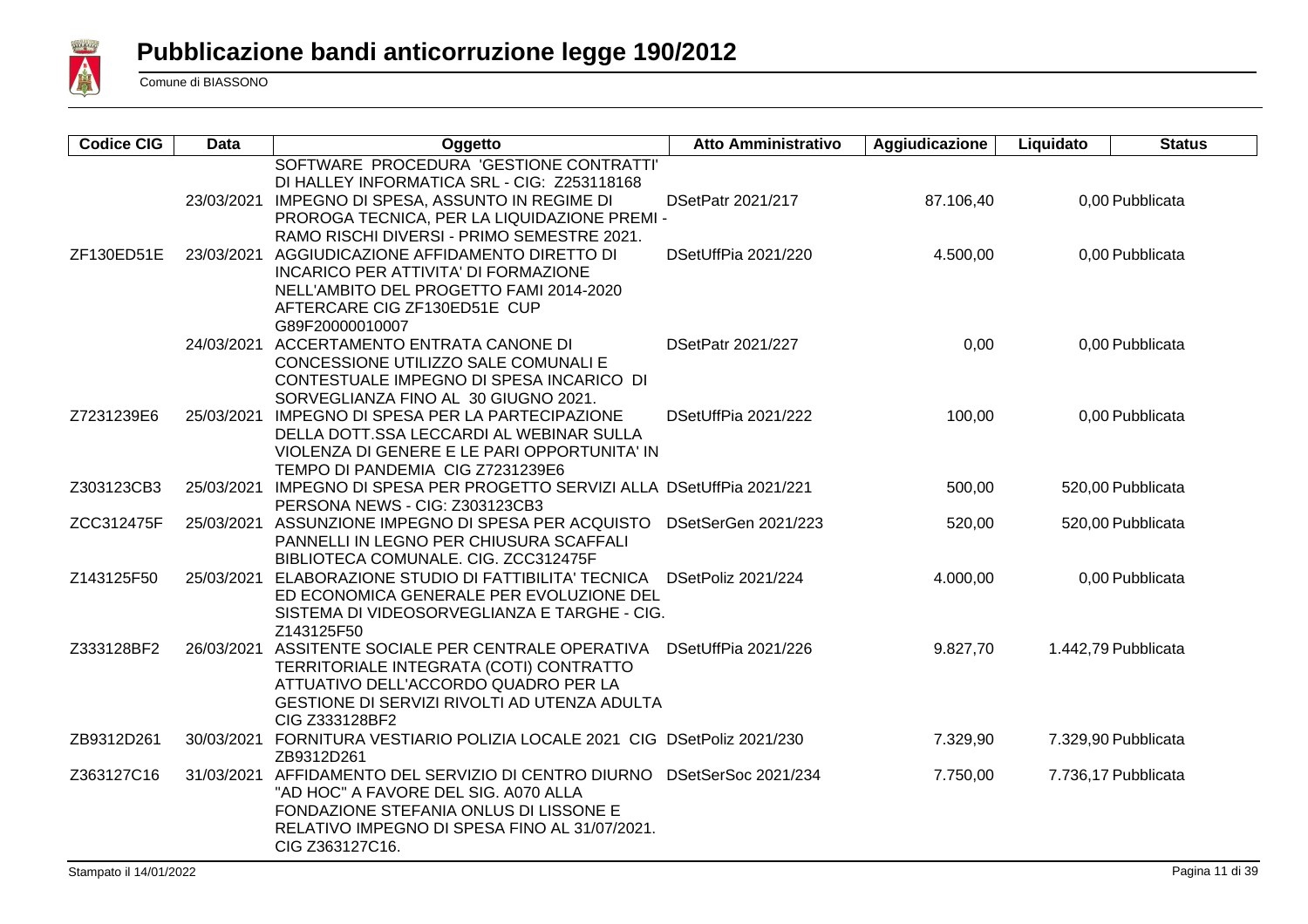# Pubblicazione bandi anticorruzione legge 190/2012

Comune di BIASSONO

| Codice CIG | Data | Oggetto | Atto Amministrativo | Aggiudicazione | Liquidato | Status |
|---|---|---|---|---|---|---|
| | | SOFTWARE PROCEDURA 'GESTIONE CONTRATTI' DI HALLEY INFORMATICA SRL - CIG: Z253118168 | | | | |
| | 23/03/2021 | IMPEGNO DI SPESA, ASSUNTO IN REGIME DI PROROGA TECNICA, PER LA LIQUIDAZIONE PREMI - RAMO RISCHI DIVERSI - PRIMO SEMESTRE 2021. | DSetPatr 2021/217 | 87.106,40 | 0,00 | Pubblicata |
| ZF130ED51E | 23/03/2021 | AGGIUDICAZIONE AFFIDAMENTO DIRETTO DI INCARICO PER ATTIVITA' DI FORMAZIONE NELL'AMBITO DEL PROGETTO FAMI 2014-2020 AFTERCARE CIG ZF130ED51E CUP G89F20000010007 | DSetUffPia 2021/220 | 4.500,00 | 0,00 | Pubblicata |
| | 24/03/2021 | ACCERTAMENTO ENTRATA CANONE DI CONCESSIONE UTILIZZO SALE COMUNALI E CONTESTUALE IMPEGNO DI SPESA INCARICO DI SORVEGLIANZA FINO AL 30 GIUGNO 2021. | DSetPatr 2021/227 | 0,00 | 0,00 | Pubblicata |
| Z7231239E6 | 25/03/2021 | IMPEGNO DI SPESA PER LA PARTECIPAZIONE DELLA DOTT.SSA LECCARDI AL WEBINAR SULLA VIOLENZA DI GENERE E LE PARI OPPORTUNITA' IN TEMPO DI PANDEMIA CIG Z7231239E6 | DSetUffPia 2021/222 | 100,00 | 0,00 | Pubblicata |
| Z303123CB3 | 25/03/2021 | IMPEGNO DI SPESA PER PROGETTO SERVIZI ALLA PERSONA NEWS - CIG: Z303123CB3 | DSetUffPia 2021/221 | 500,00 | 520,00 | Pubblicata |
| ZCC312475F | 25/03/2021 | ASSUNZIONE IMPEGNO DI SPESA PER ACQUISTO PANNELLI IN LEGNO PER CHIUSURA SCAFFALI BIBLIOTECA COMUNALE. CIG. ZCC312475F | DSetSerGen 2021/223 | 520,00 | 520,00 | Pubblicata |
| Z143125F50 | 25/03/2021 | ELABORAZIONE STUDIO DI FATTIBILITA' TECNICA ED ECONOMICA GENERALE PER EVOLUZIONE DEL SISTEMA DI VIDEOSORVEGLIANZA E TARGHE - CIG. Z143125F50 | DSetPoliz 2021/224 | 4.000,00 | 0,00 | Pubblicata |
| Z333128BF2 | 26/03/2021 | ASSITENTE SOCIALE PER CENTRALE OPERATIVA TERRITORIALE INTEGRATA (COTI) CONTRATTO ATTUATIVO DELL'ACCORDO QUADRO PER LA GESTIONE DI SERVIZI RIVOLTI AD UTENZA ADULTA CIG Z333128BF2 | DSetUffPia 2021/226 | 9.827,70 | 1.442,79 | Pubblicata |
| ZB9312D261 | 30/03/2021 | FORNITURA VESTIARIO POLIZIA LOCALE 2021 CIG ZB9312D261 | DSetPoliz 2021/230 | 7.329,90 | 7.329,90 | Pubblicata |
| Z363127C16 | 31/03/2021 | AFFIDAMENTO DEL SERVIZIO DI CENTRO DIURNO "AD HOC" A FAVORE DEL SIG. A070 ALLA FONDAZIONE STEFANIA ONLUS DI LISSONE E RELATIVO IMPEGNO DI SPESA FINO AL 31/07/2021. CIG Z363127C16. | DSetSerSoc 2021/234 | 7.750,00 | 7.736,17 | Pubblicata |

Stampato il 14/01/2022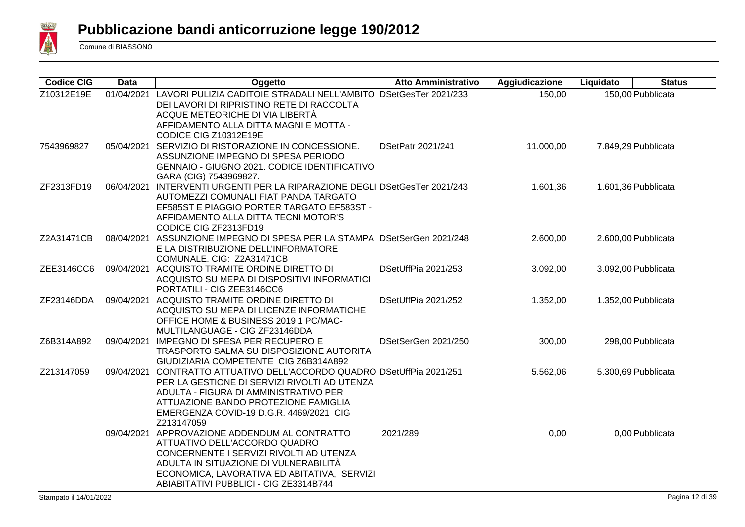# Pubblicazione bandi anticorruzione legge 190/2012

Comune di BIASSONO

| Codice CIG | Data | Oggetto | Atto Amministrativo | Aggiudicazione | Liquidato | Status |
|---|---|---|---|---|---|---|
| Z10312E19E | 01/04/2021 | LAVORI PULIZIA CADITOIE STRADALI NELL'AMBITO DEI LAVORI DI RIPRISTINO RETE DI RACCOLTA ACQUE METEORICHE DI VIA LIBERTÀ AFFIDAMENTO ALLA DITTA MAGNI E MOTTA - CODICE CIG Z10312E19E | DSetGesTer 2021/233 | 150,00 | 150,00 | Pubblicata |
| 7543969827 | 05/04/2021 | SERVIZIO DI RISTORAZIONE IN CONCESSIONE. ASSUNZIONE IMPEGNO DI SPESA PERIODO GENNAIO - GIUGNO 2021. CODICE IDENTIFICATIVO GARA (CIG) 7543969827. | DSetPatr 2021/241 | 11.000,00 | 7.849,29 | Pubblicata |
| ZF2313FD19 | 06/04/2021 | INTERVENTI URGENTI PER LA RIPARAZIONE DEGLI AUTOMEZZI COMUNALI FIAT PANDA TARGATO EF585ST E PIAGGIO PORTER TARGATO EF583ST - AFFIDAMENTO ALLA DITTA TECNI MOTOR'S CODICE CIG ZF2313FD19 | DSetGesTer 2021/243 | 1.601,36 | 1.601,36 | Pubblicata |
| Z2A31471CB | 08/04/2021 | ASSUNZIONE IMPEGNO DI SPESA PER LA STAMPA E LA DISTRIBUZIONE DELL'INFORMATORE COMUNALE. CIG: Z2A31471CB | DSetSerGen 2021/248 | 2.600,00 | 2.600,00 | Pubblicata |
| ZEE3146CC6 | 09/04/2021 | ACQUISTO TRAMITE ORDINE DIRETTO DI ACQUISTO SU MEPA DI DISPOSITIVI INFORMATICI PORTATILI - CIG ZEE3146CC6 | DSetUffPia 2021/253 | 3.092,00 | 3.092,00 | Pubblicata |
| ZF23146DDA | 09/04/2021 | ACQUISTO TRAMITE ORDINE DIRETTO DI ACQUISTO SU MEPA DI LICENZE INFORMATICHE OFFICE HOME & BUSINESS 2019 1 PC/MAC-MULTILANGUAGE - CIG ZF23146DDA | DSetUffPia 2021/252 | 1.352,00 | 1.352,00 | Pubblicata |
| Z6B314A892 | 09/04/2021 | IMPEGNO DI SPESA PER RECUPERO E TRASPORTO SALMA SU DISPOSIZIONE AUTORITA' GIUDIZIARIA COMPETENTE CIG Z6B314A892 | DSetSerGen 2021/250 | 300,00 | 298,00 | Pubblicata |
| Z213147059 | 09/04/2021 | CONTRATTO ATTUATIVO DELL'ACCORDO QUADRO PER LA GESTIONE DI SERVIZI RIVOLTI AD UTENZA ADULTA - FIGURA DI AMMINISTRATIVO PER ATTUAZIONE BANDO PROTEZIONE FAMIGLIA EMERGENZA COVID-19 D.G.R. 4469/2021 CIG Z213147059 | DSetUffPia 2021/251 | 5.562,06 | 5.300,69 | Pubblicata |
| | 09/04/2021 | APPROVAZIONE ADDENDUM AL CONTRATTO ATTUATIVO DELL'ACCORDO QUADRO CONCERNENTE I SERVIZI RIVOLTI AD UTENZA ADULTA IN SITUAZIONE DI VULNERABILITÀ ECONOMICA, LAVORATIVA ED ABITATIVA, SERVIZI ABIABITATIVI PUBBLICI - CIG ZE3314B744 | 2021/289 | 0,00 | 0,00 | Pubblicata |

Stampato il 14/01/2022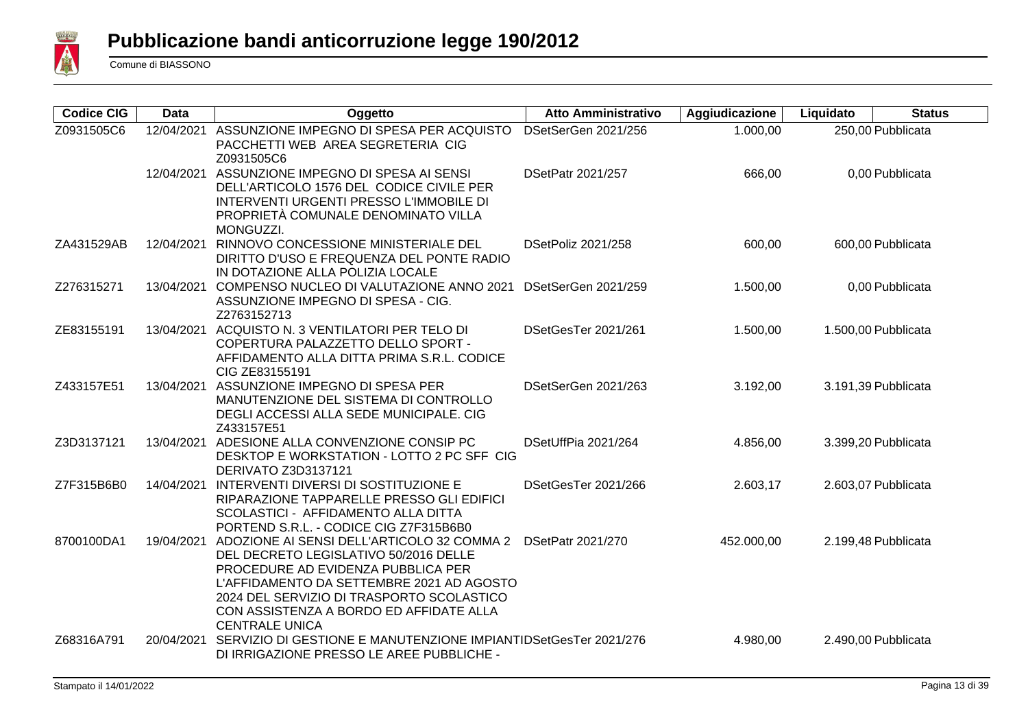# Pubblicazione bandi anticorruzione legge 190/2012

Comune di BIASSONO

| Codice CIG | Data | Oggetto | Atto Amministrativo | Aggiudicazione | Liquidato | Status |
|---|---|---|---|---|---|---|
| Z0931505C6 | 12/04/2021 | ASSUNZIONE IMPEGNO DI SPESA PER ACQUISTO PACCHETTI WEB AREA SEGRETERIA CIG Z0931505C6 | DSetSerGen 2021/256 | 1.000,00 | 250,00 | Pubblicata |
| | 12/04/2021 | ASSUNZIONE IMPEGNO DI SPESA AI SENSI DELL'ARTICOLO 1576 DEL CODICE CIVILE PER INTERVENTI URGENTI PRESSO L'IMMOBILE DI PROPRIETÀ COMUNALE DENOMINATO VILLA MONGUZZI. | DSetPatr 2021/257 | 666,00 | 0,00 | Pubblicata |
| ZA431529AB | 12/04/2021 | RINNOVO CONCESSIONE MINISTERIALE DEL DIRITTO D'USO E FREQUENZA DEL PONTE RADIO IN DOTAZIONE ALLA POLIZIA LOCALE | DSetPoliz 2021/258 | 600,00 | 600,00 | Pubblicata |
| Z276315271 | 13/04/2021 | COMPENSO NUCLEO DI VALUTAZIONE ANNO 2021 ASSUNZIONE IMPEGNO DI SPESA - CIG. Z2763152713 | DSetSerGen 2021/259 | 1.500,00 | 0,00 | Pubblicata |
| ZE83155191 | 13/04/2021 | ACQUISTO N. 3 VENTILATORI PER TELO DI COPERTURA PALAZZETTO DELLO SPORT - AFFIDAMENTO ALLA DITTA PRIMA S.R.L. CODICE CIG ZE83155191 | DSetGesTer 2021/261 | 1.500,00 | 1.500,00 | Pubblicata |
| Z433157E51 | 13/04/2021 | ASSUNZIONE IMPEGNO DI SPESA PER MANUTENZIONE DEL SISTEMA DI CONTROLLO DEGLI ACCESSI ALLA SEDE MUNICIPALE. CIG Z433157E51 | DSetSerGen 2021/263 | 3.192,00 | 3.191,39 | Pubblicata |
| Z3D3137121 | 13/04/2021 | ADESIONE ALLA CONVENZIONE CONSIP PC DESKTOP E WORKSTATION - LOTTO 2 PC SFF CIG DERIVATO Z3D3137121 | DSetUffPia 2021/264 | 4.856,00 | 3.399,20 | Pubblicata |
| Z7F315B6B0 | 14/04/2021 | INTERVENTI DIVERSI DI SOSTITUZIONE E RIPARAZIONE TAPPARELLE PRESSO GLI EDIFICI SCOLASTICI - AFFIDAMENTO ALLA DITTA PORTEND S.R.L. - CODICE CIG Z7F315B6B0 | DSetGesTer 2021/266 | 2.603,17 | 2.603,07 | Pubblicata |
| 8700100DA1 | 19/04/2021 | ADOZIONE AI SENSI DELL'ARTICOLO 32 COMMA 2 DEL DECRETO LEGISLATIVO 50/2016 DELLE PROCEDURE AD EVIDENZA PUBBLICA PER L'AFFIDAMENTO DA SETTEMBRE 2021 AD AGOSTO 2024 DEL SERVIZIO DI TRASPORTO SCOLASTICO CON ASSISTENZA A BORDO ED AFFIDATE ALLA CENTRALE UNICA | DSetPatr 2021/270 | 452.000,00 | 2.199,48 | Pubblicata |
| Z68316A791 | 20/04/2021 | SERVIZIO DI GESTIONE E MANUTENZIONE IMPIANTI DI IRRIGAZIONE PRESSO LE AREE PUBBLICHE - | DSetGesTer 2021/276 | 4.980,00 | 2.490,00 | Pubblicata |

Stampato il 14/01/2022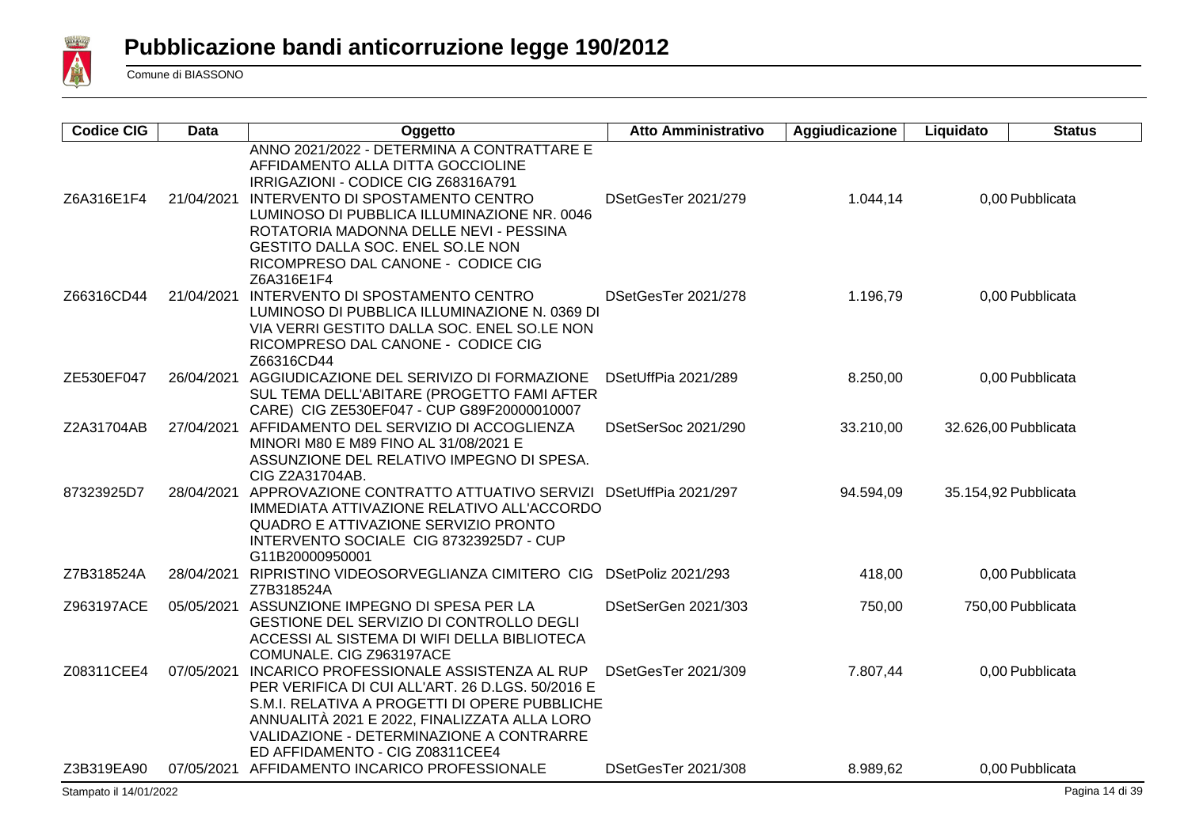# Pubblicazione bandi anticorruzione legge 190/2012

Comune di BIASSONO

| Codice CIG | Data | Oggetto | Atto Amministrativo | Aggiudicazione | Liquidato | Status |
|---|---|---|---|---|---|---|
| | | ANNO 2021/2022 - DETERMINA A CONTRATTARE E AFFIDAMENTO ALLA DITTA GOCCIOLINE IRRIGAZIONI - CODICE CIG Z68316A791 | | | | |
| Z6A316E1F4 | 21/04/2021 | INTERVENTO DI SPOSTAMENTO CENTRO LUMINOSO DI PUBBLICA ILLUMINAZIONE NR. 0046 ROTATORIA MADONNA DELLE NEVI - PESSINA GESTITO DALLA SOC. ENEL SO.LE NON RICOMPRESO DAL CANONE - CODICE CIG Z6A316E1F4 | DSetGesTer 2021/279 | 1.044,14 | 0,00 | Pubblicata |
| Z66316CD44 | 21/04/2021 | INTERVENTO DI SPOSTAMENTO CENTRO LUMINOSO DI PUBBLICA ILLUMINAZIONE N. 0369 DI VIA VERRI GESTITO DALLA SOC. ENEL SO.LE NON RICOMPRESO DAL CANONE - CODICE CIG Z66316CD44 | DSetGesTer 2021/278 | 1.196,79 | 0,00 | Pubblicata |
| ZE530EF047 | 26/04/2021 | AGGIUDICAZIONE DEL SERIVIZO DI FORMAZIONE SUL TEMA DELL'ABITARE (PROGETTO FAMI AFTER CARE) CIG ZE530EF047 - CUP G89F20000010007 | DSetUffPia 2021/289 | 8.250,00 | 0,00 | Pubblicata |
| Z2A31704AB | 27/04/2021 | AFFIDAMENTO DEL SERVIZIO DI ACCOGLIENZA MINORI M80 E M89 FINO AL 31/08/2021 E ASSUNZIONE DEL RELATIVO IMPEGNO DI SPESA. CIG Z2A31704AB. | DSetSerSoc 2021/290 | 33.210,00 | 32.626,00 | Pubblicata |
| 87323925D7 | 28/04/2021 | APPROVAZIONE CONTRATTO ATTUATIVO SERVIZI IMMEDIATA ATTIVAZIONE RELATIVO ALL'ACCORDO QUADRO E ATTIVAZIONE SERVIZIO PRONTO INTERVENTO SOCIALE CIG 87323925D7 - CUP G11B20000950001 | DSetUffPia 2021/297 | 94.594,09 | 35.154,92 | Pubblicata |
| Z7B318524A | 28/04/2021 | RIPRISTINO VIDEOSORVEGLIANZA CIMITERO CIG Z7B318524A | DSetPoliz 2021/293 | 418,00 | 0,00 | Pubblicata |
| Z963197ACE | 05/05/2021 | ASSUNZIONE IMPEGNO DI SPESA PER LA GESTIONE DEL SERVIZIO DI CONTROLLO DEGLI ACCESSI AL SISTEMA DI WIFI DELLA BIBLIOTECA COMUNALE. CIG Z963197ACE | DSetSerGen 2021/303 | 750,00 | 750,00 | Pubblicata |
| Z08311CEE4 | 07/05/2021 | INCARICO PROFESSIONALE ASSISTENZA AL RUP PER VERIFICA DI CUI ALL'ART. 26 D.LGS. 50/2016 E S.M.I. RELATIVA A PROGETTI DI OPERE PUBBLICHE ANNUALITÀ 2021 E 2022, FINALIZZATA ALLA LORO VALIDAZIONE - DETERMINAZIONE A CONTRARRE ED AFFIDAMENTO - CIG Z08311CEE4 | DSetGesTer 2021/309 | 7.807,44 | 0,00 | Pubblicata |
| Z3B319EA90 | 07/05/2021 | AFFIDAMENTO INCARICO PROFESSIONALE | DSetGesTer 2021/308 | 8.989,62 | 0,00 | Pubblicata |

Stampato il 14/01/2022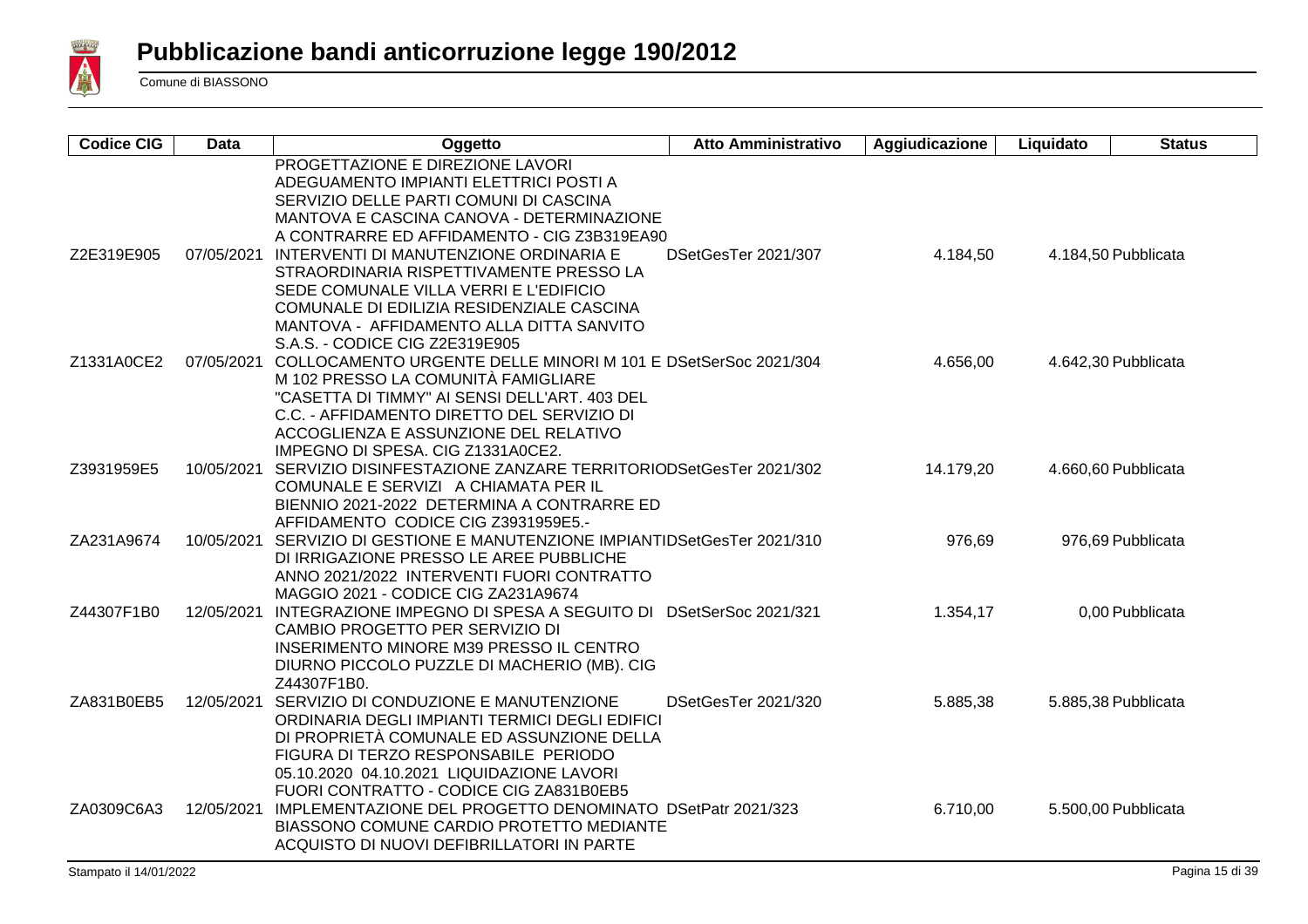# Pubblicazione bandi anticorruzione legge 190/2012

Comune di BIASSONO

| Codice CIG | Data | Oggetto | Atto Amministrativo | Aggiudicazione | Liquidato | Status |
|---|---|---|---|---|---|---|
| | | PROGETTAZIONE E DIREZIONE LAVORI ADEGUAMENTO IMPIANTI ELETTRICI POSTI A SERVIZIO DELLE PARTI COMUNI DI CASCINA MANTOVA E CASCINA CANOVA - DETERMINAZIONE A CONTRARRE ED AFFIDAMENTO - CIG Z3B319EA90 | | | | |
| Z2E319E905 | 07/05/2021 | INTERVENTI DI MANUTENZIONE ORDINARIA E STRAORDINARIA RISPETTIVAMENTE PRESSO LA SEDE COMUNALE VILLA VERRI E L'EDIFICIO COMUNALE DI EDILIZIA RESIDENZIALE CASCINA MANTOVA - AFFIDAMENTO ALLA DITTA SANVITO S.A.S. - CODICE CIG Z2E319E905 | DSetGesTer 2021/307 | 4.184,50 | 4.184,50 | Pubblicata |
| Z1331A0CE2 | 07/05/2021 | COLLOCAMENTO URGENTE DELLE MINORI M 101 E M 102 PRESSO LA COMUNITÀ FAMIGLIARE "CASETTA DI TIMMY" AI SENSI DELL'ART. 403 DEL C.C. - AFFIDAMENTO DIRETTO DEL SERVIZIO DI ACCOGLIENZA E ASSUNZIONE DEL RELATIVO IMPEGNO DI SPESA. CIG Z1331A0CE2. | DSetSerSoc 2021/304 | 4.656,00 | 4.642,30 | Pubblicata |
| Z3931959E5 | 10/05/2021 | SERVIZIO DISINFESTAZIONE ZANZARE TERRITORIO COMUNALE E SERVIZI A CHIAMATA PER IL BIENNIO 2021-2022 DETERMINA A CONTRARRE ED AFFIDAMENTO CODICE CIG Z3931959E5.- | DSetGesTer 2021/302 | 14.179,20 | 4.660,60 | Pubblicata |
| ZA231A9674 | 10/05/2021 | SERVIZIO DI GESTIONE E MANUTENZIONE IMPIANTI DI IRRIGAZIONE PRESSO LE AREE PUBBLICHE ANNO 2021/2022 INTERVENTI FUORI CONTRATTO MAGGIO 2021 - CODICE CIG ZA231A9674 | DSetGesTer 2021/310 | 976,69 | 976,69 | Pubblicata |
| Z44307F1B0 | 12/05/2021 | INTEGRAZIONE IMPEGNO DI SPESA A SEGUITO DI CAMBIO PROGETTO PER SERVIZIO DI INSERIMENTO MINORE M39 PRESSO IL CENTRO DIURNO PICCOLO PUZZLE DI MACHERIO (MB). CIG Z44307F1B0. | DSetSerSoc 2021/321 | 1.354,17 | 0,00 | Pubblicata |
| ZA831B0EB5 | 12/05/2021 | SERVIZIO DI CONDUZIONE E MANUTENZIONE ORDINARIA DEGLI IMPIANTI TERMICI DEGLI EDIFICI DI PROPRIETÀ COMUNALE ED ASSUNZIONE DELLA FIGURA DI TERZO RESPONSABILE PERIODO 05.10.2020 04.10.2021 LIQUIDAZIONE LAVORI FUORI CONTRATTO - CODICE CIG ZA831B0EB5 | DSetGesTer 2021/320 | 5.885,38 | 5.885,38 | Pubblicata |
| ZA0309C6A3 | 12/05/2021 | IMPLEMENTAZIONE DEL PROGETTO DENOMINATO BIASSONO COMUNE CARDIO PROTETTO MEDIANTE ACQUISTO DI NUOVI DEFIBRILLATORI IN PARTE | DSetPatr 2021/323 | 6.710,00 | 5.500,00 | Pubblicata |

Stampato il 14/01/2022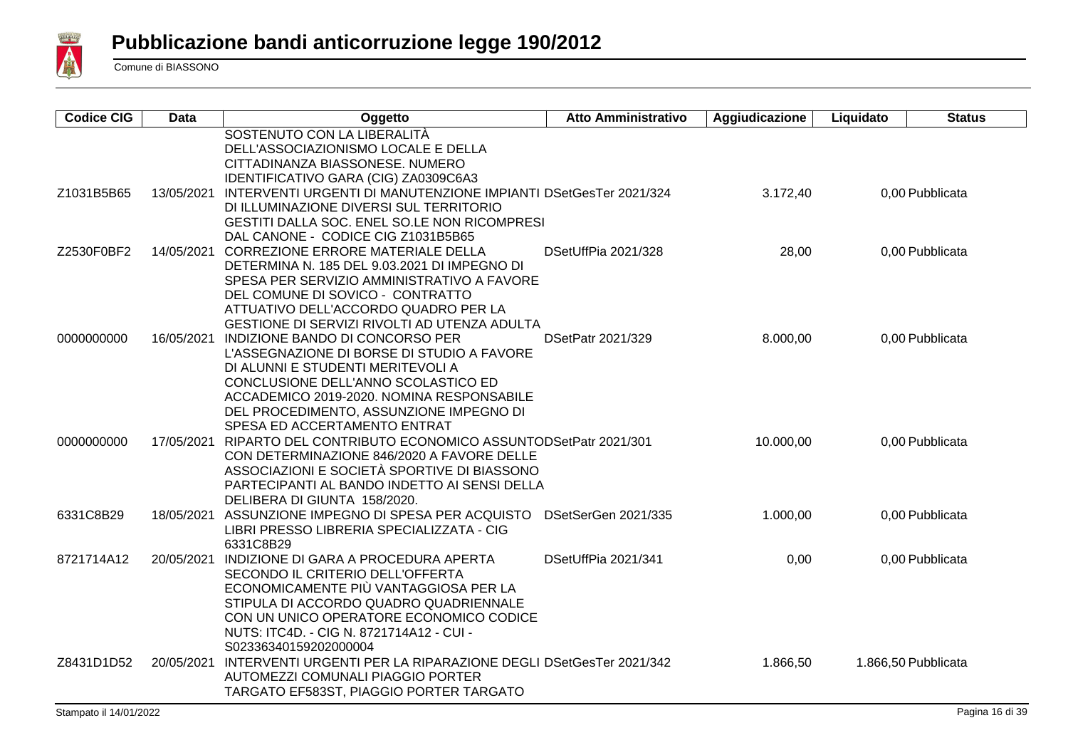# Pubblicazione bandi anticorruzione legge 190/2012

Comune di BIASSONO

| Codice CIG | Data | Oggetto | Atto Amministrativo | Aggiudicazione | Liquidato | Status |
|---|---|---|---|---|---|---|
| | | SOSTENUTO CON LA LIBERALITÀ DELL'ASSOCIAZIONISMO LOCALE E DELLA CITTADINANZA BIASSONESE. NUMERO IDENTIFICATIVO GARA (CIG) ZA0309C6A3 | | | | |
| Z1031B5B65 | 13/05/2021 | INTERVENTI URGENTI DI MANUTENZIONE IMPIANTI DI ILLUMINAZIONE DIVERSI SUL TERRITORIO GESTITI DALLA SOC. ENEL SO.LE NON RICOMPRESI DAL CANONE - CODICE CIG Z1031B5B65 | DSetGesTer 2021/324 | 3.172,40 | 0,00 | Pubblicata |
| Z2530F0BF2 | 14/05/2021 | CORREZIONE ERRORE MATERIALE DELLA DETERMINA N. 185 DEL 9.03.2021 DI IMPEGNO DI SPESA PER SERVIZIO AMMINISTRATIVO A FAVORE DEL COMUNE DI SOVICO - CONTRATTO ATTUATIVO DELL'ACCORDO QUADRO PER LA GESTIONE DI SERVIZI RIVOLTI AD UTENZA ADULTA | DSetUffPia 2021/328 | 28,00 | 0,00 | Pubblicata |
| 0000000000 | 16/05/2021 | INDIZIONE BANDO DI CONCORSO PER L'ASSEGNAZIONE DI BORSE DI STUDIO A FAVORE DI ALUNNI E STUDENTI MERITEVOLI A CONCLUSIONE DELL'ANNO SCOLASTICO ED ACCADEMICO 2019-2020. NOMINA RESPONSABILE DEL PROCEDIMENTO, ASSUNZIONE IMPEGNO DI SPESA ED ACCERTAMENTO ENTRAT | DSetPatr 2021/329 | 8.000,00 | 0,00 | Pubblicata |
| 0000000000 | 17/05/2021 | RIPARTO DEL CONTRIBUTO ECONOMICO ASSUNTO CON DETERMINAZIONE 846/2020 A FAVORE DELLE ASSOCIAZIONI E SOCIETÀ SPORTIVE DI BIASSONO PARTECIPANTI AL BANDO INDETTO AI SENSI DELLA DELIBERA DI GIUNTA 158/2020. | DSetPatr 2021/301 | 10.000,00 | 0,00 | Pubblicata |
| 6331C8B29 | 18/05/2021 | ASSUNZIONE IMPEGNO DI SPESA PER ACQUISTO LIBRI PRESSO LIBRERIA SPECIALIZZATA - CIG 6331C8B29 | DSetSerGen 2021/335 | 1.000,00 | 0,00 | Pubblicata |
| 8721714A12 | 20/05/2021 | INDIZIONE DI GARA A PROCEDURA APERTA SECONDO IL CRITERIO DELL'OFFERTA ECONOMICAMENTE PIÙ VANTAGGIOSA PER LA STIPULA DI ACCORDO QUADRO QUADRIENNALE CON UN UNICO OPERATORE ECONOMICO CODICE NUTS: ITC4D. - CIG N. 8721714A12 - CUI - S02336340159202000004 | DSetUffPia 2021/341 | 0,00 | 0,00 | Pubblicata |
| Z8431D1D52 | 20/05/2021 | INTERVENTI URGENTI PER LA RIPARAZIONE DEGLI AUTOMEZZI COMUNALI PIAGGIO PORTER TARGATO EF583ST, PIAGGIO PORTER TARGATO | DSetGesTer 2021/342 | 1.866,50 | 1.866,50 | Pubblicata |

Stampato il 14/01/2022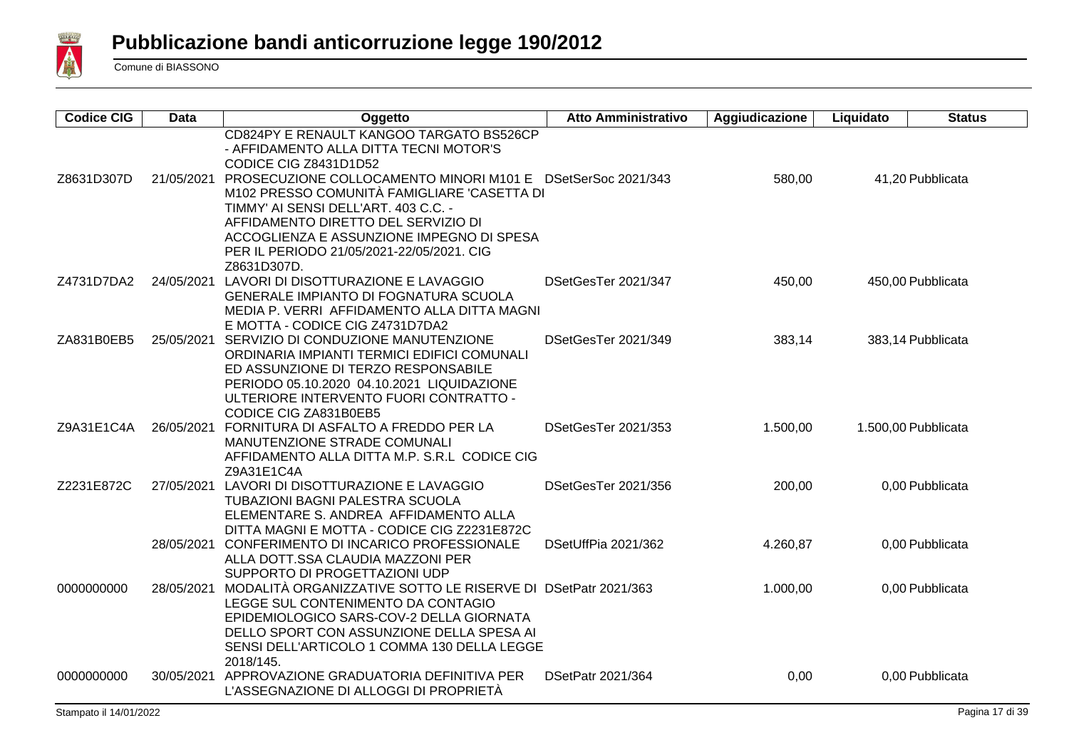# Pubblicazione bandi anticorruzione legge 190/2012

Comune di BIASSONO

| Codice CIG | Data | Oggetto | Atto Amministrativo | Aggiudicazione | Liquidato | Status |
|---|---|---|---|---|---|---|
| | | CD824PY E RENAULT KANGOO TARGATO BS526CP - AFFIDAMENTO ALLA DITTA TECNI MOTOR'S CODICE CIG Z8431D1D52 | | | | |
| Z8631D307D | 21/05/2021 | PROSECUZIONE COLLOCAMENTO MINORI M101 E M102 PRESSO COMUNITÀ FAMIGLIARE 'CASETTA DI TIMMY' AI SENSI DELL'ART. 403 C.C. - AFFIDAMENTO DIRETTO DEL SERVIZIO DI ACCOGLIENZA E ASSUNZIONE IMPEGNO DI SPESA PER IL PERIODO 21/05/2021-22/05/2021. CIG Z8631D307D. | DSetSerSoc 2021/343 | 580,00 | 41,20 | Pubblicata |
| Z4731D7DA2 | 24/05/2021 | LAVORI DI DISOTTURAZIONE E LAVAGGIO GENERALE IMPIANTO DI FOGNATURA SCUOLA MEDIA P. VERRI AFFIDAMENTO ALLA DITTA MAGNI E MOTTA - CODICE CIG Z4731D7DA2 | DSetGesTer 2021/347 | 450,00 | 450,00 | Pubblicata |
| ZA831B0EB5 | 25/05/2021 | SERVIZIO DI CONDUZIONE MANUTENZIONE ORDINARIA IMPIANTI TERMICI EDIFICI COMUNALI ED ASSUNZIONE DI TERZO RESPONSABILE PERIODO 05.10.2020 04.10.2021 LIQUIDAZIONE ULTERIORE INTERVENTO FUORI CONTRATTO - CODICE CIG ZA831B0EB5 | DSetGesTer 2021/349 | 383,14 | 383,14 | Pubblicata |
| Z9A31E1C4A | 26/05/2021 | FORNITURA DI ASFALTO A FREDDO PER LA MANUTENZIONE STRADE COMUNALI AFFIDAMENTO ALLA DITTA M.P. S.R.L CODICE CIG Z9A31E1C4A | DSetGesTer 2021/353 | 1.500,00 | 1.500,00 | Pubblicata |
| Z2231E872C | 27/05/2021 | LAVORI DI DISOTTURAZIONE E LAVAGGIO TUBAZIONI BAGNI PALESTRA SCUOLA ELEMENTARE S. ANDREA AFFIDAMENTO ALLA DITTA MAGNI E MOTTA - CODICE CIG Z2231E872C | DSetGesTer 2021/356 | 200,00 | 0,00 | Pubblicata |
| | 28/05/2021 | CONFERIMENTO DI INCARICO PROFESSIONALE ALLA DOTT.SSA CLAUDIA MAZZONI PER SUPPORTO DI PROGETTAZIONI UDP | DSetUffPia 2021/362 | 4.260,87 | 0,00 | Pubblicata |
| 0000000000 | 28/05/2021 | MODALITÀ ORGANIZZATIVE SOTTO LE RISERVE DI LEGGE SUL CONTENIMENTO DA CONTAGIO EPIDEMIOLOGICO SARS-COV-2 DELLA GIORNATA DELLO SPORT CON ASSUNZIONE DELLA SPESA AI SENSI DELL'ARTICOLO 1 COMMA 130 DELLA LEGGE 2018/145. | DSetPatr 2021/363 | 1.000,00 | 0,00 | Pubblicata |
| 0000000000 | 30/05/2021 | APPROVAZIONE GRADUATORIA DEFINITIVA PER L'ASSEGNAZIONE DI ALLOGGI DI PROPRIETÀ | DSetPatr 2021/364 | 0,00 | 0,00 | Pubblicata |

Stampato il 14/01/2022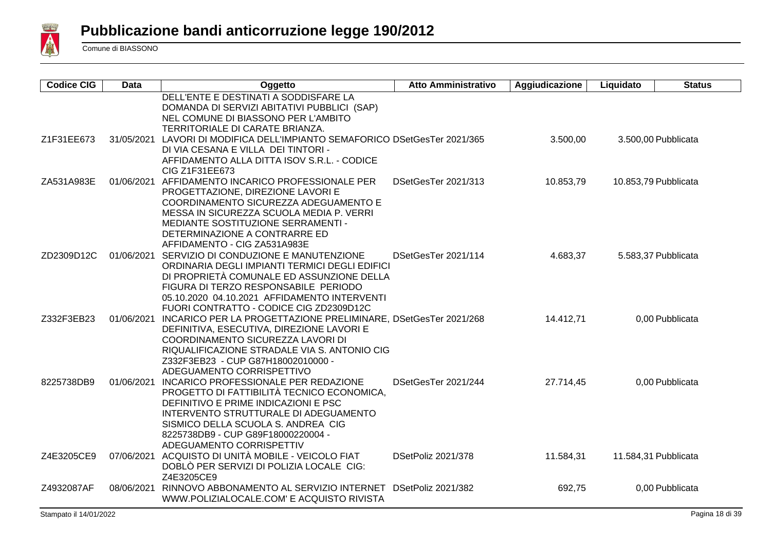# Pubblicazione bandi anticorruzione legge 190/2012

Comune di BIASSONO

| Codice CIG | Data | Oggetto | Atto Amministrativo | Aggiudicazione | Liquidato | Status |
|---|---|---|---|---|---|---|
| | | DELL'ENTE E DESTINATI A SODDISFARE LA DOMANDA DI SERVIZI ABITATIVI PUBBLICI (SAP) NEL COMUNE DI BIASSONO PER L'AMBITO TERRITORIALE DI CARATE BRIANZA. | | | | |
| Z1F31EE673 | 31/05/2021 | LAVORI DI MODIFICA DELL'IMPIANTO SEMAFORICO DI VIA CESANA E VILLA DEI TINTORI - AFFIDAMENTO ALLA DITTA ISOV S.R.L. - CODICE CIG Z1F31EE673 | DSetGesTer 2021/365 | 3.500,00 | 3.500,00 | Pubblicata |
| ZA531A983E | 01/06/2021 | AFFIDAMENTO INCARICO PROFESSIONALE PER PROGETTAZIONE, DIREZIONE LAVORI E COORDINAMENTO SICUREZZA ADEGUAMENTO E MESSA IN SICUREZZA SCUOLA MEDIA P. VERRI MEDIANTE SOSTITUZIONE SERRAMENTI - DETERMINAZIONE A CONTRARRE ED AFFIDAMENTO - CIG ZA531A983E | DSetGesTer 2021/313 | 10.853,79 | 10.853,79 | Pubblicata |
| ZD2309D12C | 01/06/2021 | SERVIZIO DI CONDUZIONE E MANUTENZIONE ORDINARIA DEGLI IMPIANTI TERMICI DEGLI EDIFICI DI PROPRIETÀ COMUNALE ED ASSUNZIONE DELLA FIGURA DI TERZO RESPONSABILE PERIODO 05.10.2020 04.10.2021 AFFIDAMENTO INTERVENTI FUORI CONTRATTO - CODICE CIG ZD2309D12C | DSetGesTer 2021/114 | 4.683,37 | 5.583,37 | Pubblicata |
| Z332F3EB23 | 01/06/2021 | INCARICO PER LA PROGETTAZIONE PRELIMINARE, DEFINITIVA, ESECUTIVA, DIREZIONE LAVORI E COORDINAMENTO SICUREZZA LAVORI DI RIQUALIFICAZIONE STRADALE VIA S. ANTONIO CIG Z332F3EB23 - CUP G87H18002010000 - ADEGUAMENTO CORRISPETTIVO | DSetGesTer 2021/268 | 14.412,71 | 0,00 | Pubblicata |
| 8225738DB9 | 01/06/2021 | INCARICO PROFESSIONALE PER REDAZIONE PROGETTO DI FATTIBILITÀ TECNICO ECONOMICA, DEFINITIVO E PRIME INDICAZIONI E PSC INTERVENTO STRUTTURALE DI ADEGUAMENTO SISMICO DELLA SCUOLA S. ANDREA CIG 8225738DB9 - CUP G89F18000220004 - ADEGUAMENTO CORRISPETTIV | DSetGesTer 2021/244 | 27.714,45 | 0,00 | Pubblicata |
| Z4E3205CE9 | 07/06/2021 | ACQUISTO DI UNITÀ MOBILE - VEICOLO FIAT DOBLÒ PER SERVIZI DI POLIZIA LOCALE CIG: Z4E3205CE9 | DSetPoliz 2021/378 | 11.584,31 | 11.584,31 | Pubblicata |
| Z4932087AF | 08/06/2021 | RINNOVO ABBONAMENTO AL SERVIZIO INTERNET WWW.POLIZIALOCALE.COM' E ACQUISTO RIVISTA | DSetPoliz 2021/382 | 692,75 | 0,00 | Pubblicata |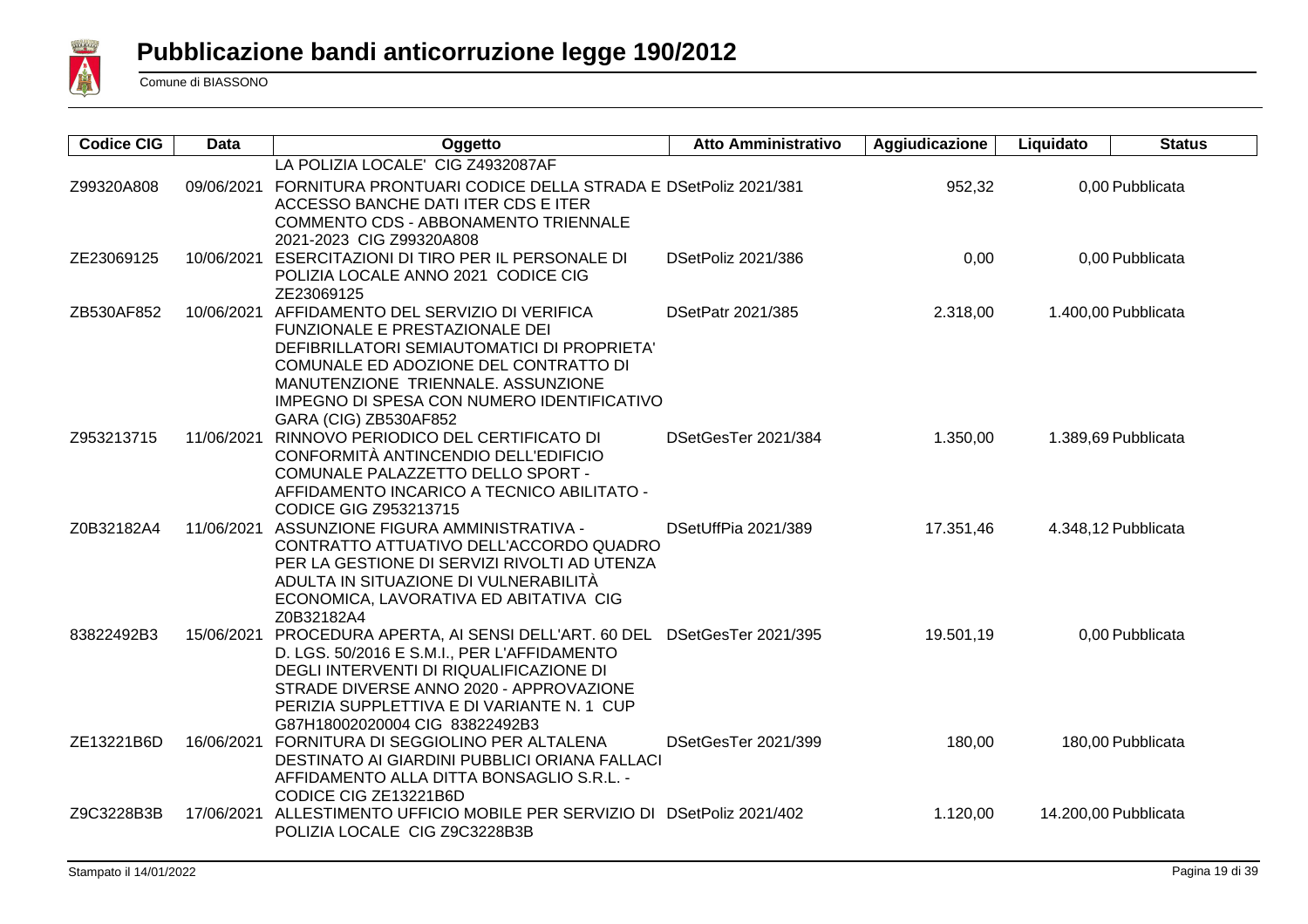# Pubblicazione bandi anticorruzione legge 190/2012

Comune di BIASSONO

| Codice CIG | Data | Oggetto | Atto Amministrativo | Aggiudicazione | Liquidato | Status |
|---|---|---|---|---|---|---|
| | | LA POLIZIA LOCALE' CIG Z4932087AF | | | | |
| Z99320A808 | 09/06/2021 | FORNITURA PRONTUARI CODICE DELLA STRADA E ACCESSO BANCHE DATI ITER CDS E ITER COMMENTO CDS - ABBONAMENTO TRIENNALE 2021-2023 CIG Z99320A808 | DSetPoliz 2021/381 | 952,32 | 0,00 | Pubblicata |
| ZE23069125 | 10/06/2021 | ESERCITAZIONI DI TIRO PER IL PERSONALE DI POLIZIA LOCALE ANNO 2021 CODICE CIG ZE23069125 | DSetPoliz 2021/386 | 0,00 | 0,00 | Pubblicata |
| ZB530AF852 | 10/06/2021 | AFFIDAMENTO DEL SERVIZIO DI VERIFICA FUNZIONALE E PRESTAZIONALE DEI DEFIBRILLATORI SEMIAUTOMATICI DI PROPRIETA' COMUNALE ED ADOZIONE DEL CONTRATTO DI MANUTENZIONE TRIENNALE. ASSUNZIONE IMPEGNO DI SPESA CON NUMERO IDENTIFICATIVO GARA (CIG) ZB530AF852 | DSetPatr 2021/385 | 2.318,00 | 1.400,00 | Pubblicata |
| Z953213715 | 11/06/2021 | RINNOVO PERIODICO DEL CERTIFICATO DI CONFORMITÀ ANTINCENDIO DELL'EDIFICIO COMUNALE PALAZZETTO DELLO SPORT - AFFIDAMENTO INCARICO A TECNICO ABILITATO - CODICE GIG Z953213715 | DSetGesTer 2021/384 | 1.350,00 | 1.389,69 | Pubblicata |
| Z0B32182A4 | 11/06/2021 | ASSUNZIONE FIGURA AMMINISTRATIVA - CONTRATTO ATTUATIVO DELL'ACCORDO QUADRO PER LA GESTIONE DI SERVIZI RIVOLTI AD UTENZA ADULTA IN SITUAZIONE DI VULNERABILITÀ ECONOMICA, LAVORATIVA ED ABITATIVA CIG Z0B32182A4 | DSetUffPia 2021/389 | 17.351,46 | 4.348,12 | Pubblicata |
| 83822492B3 | 15/06/2021 | PROCEDURA APERTA, AI SENSI DELL'ART. 60 DEL D. LGS. 50/2016 E S.M.I., PER L'AFFIDAMENTO DEGLI INTERVENTI DI RIQUALIFICAZIONE DI STRADE DIVERSE ANNO 2020 - APPROVAZIONE PERIZIA SUPPLETTIVA E DI VARIANTE N. 1 CUP G87H18002020004 CIG 83822492B3 | DSetGesTer 2021/395 | 19.501,19 | 0,00 | Pubblicata |
| ZE13221B6D | 16/06/2021 | FORNITURA DI SEGGIOLINO PER ALTALENA DESTINATO AI GIARDINI PUBBLICI ORIANA FALLACI AFFIDAMENTO ALLA DITTA BONSAGLIO S.R.L. - CODICE CIG ZE13221B6D | DSetGesTer 2021/399 | 180,00 | 180,00 | Pubblicata |
| Z9C3228B3B | 17/06/2021 | ALLESTIMENTO UFFICIO MOBILE PER SERVIZIO DI POLIZIA LOCALE CIG Z9C3228B3B | DSetPoliz 2021/402 | 1.120,00 | 14.200,00 | Pubblicata |

Stampato il 14/01/2022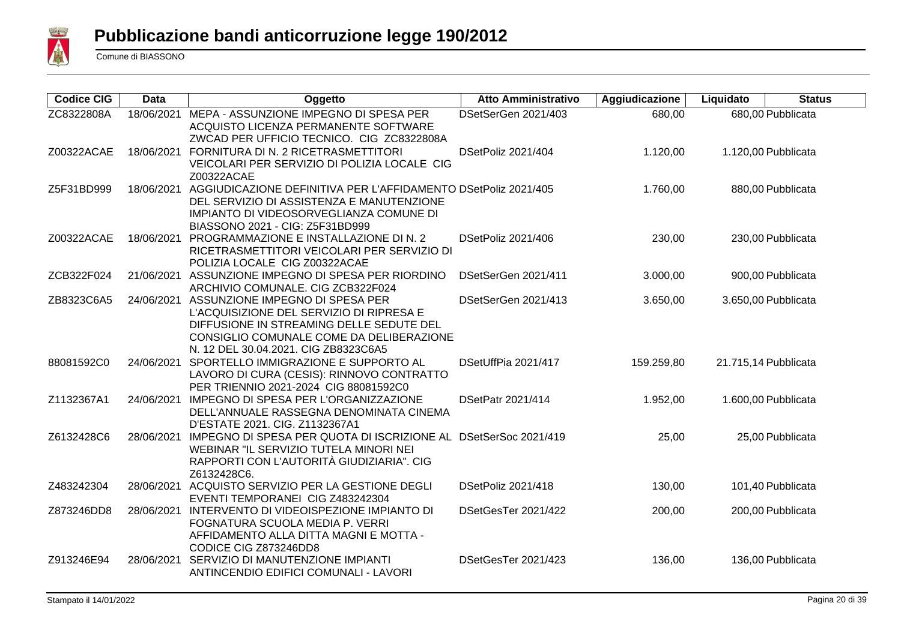# Pubblicazione bandi anticorruzione legge 190/2012

Comune di BIASSONO

| Codice CIG | Data | Oggetto | Atto Amministrativo | Aggiudicazione | Liquidato | Status |
|---|---|---|---|---|---|---|
| ZC8322808A | 18/06/2021 | MEPA - ASSUNZIONE IMPEGNO DI SPESA PER ACQUISTO LICENZA PERMANENTE SOFTWARE ZWCAD PER UFFICIO TECNICO. CIG ZC8322808A | DSetSerGen 2021/403 | 680,00 | 680,00 | Pubblicata |
| Z00322ACAE | 18/06/2021 | FORNITURA DI N. 2 RICETRASMETTITORI VEICOLARI PER SERVIZIO DI POLIZIA LOCALE CIG Z00322ACAE | DSetPoliz 2021/404 | 1.120,00 | 1.120,00 | Pubblicata |
| Z5F31BD999 | 18/06/2021 | AGGIUDICAZIONE DEFINITIVA PER L'AFFIDAMENTO DEL SERVIZIO DI ASSISTENZA E MANUTENZIONE IMPIANTO DI VIDEOSORVEGLIANZA COMUNE DI BIASSONO 2021 - CIG: Z5F31BD999 | DSetPoliz 2021/405 | 1.760,00 | 880,00 | Pubblicata |
| Z00322ACAE | 18/06/2021 | PROGRAMMAZIONE E INSTALLAZIONE DI N. 2 RICETRASMETTITORI VEICOLARI PER SERVIZIO DI POLIZIA LOCALE CIG Z00322ACAE | DSetPoliz 2021/406 | 230,00 | 230,00 | Pubblicata |
| ZCB322F024 | 21/06/2021 | ASSUNZIONE IMPEGNO DI SPESA PER RIORDINO ARCHIVIO COMUNALE. CIG ZCB322F024 | DSetSerGen 2021/411 | 3.000,00 | 900,00 | Pubblicata |
| ZB8323C6A5 | 24/06/2021 | ASSUNZIONE IMPEGNO DI SPESA PER L'ACQUISIZIONE DEL SERVIZIO DI RIPRESA E DIFFUSIONE IN STREAMING DELLE SEDUTE DEL CONSIGLIO COMUNALE COME DA DELIBERAZIONE N. 12 DEL 30.04.2021. CIG ZB8323C6A5 | DSetSerGen 2021/413 | 3.650,00 | 3.650,00 | Pubblicata |
| 88081592C0 | 24/06/2021 | SPORTELLO IMMIGRAZIONE E SUPPORTO AL LAVORO DI CURA (CESIS): RINNOVO CONTRATTO PER TRIENNIO 2021-2024 CIG 88081592C0 | DSetUffPia 2021/417 | 159.259,80 | 21.715,14 | Pubblicata |
| Z1132367A1 | 24/06/2021 | IMPEGNO DI SPESA PER L'ORGANIZZAZIONE DELL'ANNUALE RASSEGNA DENOMINATA CINEMA D'ESTATE 2021. CIG. Z1132367A1 | DSetPatr 2021/414 | 1.952,00 | 1.600,00 | Pubblicata |
| Z6132428C6 | 28/06/2021 | IMPEGNO DI SPESA PER QUOTA DI ISCRIZIONE AL WEBINAR "IL SERVIZIO TUTELA MINORI NEI RAPPORTI CON L'AUTORITÀ GIUDIZIARIA". CIG Z6132428C6. | DSetSerSoc 2021/419 | 25,00 | 25,00 | Pubblicata |
| Z483242304 | 28/06/2021 | ACQUISTO SERVIZIO PER LA GESTIONE DEGLI EVENTI TEMPORANEI CIG Z483242304 | DSetPoliz 2021/418 | 130,00 | 101,40 | Pubblicata |
| Z873246DD8 | 28/06/2021 | INTERVENTO DI VIDEOISPEZIONE IMPIANTO DI FOGNATURA SCUOLA MEDIA P. VERRI AFFIDAMENTO ALLA DITTA MAGNI E MOTTA - CODICE CIG Z873246DD8 | DSetGesTer 2021/422 | 200,00 | 200,00 | Pubblicata |
| Z913246E94 | 28/06/2021 | SERVIZIO DI MANUTENZIONE IMPIANTI ANTINCENDIO EDIFICI COMUNALI - LAVORI | DSetGesTer 2021/423 | 136,00 | 136,00 | Pubblicata |

Stampato il 14/01/2022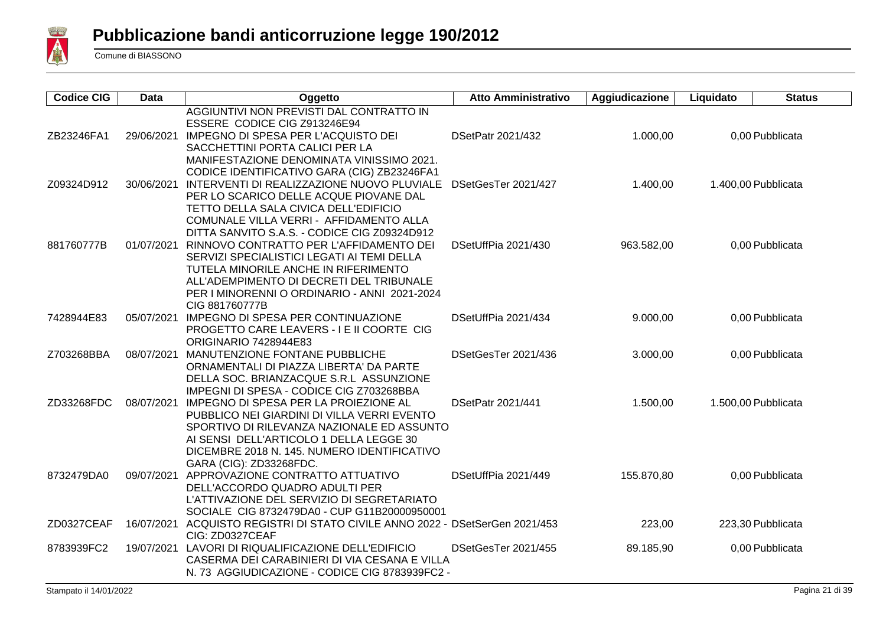# Pubblicazione bandi anticorruzione legge 190/2012

Comune di BIASSONO

| Codice CIG | Data | Oggetto | Atto Amministrativo | Aggiudicazione | Liquidato | Status |
|---|---|---|---|---|---|---|
| | | AGGIUNTIVI NON PREVISTI DAL CONTRATTO IN ESSERE CODICE CIG Z913246E94 | | | | |
| ZB23246FA1 | 29/06/2021 | IMPEGNO DI SPESA PER L'ACQUISTO DEI SACCHETTINI PORTA CALICI PER LA MANIFESTAZIONE DENOMINATA VINISSIMO 2021. CODICE IDENTIFICATIVO GARA (CIG) ZB23246FA1 | DSetPatr 2021/432 | 1.000,00 | 0,00 | Pubblicata |
| Z09324D912 | 30/06/2021 | INTERVENTI DI REALIZZAZIONE NUOVO PLUVIALE PER LO SCARICO DELLE ACQUE PIOVANE DAL TETTO DELLA SALA CIVICA DELL'EDIFICIO COMUNALE VILLA VERRI - AFFIDAMENTO ALLA DITTA SANVITO S.A.S. - CODICE CIG Z09324D912 | DSetGesTer 2021/427 | 1.400,00 | 1.400,00 | Pubblicata |
| 881760777B | 01/07/2021 | RINNOVO CONTRATTO PER L'AFFIDAMENTO DEI SERVIZI SPECIALISTICI LEGATI AI TEMI DELLA TUTELA MINORILE ANCHE IN RIFERIMENTO ALL'ADEMPIMENTO DI DECRETI DEL TRIBUNALE PER I MINORENNI O ORDINARIO - ANNI 2021-2024 CIG 881760777B | DSetUffPia 2021/430 | 963.582,00 | 0,00 | Pubblicata |
| 7428944E83 | 05/07/2021 | IMPEGNO DI SPESA PER CONTINUAZIONE PROGETTO CARE LEAVERS - I E II COORTE CIG ORIGINARIO 7428944E83 | DSetUffPia 2021/434 | 9.000,00 | 0,00 | Pubblicata |
| Z703268BBA | 08/07/2021 | MANUTENZIONE FONTANE PUBBLICHE ORNAMENTALI DI PIAZZA LIBERTA' DA PARTE DELLA SOC. BRIANZACQUE S.R.L ASSUNZIONE IMPEGNI DI SPESA - CODICE CIG Z703268BBA | DSetGesTer 2021/436 | 3.000,00 | 0,00 | Pubblicata |
| ZD33268FDC | 08/07/2021 | IMPEGNO DI SPESA PER LA PROIEZIONE AL PUBBLICO NEI GIARDINI DI VILLA VERRI EVENTO SPORTIVO DI RILEVANZA NAZIONALE ED ASSUNTO AI SENSI DELL'ARTICOLO 1 DELLA LEGGE 30 DICEMBRE 2018 N. 145. NUMERO IDENTIFICATIVO GARA (CIG): ZD33268FDC. | DSetPatr 2021/441 | 1.500,00 | 1.500,00 | Pubblicata |
| 8732479DA0 | 09/07/2021 | APPROVAZIONE CONTRATTO ATTUATIVO DELL'ACCORDO QUADRO ADULTI PER L'ATTIVAZIONE DEL SERVIZIO DI SEGRETARIATO SOCIALE CIG 8732479DA0 - CUP G11B20000950001 | DSetUffPia 2021/449 | 155.870,80 | 0,00 | Pubblicata |
| ZD0327CEAF | 16/07/2021 | ACQUISTO REGISTRI DI STATO CIVILE ANNO 2022 - CIG: ZD0327CEAF | DSetSerGen 2021/453 | 223,00 | 223,30 | Pubblicata |
| 8783939FC2 | 19/07/2021 | LAVORI DI RIQUALIFICAZIONE DELL'EDIFICIO CASERMA DEI CARABINIERI DI VIA CESANA E VILLA N. 73 AGGIUDICAZIONE - CODICE CIG 8783939FC2 - | DSetGesTer 2021/455 | 89.185,90 | 0,00 | Pubblicata |

Stampato il 14/01/2022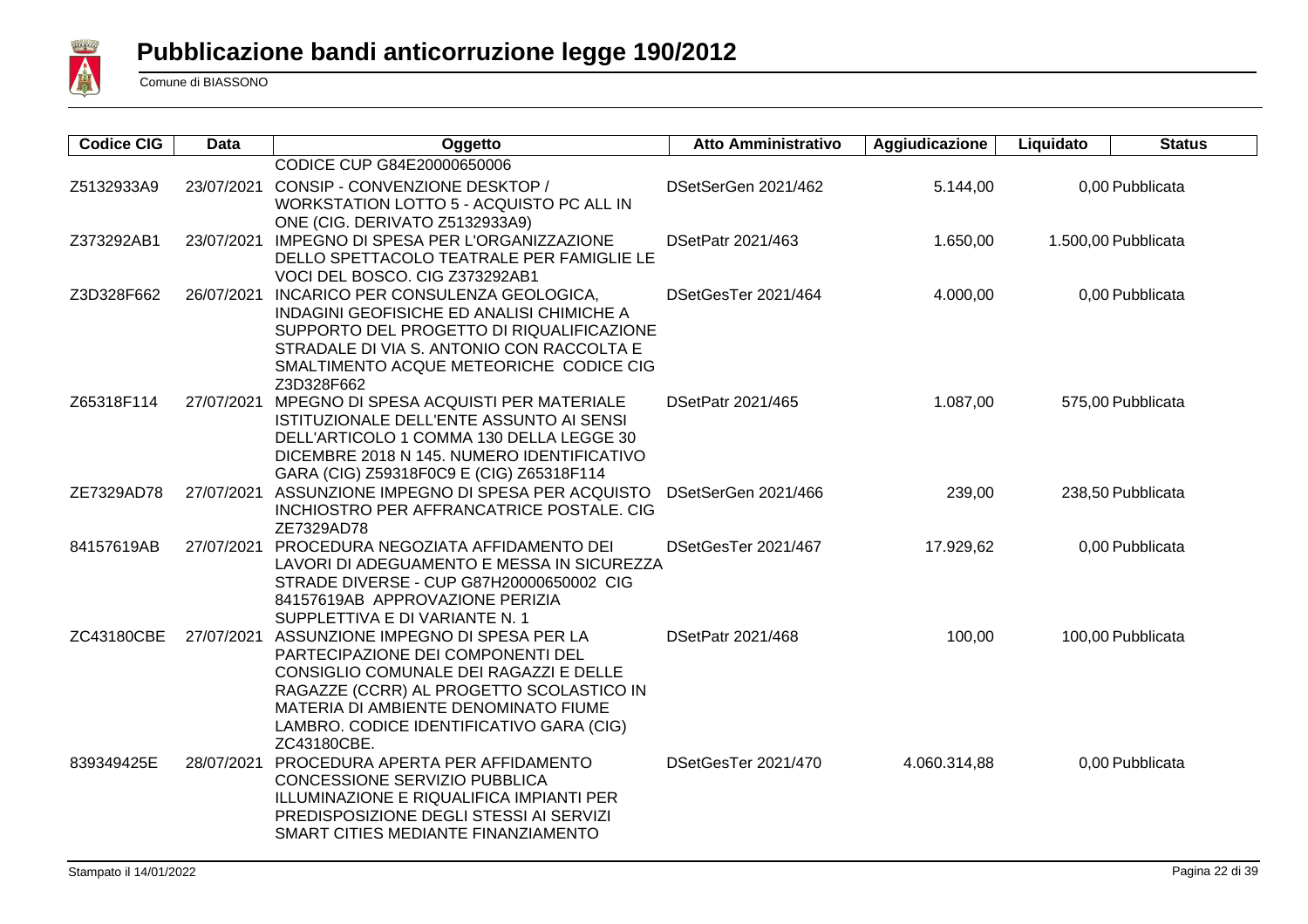# Pubblicazione bandi anticorruzione legge 190/2012

Comune di BIASSONO

| Codice CIG | Data | Oggetto | Atto Amministrativo | Aggiudicazione | Liquidato | Status |
|---|---|---|---|---|---|---|
| | | CODICE CUP G84E20000650006 | | | | |
| Z5132933A9 | 23/07/2021 | CONSIP - CONVENZIONE DESKTOP / WORKSTATION LOTTO 5 - ACQUISTO PC ALL IN ONE (CIG. DERIVATO Z5132933A9) | DSetSerGen 2021/462 | 5.144,00 | 0,00 | Pubblicata |
| Z373292AB1 | 23/07/2021 | IMPEGNO DI SPESA PER L'ORGANIZZAZIONE DELLO SPETTACOLO TEATRALE PER FAMIGLIE LE VOCI DEL BOSCO. CIG Z373292AB1 | DSetPatr 2021/463 | 1.650,00 | 1.500,00 | Pubblicata |
| Z3D328F662 | 26/07/2021 | INCARICO PER CONSULENZA GEOLOGICA, INDAGINI GEOFISICHE ED ANALISI CHIMICHE A SUPPORTO DEL PROGETTO DI RIQUALIFICAZIONE STRADALE DI VIA S. ANTONIO CON RACCOLTA E SMALTIMENTO ACQUE METEORICHE CODICE CIG Z3D328F662 | DSetGesTer 2021/464 | 4.000,00 | 0,00 | Pubblicata |
| Z65318F114 | 27/07/2021 | MPEGNO DI SPESA ACQUISTI PER MATERIALE ISTITUZIONALE DELL'ENTE ASSUNTO AI SENSI DELL'ARTICOLO 1 COMMA 130 DELLA LEGGE 30 DICEMBRE 2018 N 145. NUMERO IDENTIFICATIVO GARA (CIG) Z59318F0C9 E (CIG) Z65318F114 | DSetPatr 2021/465 | 1.087,00 | 575,00 | Pubblicata |
| ZE7329AD78 | 27/07/2021 | ASSUNZIONE IMPEGNO DI SPESA PER ACQUISTO INCHIOSTRO PER AFFRANCATRICE POSTALE. CIG ZE7329AD78 | DSetSerGen 2021/466 | 239,00 | 238,50 | Pubblicata |
| 84157619AB | 27/07/2021 | PROCEDURA NEGOZIATA AFFIDAMENTO DEI LAVORI DI ADEGUAMENTO E MESSA IN SICUREZZA STRADE DIVERSE - CUP G87H20000650002 CIG 84157619AB APPROVAZIONE PERIZIA SUPPLETTIVA E DI VARIANTE N. 1 | DSetGesTer 2021/467 | 17.929,62 | 0,00 | Pubblicata |
| ZC43180CBE | 27/07/2021 | ASSUNZIONE IMPEGNO DI SPESA PER LA PARTECIPAZIONE DEI COMPONENTI DEL CONSIGLIO COMUNALE DEI RAGAZZI E DELLE RAGAZZE (CCRR) AL PROGETTO SCOLASTICO IN MATERIA DI AMBIENTE DENOMINATO FIUME LAMBRO. CODICE IDENTIFICATIVO GARA (CIG) ZC43180CBE. | DSetPatr 2021/468 | 100,00 | 100,00 | Pubblicata |
| 839349425E | 28/07/2021 | PROCEDURA APERTA PER AFFIDAMENTO CONCESSIONE SERVIZIO PUBBLICA ILLUMINAZIONE E RIQUALIFICA IMPIANTI PER PREDISPOSIZIONE DEGLI STESSI AI SERVIZI SMART CITIES MEDIANTE FINANZIAMENTO | DSetGesTer 2021/470 | 4.060.314,88 | 0,00 | Pubblicata |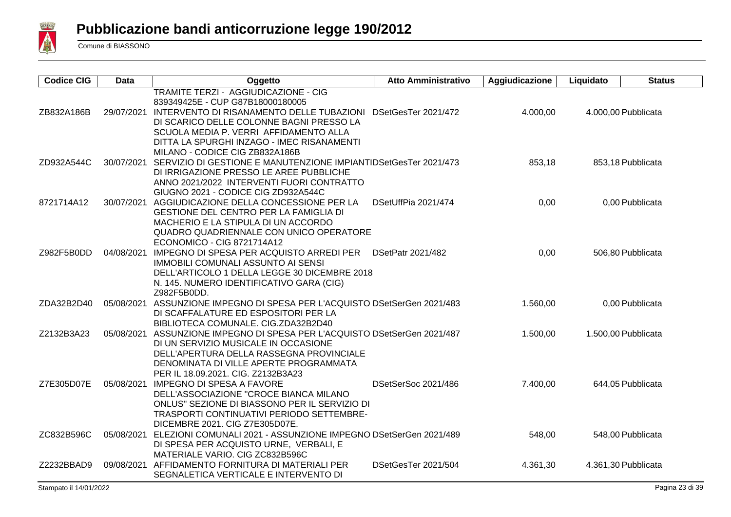# Pubblicazione bandi anticorruzione legge 190/2012

Comune di BIASSONO

| Codice CIG | Data | Oggetto | Atto Amministrativo | Aggiudicazione | Liquidato | Status |
|---|---|---|---|---|---|---|
| | | TRAMITE TERZI - AGGIUDICAZIONE - CIG 839349425E - CUP G87B18000180005 | | | | |
| ZB832A186B | 29/07/2021 | INTERVENTO DI RISANAMENTO DELLE TUBAZIONI DI SCARICO DELLE COLONNE BAGNI PRESSO LA SCUOLA MEDIA P. VERRI AFFIDAMENTO ALLA DITTA LA SPURGHI INZAGO - IMEC RISANAMENTI MILANO - CODICE CIG ZB832A186B | DSetGesTer 2021/472 | 4.000,00 | 4.000,00 | Pubblicata |
| ZD932A544C | 30/07/2021 | SERVIZIO DI GESTIONE E MANUTENZIONE IMPIANTI DI IRRIGAZIONE PRESSO LE AREE PUBBLICHE ANNO 2021/2022 INTERVENTI FUORI CONTRATTO GIUGNO 2021 - CODICE CIG ZD932A544C | DSetGesTer 2021/473 | 853,18 | 853,18 | Pubblicata |
| 8721714A12 | 30/07/2021 | AGGIUDICAZIONE DELLA CONCESSIONE PER LA GESTIONE DEL CENTRO PER LA FAMIGLIA DI MACHERIO E LA STIPULA DI UN ACCORDO QUADRO QUADRIENNALE CON UNICO OPERATORE ECONOMICO - CIG 8721714A12 | DSetUffPia 2021/474 | 0,00 | 0,00 | Pubblicata |
| Z982F5B0DD | 04/08/2021 | IMPEGNO DI SPESA PER ACQUISTO ARREDI PER IMMOBILI COMUNALI ASSUNTO AI SENSI DELL'ARTICOLO 1 DELLA LEGGE 30 DICEMBRE 2018 N. 145. NUMERO IDENTIFICATIVO GARA (CIG) Z982F5B0DD. | DSetPatr 2021/482 | 0,00 | 506,80 | Pubblicata |
| ZDA32B2D40 | 05/08/2021 | ASSUNZIONE IMPEGNO DI SPESA PER L'ACQUISTO DI SCAFFALATURE ED ESPOSITORI PER LA BIBLIOTECA COMUNALE. CIG.ZDA32B2D40 | DSetSerGen 2021/483 | 1.560,00 | 0,00 | Pubblicata |
| Z2132B3A23 | 05/08/2021 | ASSUNZIONE IMPEGNO DI SPESA PER L'ACQUISTO DI UN SERVIZIO MUSICALE IN OCCASIONE DELL'APERTURA DELLA RASSEGNA PROVINCIALE DENOMINATA DI VILLE APERTE PROGRAMMATA PER IL 18.09.2021. CIG. Z2132B3A23 | DSetSerGen 2021/487 | 1.500,00 | 1.500,00 | Pubblicata |
| Z7E305D07E | 05/08/2021 | IMPEGNO DI SPESA A FAVORE DELL'ASSOCIAZIONE "CROCE BIANCA MILANO ONLUS" SEZIONE DI BIASSONO PER IL SERVIZIO DI TRASPORTI CONTINUATIVI PERIODO SETTEMBRE-DICEMBRE 2021. CIG Z7E305D07E. | DSetSerSoc 2021/486 | 7.400,00 | 644,05 | Pubblicata |
| ZC832B596C | 05/08/2021 | ELEZIONI COMUNALI 2021 - ASSUNZIONE IMPEGNO DI SPESA PER ACQUISTO URNE, VERBALI, E MATERIALE VARIO. CIG ZC832B596C | DSetSerGen 2021/489 | 548,00 | 548,00 | Pubblicata |
| Z2232BBAD9 | 09/08/2021 | AFFIDAMENTO FORNITURA DI MATERIALI PER SEGNALETICA VERTICALE E INTERVENTO DI | DSetGesTer 2021/504 | 4.361,30 | 4.361,30 | Pubblicata |

Stampato il 14/01/2022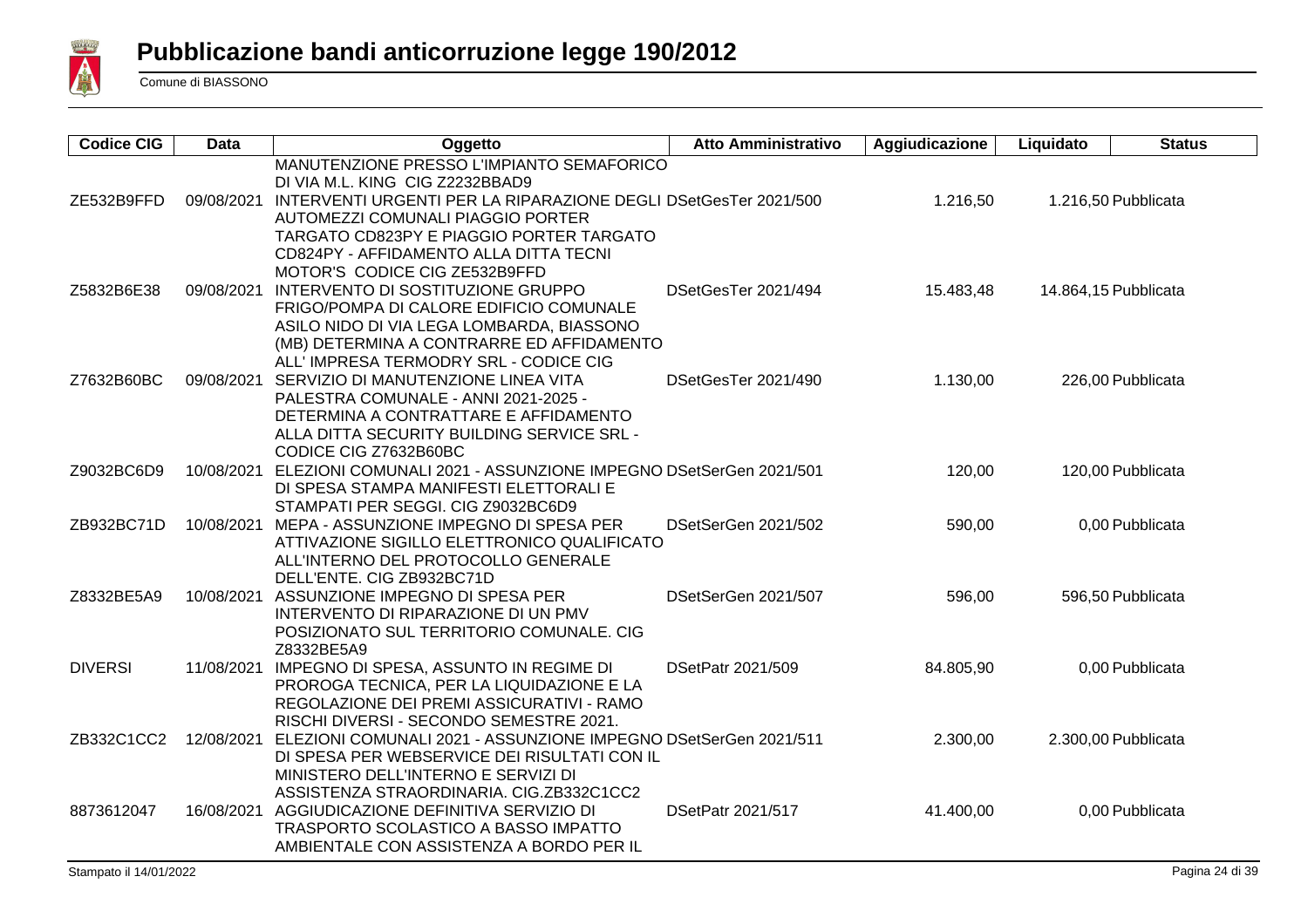# Pubblicazione bandi anticorruzione legge 190/2012

Comune di BIASSONO

| Codice CIG | Data | Oggetto | Atto Amministrativo | Aggiudicazione | Liquidato | Status |
|---|---|---|---|---|---|---|
| | | MANUTENZIONE PRESSO L'IMPIANTO SEMAFORICO DI VIA M.L. KING CIG Z2232BBAD9 | | | | |
| ZE532B9FFD | 09/08/2021 | INTERVENTI URGENTI PER LA RIPARAZIONE DEGLI AUTOMEZZI COMUNALI PIAGGIO PORTER TARGATO CD823PY E PIAGGIO PORTER TARGATO CD824PY - AFFIDAMENTO ALLA DITTA TECNI MOTOR'S CODICE CIG ZE532B9FFD | DSetGesTer 2021/500 | 1.216,50 | 1.216,50 | Pubblicata |
| Z5832B6E38 | 09/08/2021 | INTERVENTO DI SOSTITUZIONE GRUPPO FRIGO/POMPA DI CALORE EDIFICIO COMUNALE ASILO NIDO DI VIA LEGA LOMBARDA, BIASSONO (MB) DETERMINA A CONTRARRE ED AFFIDAMENTO ALL' IMPRESA TERMODRY SRL - CODICE CIG | DSetGesTer 2021/494 | 15.483,48 | 14.864,15 | Pubblicata |
| Z7632B60BC | 09/08/2021 | SERVIZIO DI MANUTENZIONE LINEA VITA PALESTRA COMUNALE - ANNI 2021-2025 - DETERMINA A CONTRATTARE E AFFIDAMENTO ALLA DITTA SECURITY BUILDING SERVICE SRL - CODICE CIG Z7632B60BC | DSetGesTer 2021/490 | 1.130,00 | 226,00 | Pubblicata |
| Z9032BC6D9 | 10/08/2021 | ELEZIONI COMUNALI 2021 - ASSUNZIONE IMPEGNO DI SPESA STAMPA MANIFESTI ELETTORALI E STAMPATI PER SEGGI. CIG Z9032BC6D9 | DSetSerGen 2021/501 | 120,00 | 120,00 | Pubblicata |
| ZB932BC71D | 10/08/2021 | MEPA - ASSUNZIONE IMPEGNO DI SPESA PER ATTIVAZIONE SIGILLO ELETTRONICO QUALIFICATO ALL'INTERNO DEL PROTOCOLLO GENERALE DELL'ENTE. CIG ZB932BC71D | DSetSerGen 2021/502 | 590,00 | 0,00 | Pubblicata |
| Z8332BE5A9 | 10/08/2021 | ASSUNZIONE IMPEGNO DI SPESA PER INTERVENTO DI RIPARAZIONE DI UN PMV POSIZIONATO SUL TERRITORIO COMUNALE. CIG Z8332BE5A9 | DSetSerGen 2021/507 | 596,00 | 596,50 | Pubblicata |
| DIVERSI | 11/08/2021 | IMPEGNO DI SPESA, ASSUNTO IN REGIME DI PROROGA TECNICA, PER LA LIQUIDAZIONE E LA REGOLAZIONE DEI PREMI ASSICURATIVI - RAMO RISCHI DIVERSI - SECONDO SEMESTRE 2021. | DSetPatr 2021/509 | 84.805,90 | 0,00 | Pubblicata |
| ZB332C1CC2 | 12/08/2021 | ELEZIONI COMUNALI 2021 - ASSUNZIONE IMPEGNO DI SPESA PER WEBSERVICE DEI RISULTATI CON IL MINISTERO DELL'INTERNO E SERVIZI DI ASSISTENZA STRAORDINARIA. CIG.ZB332C1CC2 | DSetSerGen 2021/511 | 2.300,00 | 2.300,00 | Pubblicata |
| 8873612047 | 16/08/2021 | AGGIUDICAZIONE DEFINITIVA SERVIZIO DI TRASPORTO SCOLASTICO A BASSO IMPATTO AMBIENTALE CON ASSISTENZA A BORDO PER IL | DSetPatr 2021/517 | 41.400,00 | 0,00 | Pubblicata |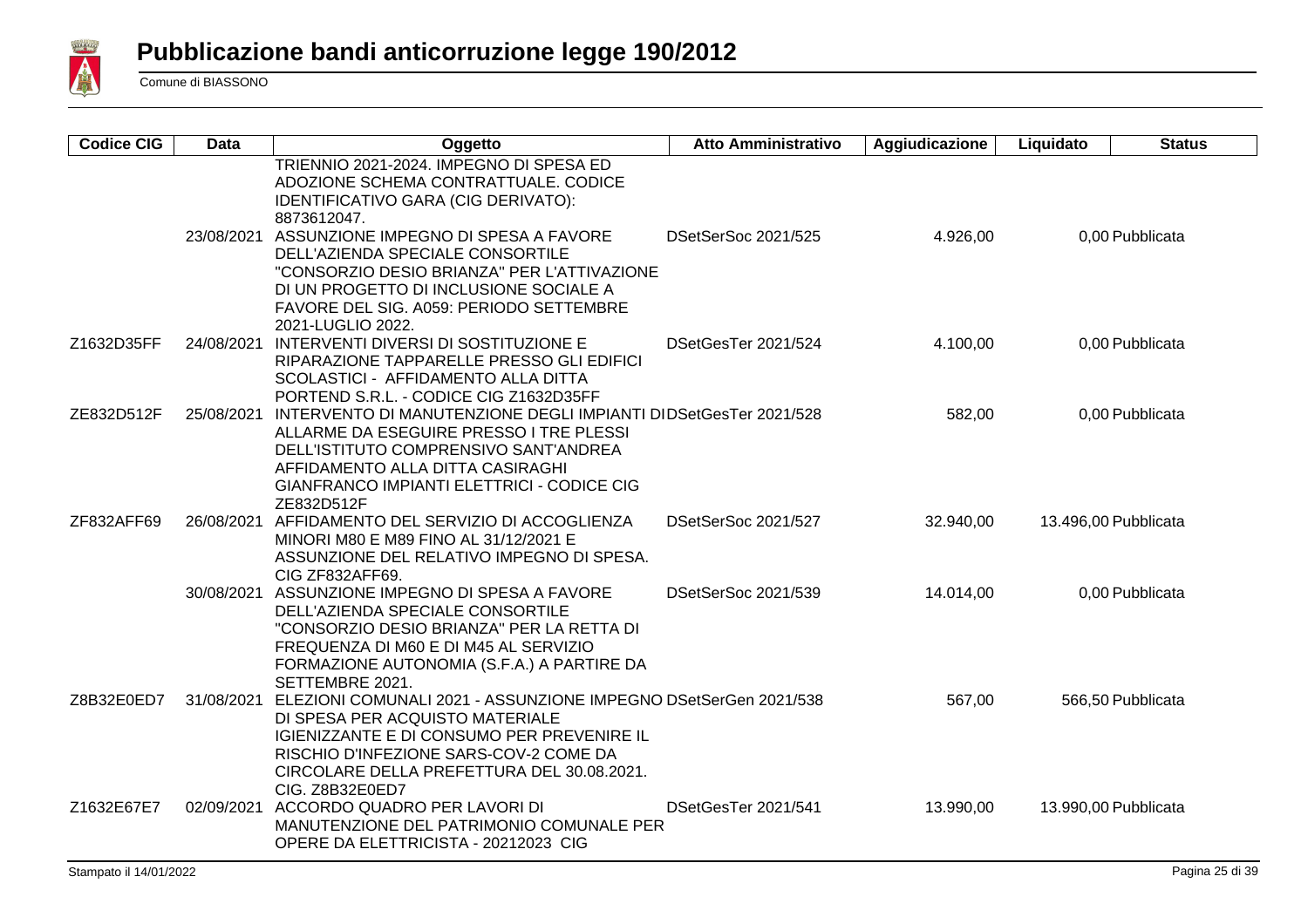# Pubblicazione bandi anticorruzione legge 190/2012

Comune di BIASSONO

| Codice CIG | Data | Oggetto | Atto Amministrativo | Aggiudicazione | Liquidato | Status |
|---|---|---|---|---|---|---|
| | | TRIENNIO 2021-2024. IMPEGNO DI SPESA ED ADOZIONE SCHEMA CONTRATTUALE. CODICE IDENTIFICATIVO GARA (CIG DERIVATO): 8873612047. | | | | |
| | 23/08/2021 | ASSUNZIONE IMPEGNO DI SPESA A FAVORE DELL'AZIENDA SPECIALE CONSORTILE "CONSORZIO DESIO BRIANZA" PER L'ATTIVAZIONE DI UN PROGETTO DI INCLUSIONE SOCIALE A FAVORE DEL SIG. A059: PERIODO SETTEMBRE 2021-LUGLIO 2022. | DSetSerSoc 2021/525 | 4.926,00 | 0,00 | Pubblicata |
| Z1632D35FF | 24/08/2021 | INTERVENTI DIVERSI DI SOSTITUZIONE E RIPARAZIONE TAPPARELLE PRESSO GLI EDIFICI SCOLASTICI - AFFIDAMENTO ALLA DITTA PORTEND S.R.L. - CODICE CIG Z1632D35FF | DSetGesTer 2021/524 | 4.100,00 | 0,00 | Pubblicata |
| ZE832D512F | 25/08/2021 | INTERVENTO DI MANUTENZIONE DEGLI IMPIANTI DI ALLARME DA ESEGUIRE PRESSO I TRE PLESSI DELL'ISTITUTO COMPRENSIVO SANT'ANDREA AFFIDAMENTO ALLA DITTA CASIRAGHI GIANFRANCO IMPIANTI ELETTRICI - CODICE CIG ZE832D512F | DSetGesTer 2021/528 | 582,00 | 0,00 | Pubblicata |
| ZF832AFF69 | 26/08/2021 | AFFIDAMENTO DEL SERVIZIO DI ACCOGLIENZA MINORI M80 E M89 FINO AL 31/12/2021 E ASSUNZIONE DEL RELATIVO IMPEGNO DI SPESA. CIG ZF832AFF69. | DSetSerSoc 2021/527 | 32.940,00 | 13.496,00 | Pubblicata |
| | 30/08/2021 | ASSUNZIONE IMPEGNO DI SPESA A FAVORE DELL'AZIENDA SPECIALE CONSORTILE "CONSORZIO DESIO BRIANZA" PER LA RETTA DI FREQUENZA DI M60 E DI M45 AL SERVIZIO FORMAZIONE AUTONOMIA (S.F.A.) A PARTIRE DA SETTEMBRE 2021. | DSetSerSoc 2021/539 | 14.014,00 | 0,00 | Pubblicata |
| Z8B32E0ED7 | 31/08/2021 | ELEZIONI COMUNALI 2021 - ASSUNZIONE IMPEGNO DI SPESA PER ACQUISTO MATERIALE IGIENIZZANTE E DI CONSUMO PER PREVENIRE IL RISCHIO D'INFEZIONE SARS-COV-2 COME DA CIRCOLARE DELLA PREFETTURA DEL 30.08.2021. CIG. Z8B32E0ED7 | DSetSerGen 2021/538 | 567,00 | 566,50 | Pubblicata |
| Z1632E67E7 | 02/09/2021 | ACCORDO QUADRO PER LAVORI DI MANUTENZIONE DEL PATRIMONIO COMUNALE PER OPERE DA ELETTRICISTA - 20212023 CIG | DSetGesTer 2021/541 | 13.990,00 | 13.990,00 | Pubblicata |

Stampato il 14/01/2022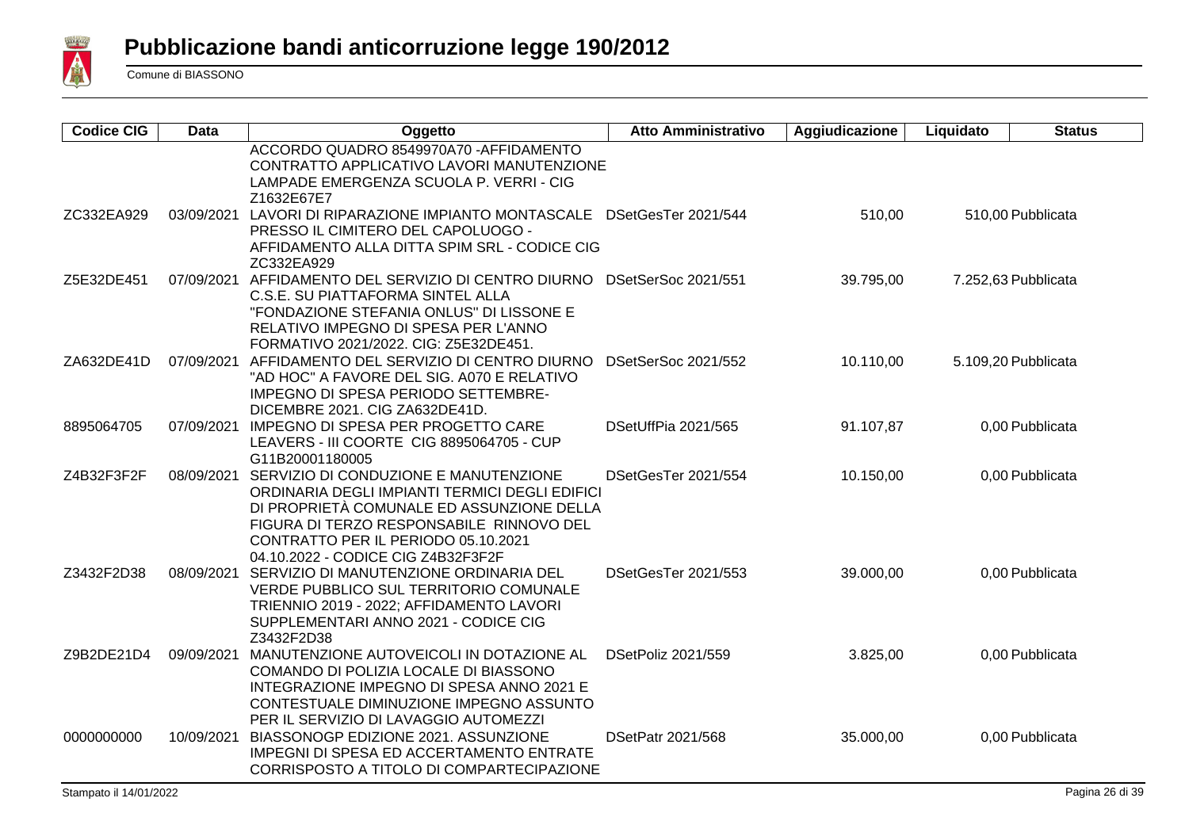# Pubblicazione bandi anticorruzione legge 190/2012

Comune di BIASSONO

| Codice CIG | Data | Oggetto | Atto Amministrativo | Aggiudicazione | Liquidato | Status |
|---|---|---|---|---|---|---|
| | | ACCORDO QUADRO 8549970A70 -AFFIDAMENTO CONTRATTO APPLICATIVO LAVORI MANUTENZIONE LAMPADE EMERGENZA SCUOLA P. VERRI - CIG Z1632E67E7 | | | | |
| ZC332EA929 | 03/09/2021 | LAVORI DI RIPARAZIONE IMPIANTO MONTASCALE PRESSO IL CIMITERO DEL CAPOLUOGO - AFFIDAMENTO ALLA DITTA SPIM SRL - CODICE CIG ZC332EA929 | DSetGesTer 2021/544 | 510,00 | 510,00 | Pubblicata |
| Z5E32DE451 | 07/09/2021 | AFFIDAMENTO DEL SERVIZIO DI CENTRO DIURNO C.S.E. SU PIATTAFORMA SINTEL ALLA "FONDAZIONE STEFANIA ONLUS" DI LISSONE E RELATIVO IMPEGNO DI SPESA PER L'ANNO FORMATIVO 2021/2022. CIG: Z5E32DE451. | DSetSerSoc 2021/551 | 39.795,00 | 7.252,63 | Pubblicata |
| ZA632DE41D | 07/09/2021 | AFFIDAMENTO DEL SERVIZIO DI CENTRO DIURNO "AD HOC" A FAVORE DEL SIG. A070 E RELATIVO IMPEGNO DI SPESA PERIODO SETTEMBRE-DICEMBRE 2021. CIG ZA632DE41D. | DSetSerSoc 2021/552 | 10.110,00 | 5.109,20 | Pubblicata |
| 8895064705 | 07/09/2021 | IMPEGNO DI SPESA PER PROGETTO CARE LEAVERS - III COORTE CIG 8895064705 - CUP G11B20001180005 | DSetUffPia 2021/565 | 91.107,87 | 0,00 | Pubblicata |
| Z4B32F3F2F | 08/09/2021 | SERVIZIO DI CONDUZIONE E MANUTENZIONE ORDINARIA DEGLI IMPIANTI TERMICI DEGLI EDIFICI DI PROPRIETÀ COMUNALE ED ASSUNZIONE DELLA FIGURA DI TERZO RESPONSABILE RINNOVO DEL CONTRATTO PER IL PERIODO 05.10.2021 04.10.2022 - CODICE CIG Z4B32F3F2F | DSetGesTer 2021/554 | 10.150,00 | 0,00 | Pubblicata |
| Z3432F2D38 | 08/09/2021 | SERVIZIO DI MANUTENZIONE ORDINARIA DEL VERDE PUBBLICO SUL TERRITORIO COMUNALE TRIENNIO 2019 - 2022; AFFIDAMENTO LAVORI SUPPLEMENTARI ANNO 2021 - CODICE CIG Z3432F2D38 | DSetGesTer 2021/553 | 39.000,00 | 0,00 | Pubblicata |
| Z9B2DE21D4 | 09/09/2021 | MANUTENZIONE AUTOVEICOLI IN DOTAZIONE AL COMANDO DI POLIZIA LOCALE DI BIASSONO INTEGRAZIONE IMPEGNO DI SPESA ANNO 2021 E CONTESTUALE DIMINUZIONE IMPEGNO ASSUNTO PER IL SERVIZIO DI LAVAGGIO AUTOMEZZI | DSetPoliz 2021/559 | 3.825,00 | 0,00 | Pubblicata |
| 0000000000 | 10/09/2021 | BIASSONOGP EDIZIONE 2021. ASSUNZIONE IMPEGNI DI SPESA ED ACCERTAMENTO ENTRATE CORRISPOSTO A TITOLO DI COMPARTECIPAZIONE | DSetPatr 2021/568 | 35.000,00 | 0,00 | Pubblicata |

Stampato il 14/01/2022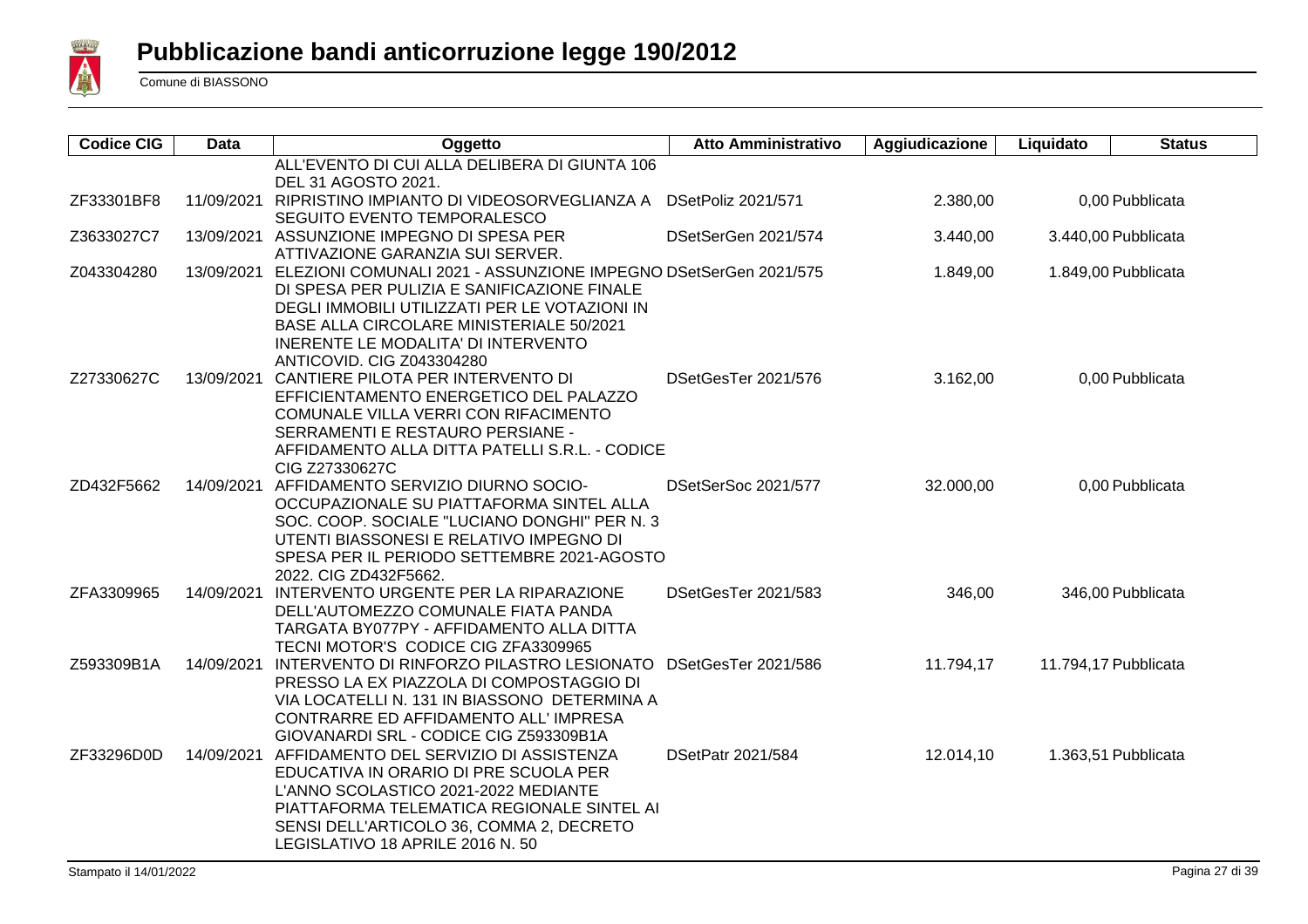# Pubblicazione bandi anticorruzione legge 190/2012

Comune di BIASSONO

| Codice CIG | Data | Oggetto | Atto Amministrativo | Aggiudicazione | Liquidato | Status |
|---|---|---|---|---|---|---|
| | | ALL'EVENTO DI CUI ALLA DELIBERA DI GIUNTA 106 DEL 31 AGOSTO 2021. | | | | |
| ZF33301BF8 | 11/09/2021 | RIPRISTINO IMPIANTO DI VIDEOSORVEGLIANZA A SEGUITO EVENTO TEMPORALESCO | DSetPoliz 2021/571 | 2.380,00 | 0,00 | Pubblicata |
| Z3633027C7 | 13/09/2021 | ASSUNZIONE IMPEGNO DI SPESA PER ATTIVAZIONE GARANZIA SUI SERVER. | DSetSerGen 2021/574 | 3.440,00 | 3.440,00 | Pubblicata |
| Z043304280 | 13/09/2021 | ELEZIONI COMUNALI 2021 - ASSUNZIONE IMPEGNO DI SPESA PER PULIZIA E SANIFICAZIONE FINALE DEGLI IMMOBILI UTILIZZATI PER LE VOTAZIONI IN BASE ALLA CIRCOLARE MINISTERIALE 50/2021 INERENTE LE MODALITA' DI INTERVENTO ANTICOVID. CIG Z043304280 | DSetSerGen 2021/575 | 1.849,00 | 1.849,00 | Pubblicata |
| Z27330627C | 13/09/2021 | CANTIERE PILOTA PER INTERVENTO DI EFFICIENTAMENTO ENERGETICO DEL PALAZZO COMUNALE VILLA VERRI CON RIFACIMENTO SERRAMENTI E RESTAURO PERSIANE - AFFIDAMENTO ALLA DITTA PATELLI S.R.L. - CODICE CIG Z27330627C | DSetGesTer 2021/576 | 3.162,00 | 0,00 | Pubblicata |
| ZD432F5662 | 14/09/2021 | AFFIDAMENTO SERVIZIO DIURNO SOCIO-OCCUPAZIONALE SU PIATTAFORMA SINTEL ALLA SOC. COOP. SOCIALE "LUCIANO DONGHI" PER N. 3 UTENTI BIASSONESI E RELATIVO IMPEGNO DI SPESA PER IL PERIODO SETTEMBRE 2021-AGOSTO 2022. CIG ZD432F5662. | DSetSerSoc 2021/577 | 32.000,00 | 0,00 | Pubblicata |
| ZFA3309965 | 14/09/2021 | INTERVENTO URGENTE PER LA RIPARAZIONE DELL'AUTOMEZZO COMUNALE FIATA PANDA TARGATA BY077PY - AFFIDAMENTO ALLA DITTA TECNI MOTOR'S CODICE CIG ZFA3309965 | DSetGesTer 2021/583 | 346,00 | 346,00 | Pubblicata |
| Z593309B1A | 14/09/2021 | INTERVENTO DI RINFORZO PILASTRO LESIONATO PRESSO LA EX PIAZZOLA DI COMPOSTAGGIO DI VIA LOCATELLI N. 131 IN BIASSONO DETERMINA A CONTRARRE ED AFFIDAMENTO ALL' IMPRESA GIOVANARDI SRL - CODICE CIG Z593309B1A | DSetGesTer 2021/586 | 11.794,17 | 11.794,17 | Pubblicata |
| ZF33296D0D | 14/09/2021 | AFFIDAMENTO DEL SERVIZIO DI ASSISTENZA EDUCATIVA IN ORARIO DI PRE SCUOLA PER L'ANNO SCOLASTICO 2021-2022 MEDIANTE PIATTAFORMA TELEMATICA REGIONALE SINTEL AI SENSI DELL'ARTICOLO 36, COMMA 2, DECRETO LEGISLATIVO 18 APRILE 2016 N. 50 | DSetPatr 2021/584 | 12.014,10 | 1.363,51 | Pubblicata |

Stampato il 14/01/2022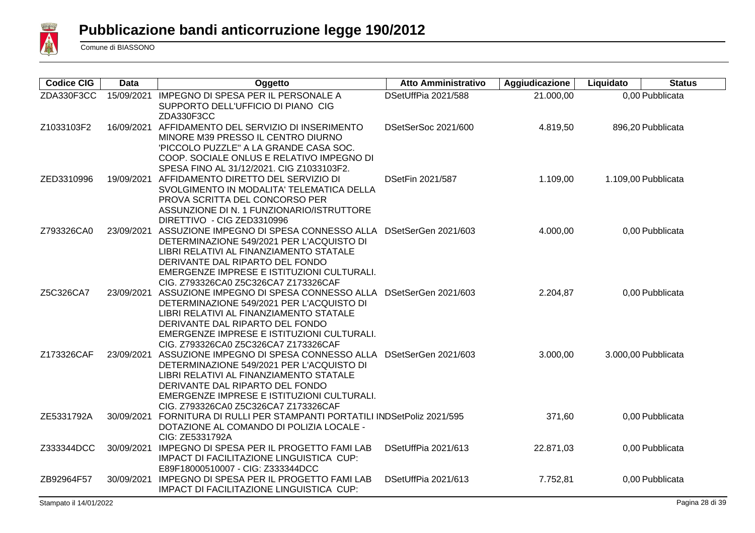# Pubblicazione bandi anticorruzione legge 190/2012

Comune di BIASSONO

| Codice CIG | Data | Oggetto | Atto Amministrativo | Aggiudicazione | Liquidato | Status |
|---|---|---|---|---|---|---|
| ZDA330F3CC | 15/09/2021 | IMPEGNO DI SPESA PER IL PERSONALE A SUPPORTO DELL'UFFICIO DI PIANO CIG ZDA330F3CC | DSetUffPia 2021/588 | 21.000,00 | 0,00 | Pubblicata |
| Z1033103F2 | 16/09/2021 | AFFIDAMENTO DEL SERVIZIO DI INSERIMENTO MINORE M39 PRESSO IL CENTRO DIURNO 'PICCOLO PUZZLE'' A LA GRANDE CASA SOC. COOP. SOCIALE ONLUS E RELATIVO IMPEGNO DI SPESA FINO AL 31/12/2021. CIG Z1033103F2. | DSetSerSoc 2021/600 | 4.819,50 | 896,20 | Pubblicata |
| ZED3310996 | 19/09/2021 | AFFIDAMENTO DIRETTO DEL SERVIZIO DI SVOLGIMENTO IN MODALITA' TELEMATICA DELLA PROVA SCRITTA DEL CONCORSO PER ASSUNZIONE DI N. 1 FUNZIONARIO/ISTRUTTORE DIRETTIVO - CIG ZED3310996 | DSetFin 2021/587 | 1.109,00 | 1.109,00 | Pubblicata |
| Z793326CA0 | 23/09/2021 | ASSUZIONE IMPEGNO DI SPESA CONNESSO ALLA DETERMINAZIONE 549/2021 PER L'ACQUISTO DI LIBRI RELATIVI AL FINANZIAMENTO STATALE DERIVANTE DAL RIPARTO DEL FONDO EMERGENZE IMPRESE E ISTITUZIONI CULTURALI. CIG. Z793326CA0 Z5C326CA7 Z173326CAF | DSetSerGen 2021/603 | 4.000,00 | 0,00 | Pubblicata |
| Z5C326CA7 | 23/09/2021 | ASSUZIONE IMPEGNO DI SPESA CONNESSO ALLA DETERMINAZIONE 549/2021 PER L'ACQUISTO DI LIBRI RELATIVI AL FINANZIAMENTO STATALE DERIVANTE DAL RIPARTO DEL FONDO EMERGENZE IMPRESE E ISTITUZIONI CULTURALI. CIG. Z793326CA0 Z5C326CA7 Z173326CAF | DSetSerGen 2021/603 | 2.204,87 | 0,00 | Pubblicata |
| Z173326CAF | 23/09/2021 | ASSUZIONE IMPEGNO DI SPESA CONNESSO ALLA DETERMINAZIONE 549/2021 PER L'ACQUISTO DI LIBRI RELATIVI AL FINANZIAMENTO STATALE DERIVANTE DAL RIPARTO DEL FONDO EMERGENZE IMPRESE E ISTITUZIONI CULTURALI. CIG. Z793326CA0 Z5C326CA7 Z173326CAF | DSetSerGen 2021/603 | 3.000,00 | 3.000,00 | Pubblicata |
| ZE5331792A | 30/09/2021 | FORNITURA DI RULLI PER STAMPANTI PORTATILI IN DOTAZIONE AL COMANDO DI POLIZIA LOCALE - CIG: ZE5331792A | DSetPoliz 2021/595 | 371,60 | 0,00 | Pubblicata |
| Z333344DCC | 30/09/2021 | IMPEGNO DI SPESA PER IL PROGETTO FAMI LAB IMPACT DI FACILITAZIONE LINGUISTICA CUP: E89F18000510007 - CIG: Z333344DCC | DSetUffPia 2021/613 | 22.871,03 | 0,00 | Pubblicata |
| ZB92964F57 | 30/09/2021 | IMPEGNO DI SPESA PER IL PROGETTO FAMI LAB IMPACT DI FACILITAZIONE LINGUISTICA CUP: | DSetUffPia 2021/613 | 7.752,81 | 0,00 | Pubblicata |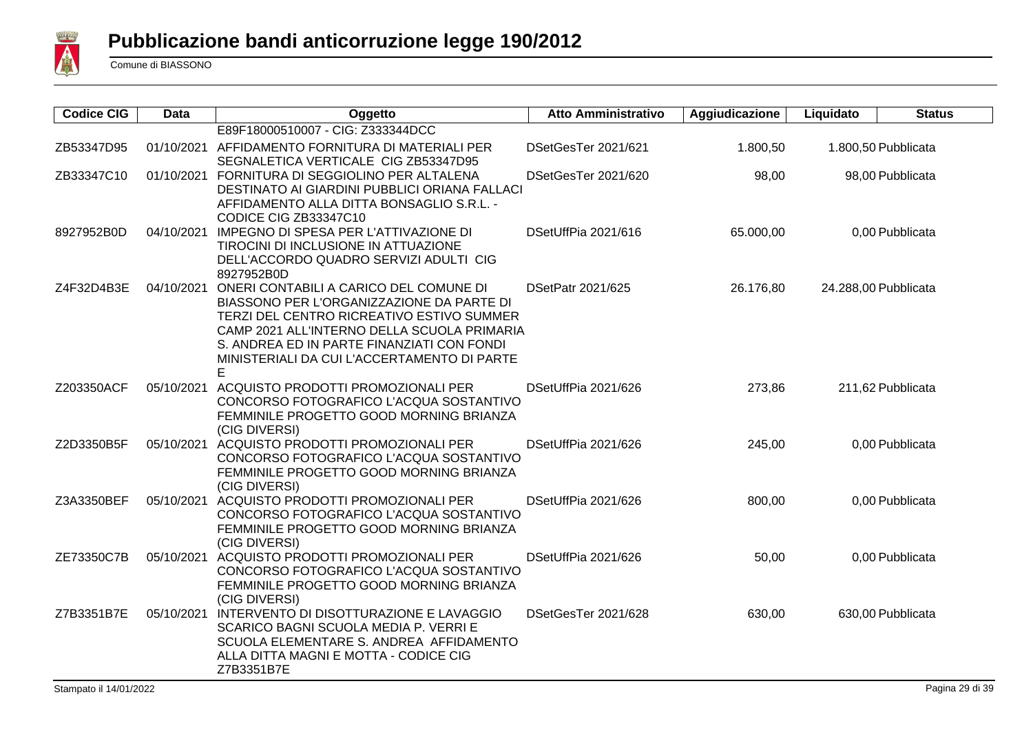# Pubblicazione bandi anticorruzione legge 190/2012

Comune di BIASSONO

| Codice CIG | Data | Oggetto | Atto Amministrativo | Aggiudicazione | Liquidato | Status |
|---|---|---|---|---|---|---|
| | | E89F18000510007 - CIG: Z333344DCC | | | | |
| ZB53347D95 | 01/10/2021 | AFFIDAMENTO FORNITURA DI MATERIALI PER SEGNALETICA VERTICALE CIG ZB53347D95 | DSetGesTer 2021/621 | 1.800,50 | 1.800,50 | Pubblicata |
| ZB33347C10 | 01/10/2021 | FORNITURA DI SEGGIOLINO PER ALTALENA DESTINATO AI GIARDINI PUBBLICI ORIANA FALLACI AFFIDAMENTO ALLA DITTA BONSAGLIO S.R.L. - CODICE CIG ZB33347C10 | DSetGesTer 2021/620 | 98,00 | 98,00 | Pubblicata |
| 8927952B0D | 04/10/2021 | IMPEGNO DI SPESA PER L'ATTIVAZIONE DI TIROCINI DI INCLUSIONE IN ATTUAZIONE DELL'ACCORDO QUADRO SERVIZI ADULTI CIG 8927952B0D | DSetUffPia 2021/616 | 65.000,00 | 0,00 | Pubblicata |
| Z4F32D4B3E | 04/10/2021 | ONERI CONTABILI A CARICO DEL COMUNE DI BIASSONO PER L'ORGANIZZAZIONE DA PARTE DI TERZI DEL CENTRO RICREATIVO ESTIVO SUMMER CAMP 2021 ALL'INTERNO DELLA SCUOLA PRIMARIA S. ANDREA ED IN PARTE FINANZIATI CON FONDI MINISTERIALI DA CUI L'ACCERTAMENTO DI PARTE E | DSetPatr 2021/625 | 26.176,80 | 24.288,00 | Pubblicata |
| Z203350ACF | 05/10/2021 | ACQUISTO PRODOTTI PROMOZIONALI PER CONCORSO FOTOGRAFICO L'ACQUA SOSTANTIVO FEMMINILE PROGETTO GOOD MORNING BRIANZA (CIG DIVERSI) | DSetUffPia 2021/626 | 273,86 | 211,62 | Pubblicata |
| Z2D3350B5F | 05/10/2021 | ACQUISTO PRODOTTI PROMOZIONALI PER CONCORSO FOTOGRAFICO L'ACQUA SOSTANTIVO FEMMINILE PROGETTO GOOD MORNING BRIANZA (CIG DIVERSI) | DSetUffPia 2021/626 | 245,00 | 0,00 | Pubblicata |
| Z3A3350BEF | 05/10/2021 | ACQUISTO PRODOTTI PROMOZIONALI PER CONCORSO FOTOGRAFICO L'ACQUA SOSTANTIVO FEMMINILE PROGETTO GOOD MORNING BRIANZA (CIG DIVERSI) | DSetUffPia 2021/626 | 800,00 | 0,00 | Pubblicata |
| ZE73350C7B | 05/10/2021 | ACQUISTO PRODOTTI PROMOZIONALI PER CONCORSO FOTOGRAFICO L'ACQUA SOSTANTIVO FEMMINILE PROGETTO GOOD MORNING BRIANZA (CIG DIVERSI) | DSetUffPia 2021/626 | 50,00 | 0,00 | Pubblicata |
| Z7B3351B7E | 05/10/2021 | INTERVENTO DI DISOTTURAZIONE E LAVAGGIO SCARICO BAGNI SCUOLA MEDIA P. VERRI E SCUOLA ELEMENTARE S. ANDREA AFFIDAMENTO ALLA DITTA MAGNI E MOTTA - CODICE CIG Z7B3351B7E | DSetGesTer 2021/628 | 630,00 | 630,00 | Pubblicata |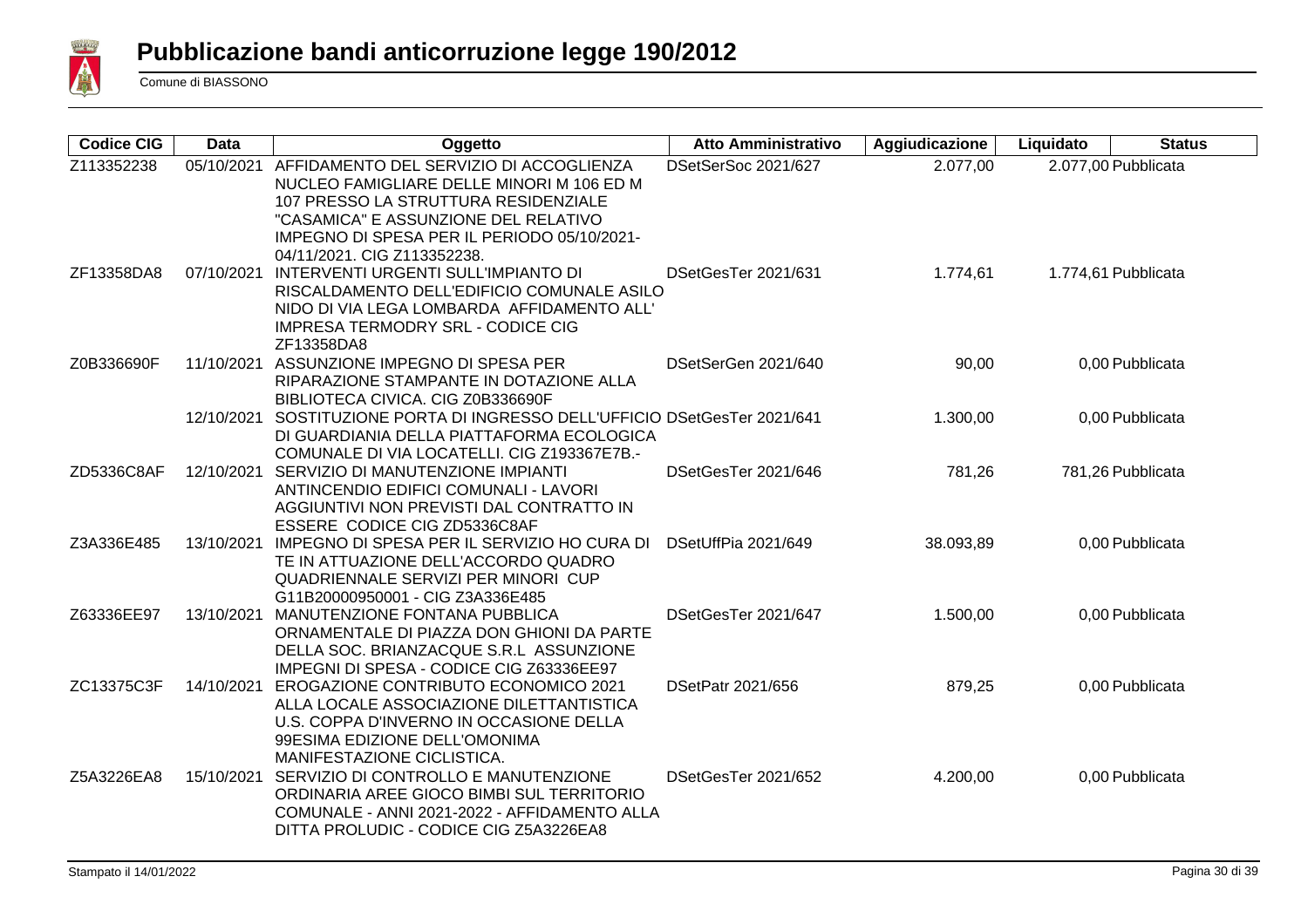# Pubblicazione bandi anticorruzione legge 190/2012

Comune di BIASSONO

| Codice CIG | Data | Oggetto | Atto Amministrativo | Aggiudicazione | Liquidato | Status |
|---|---|---|---|---|---|---|
| Z113352238 | 05/10/2021 | AFFIDAMENTO DEL SERVIZIO DI ACCOGLIENZA NUCLEO FAMIGLIARE DELLE MINORI M 106 ED M 107 PRESSO LA STRUTTURA RESIDENZIALE "CASAMICA" E ASSUNZIONE DEL RELATIVO IMPEGNO DI SPESA PER IL PERIODO 05/10/2021-04/11/2021. CIG Z113352238. | DSetSerSoc 2021/627 | 2.077,00 | 2.077,00 | Pubblicata |
| ZF13358DA8 | 07/10/2021 | INTERVENTI URGENTI SULL'IMPIANTO DI RISCALDAMENTO DELL'EDIFICIO COMUNALE ASILO NIDO DI VIA LEGA LOMBARDA AFFIDAMENTO ALL' IMPRESA TERMODRY SRL - CODICE CIG ZF13358DA8 | DSetGesTer 2021/631 | 1.774,61 | 1.774,61 | Pubblicata |
| Z0B336690F | 11/10/2021 | ASSUNZIONE IMPEGNO DI SPESA PER RIPARAZIONE STAMPANTE IN DOTAZIONE ALLA BIBLIOTECA CIVICA. CIG Z0B336690F | DSetSerGen 2021/640 | 90,00 | 0,00 | Pubblicata |
| | 12/10/2021 | SOSTITUZIONE PORTA DI INGRESSO DELL'UFFICIO DI GUARDIANIA DELLA PIATTAFORMA ECOLOGICA COMUNALE DI VIA LOCATELLI. CIG Z193367E7B.- | DSetGesTer 2021/641 | 1.300,00 | 0,00 | Pubblicata |
| ZD5336C8AF | 12/10/2021 | SERVIZIO DI MANUTENZIONE IMPIANTI ANTINCENDIO EDIFICI COMUNALI - LAVORI AGGIUNTIVI NON PREVISTI DAL CONTRATTO IN ESSERE CODICE CIG ZD5336C8AF | DSetGesTer 2021/646 | 781,26 | 781,26 | Pubblicata |
| Z3A336E485 | 13/10/2021 | IMPEGNO DI SPESA PER IL SERVIZIO HO CURA DI TE IN ATTUAZIONE DELL'ACCORDO QUADRO QUADRIENNALE SERVIZI PER MINORI CUP G11B20000950001 - CIG Z3A336E485 | DSetUffPia 2021/649 | 38.093,89 | 0,00 | Pubblicata |
| Z63336EE97 | 13/10/2021 | MANUTENZIONE FONTANA PUBBLICA ORNAMENTALE DI PIAZZA DON GHIONI DA PARTE DELLA SOC. BRIANZACQUE S.R.L ASSUNZIONE IMPEGNI DI SPESA - CODICE CIG Z63336EE97 | DSetGesTer 2021/647 | 1.500,00 | 0,00 | Pubblicata |
| ZC13375C3F | 14/10/2021 | EROGAZIONE CONTRIBUTO ECONOMICO 2021 ALLA LOCALE ASSOCIAZIONE DILETTANTISTICA U.S. COPPA D'INVERNO IN OCCASIONE DELLA 99ESIMA EDIZIONE DELL'OMONIMA MANIFESTAZIONE CICLISTICA. | DSetPatr 2021/656 | 879,25 | 0,00 | Pubblicata |
| Z5A3226EA8 | 15/10/2021 | SERVIZIO DI CONTROLLO E MANUTENZIONE ORDINARIA AREE GIOCO BIMBI SUL TERRITORIO COMUNALE - ANNI 2021-2022 - AFFIDAMENTO ALLA DITTA PROLUDIC - CODICE CIG Z5A3226EA8 | DSetGesTer 2021/652 | 4.200,00 | 0,00 | Pubblicata |

Stampato il 14/01/2022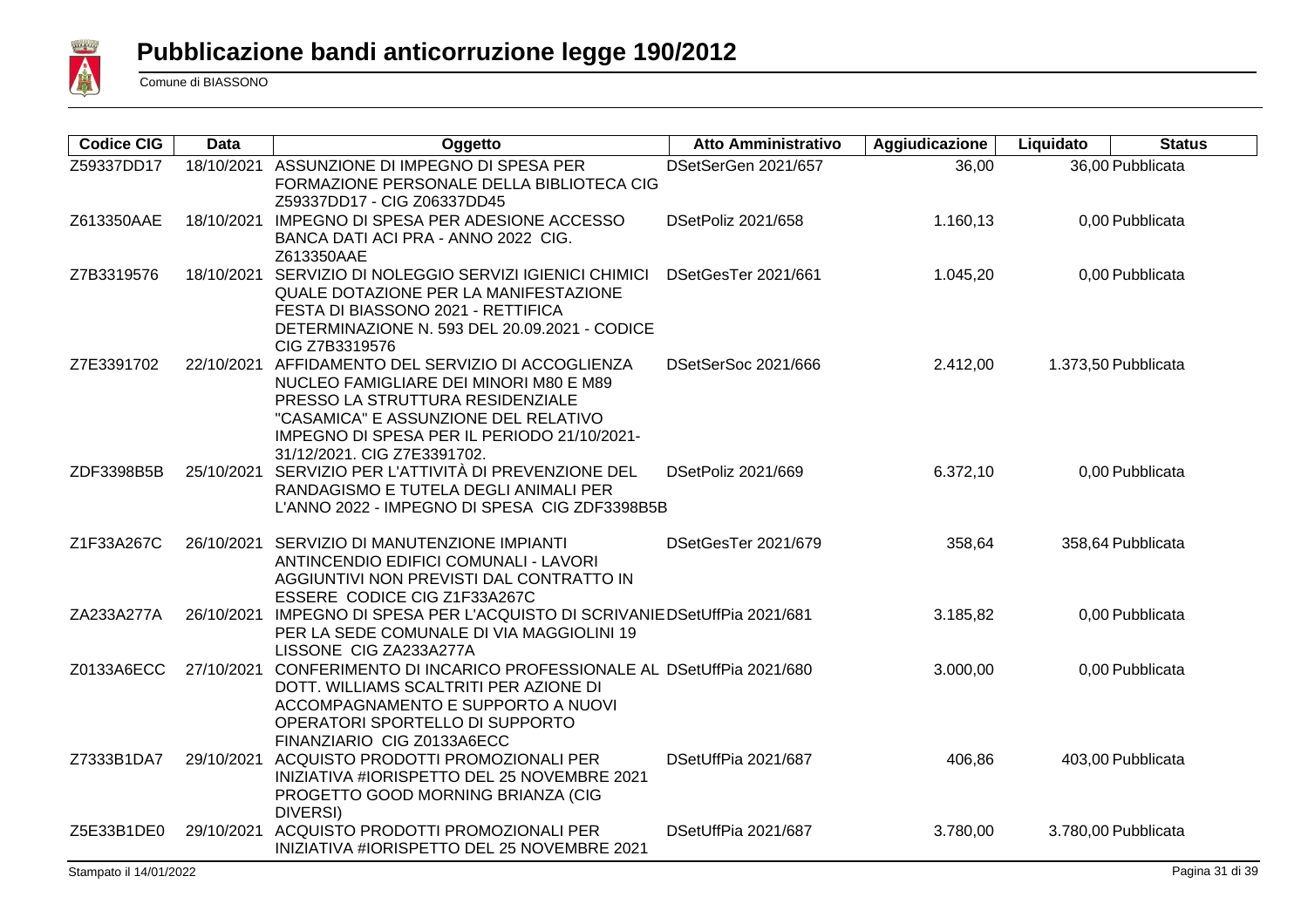# Pubblicazione bandi anticorruzione legge 190/2012

Comune di BIASSONO

| Codice CIG | Data | Oggetto | Atto Amministrativo | Aggiudicazione | Liquidato | Status |
|---|---|---|---|---|---|---|
| Z59337DD17 | 18/10/2021 | ASSUNZIONE DI IMPEGNO DI SPESA PER FORMAZIONE PERSONALE DELLA BIBLIOTECA CIG Z59337DD17 - CIG Z06337DD45 | DSetSerGen 2021/657 | 36,00 | 36,00 | Pubblicata |
| Z613350AAE | 18/10/2021 | IMPEGNO DI SPESA PER ADESIONE ACCESSO BANCA DATI ACI PRA - ANNO 2022 CIG. Z613350AAE | DSetPoliz 2021/658 | 1.160,13 | 0,00 | Pubblicata |
| Z7B3319576 | 18/10/2021 | SERVIZIO DI NOLEGGIO SERVIZI IGIENICI CHIMICI QUALE DOTAZIONE PER LA MANIFESTAZIONE FESTA DI BIASSONO 2021 - RETTIFICA DETERMINAZIONE N. 593 DEL 20.09.2021 - CODICE CIG Z7B3319576 | DSetGesTer 2021/661 | 1.045,20 | 0,00 | Pubblicata |
| Z7E3391702 | 22/10/2021 | AFFIDAMENTO DEL SERVIZIO DI ACCOGLIENZA NUCLEO FAMIGLIARE DEI MINORI M80 E M89 PRESSO LA STRUTTURA RESIDENZIALE "CASAMICA" E ASSUNZIONE DEL RELATIVO IMPEGNO DI SPESA PER IL PERIODO 21/10/2021-31/12/2021. CIG Z7E3391702. | DSetSerSoc 2021/666 | 2.412,00 | 1.373,50 | Pubblicata |
| ZDF3398B5B | 25/10/2021 | SERVIZIO PER L'ATTIVITÀ DI PREVENZIONE DEL RANDAGISMO E TUTELA DEGLI ANIMALI PER L'ANNO 2022 - IMPEGNO DI SPESA CIG ZDF3398B5B | DSetPoliz 2021/669 | 6.372,10 | 0,00 | Pubblicata |
| Z1F33A267C | 26/10/2021 | SERVIZIO DI MANUTENZIONE IMPIANTI ANTINCENDIO EDIFICI COMUNALI - LAVORI AGGIUNTIVI NON PREVISTI DAL CONTRATTO IN ESSERE CODICE CIG Z1F33A267C | DSetGesTer 2021/679 | 358,64 | 358,64 | Pubblicata |
| ZA233A277A | 26/10/2021 | IMPEGNO DI SPESA PER L'ACQUISTO DI SCRIVANIE PER LA SEDE COMUNALE DI VIA MAGGIOLINI 19 LISSONE CIG ZA233A277A | DSetUffPia 2021/681 | 3.185,82 | 0,00 | Pubblicata |
| Z0133A6ECC | 27/10/2021 | CONFERIMENTO DI INCARICO PROFESSIONALE AL DOTT. WILLIAMS SCALTRITI PER AZIONE DI ACCOMPAGNAMENTO E SUPPORTO A NUOVI OPERATORI SPORTELLO DI SUPPORTO FINANZIARIO CIG Z0133A6ECC | DSetUffPia 2021/680 | 3.000,00 | 0,00 | Pubblicata |
| Z7333B1DA7 | 29/10/2021 | ACQUISTO PRODOTTI PROMOZIONALI PER INIZIATIVA #IORISPETTO DEL 25 NOVEMBRE 2021 PROGETTO GOOD MORNING BRIANZA (CIG DIVERSI) | DSetUffPia 2021/687 | 406,86 | 403,00 | Pubblicata |
| Z5E33B1DE0 | 29/10/2021 | ACQUISTO PRODOTTI PROMOZIONALI PER INIZIATIVA #IORISPETTO DEL 25 NOVEMBRE 2021 | DSetUffPia 2021/687 | 3.780,00 | 3.780,00 | Pubblicata |

Stampato il 14/01/2022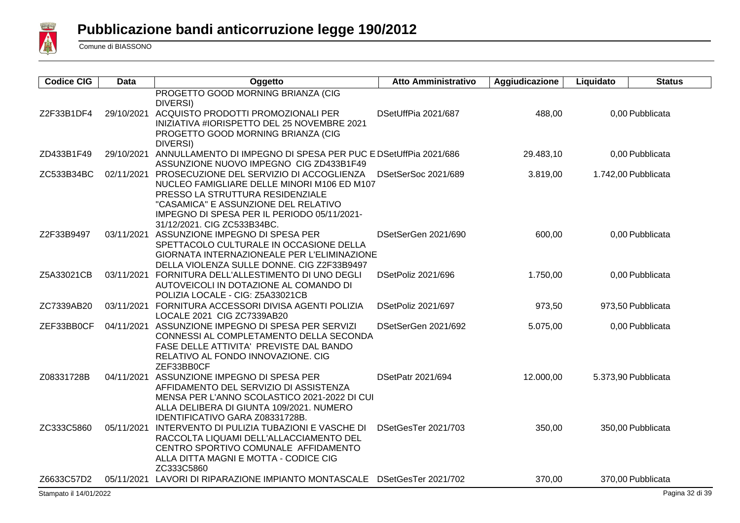# Pubblicazione bandi anticorruzione legge 190/2012

Comune di BIASSONO

| Codice CIG | Data | Oggetto | Atto Amministrativo | Aggiudicazione | Liquidato | Status |
|---|---|---|---|---|---|---|
| | | PROGETTO GOOD MORNING BRIANZA (CIG DIVERSI) | | | | |
| Z2F33B1DF4 | 29/10/2021 | ACQUISTO PRODOTTI PROMOZIONALI PER INIZIATIVA #IORISPETTO DEL 25 NOVEMBRE 2021 PROGETTO GOOD MORNING BRIANZA (CIG DIVERSI) | DSetUffPia 2021/687 | 488,00 | 0,00 | Pubblicata |
| ZD433B1F49 | 29/10/2021 | ANNULLAMENTO DI IMPEGNO DI SPESA PER PUC E ASSUNZIONE NUOVO IMPEGNO CIG ZD433B1F49 | DSetUffPia 2021/686 | 29.483,10 | 0,00 | Pubblicata |
| ZC533B34BC | 02/11/2021 | PROSECUZIONE DEL SERVIZIO DI ACCOGLIENZA NUCLEO FAMIGLIARE DELLE MINORI M106 ED M107 PRESSO LA STRUTTURA RESIDENZIALE "CASAMICA" E ASSUNZIONE DEL RELATIVO IMPEGNO DI SPESA PER IL PERIODO 05/11/2021-31/12/2021. CIG ZC533B34BC. | DSetSerSoc 2021/689 | 3.819,00 | 1.742,00 | Pubblicata |
| Z2F33B9497 | 03/11/2021 | ASSUNZIONE IMPEGNO DI SPESA PER SPETTACOLO CULTURALE IN OCCASIONE DELLA GIORNATA INTERNAZIONEALE PER L'ELIMINAZIONE DELLA VIOLENZA SULLE DONNE. CIG Z2F33B9497 | DSetSerGen 2021/690 | 600,00 | 0,00 | Pubblicata |
| Z5A33021CB | 03/11/2021 | FORNITURA DELL'ALLESTIMENTO DI UNO DEGLI AUTOVEICOLI IN DOTAZIONE AL COMANDO DI POLIZIA LOCALE - CIG: Z5A33021CB | DSetPoliz 2021/696 | 1.750,00 | 0,00 | Pubblicata |
| ZC7339AB20 | 03/11/2021 | FORNITURA ACCESSORI DIVISA AGENTI POLIZIA LOCALE 2021 CIG ZC7339AB20 | DSetPoliz 2021/697 | 973,50 | 973,50 | Pubblicata |
| ZEF33BB0CF | 04/11/2021 | ASSUNZIONE IMPEGNO DI SPESA PER SERVIZI CONNESSI AL COMPLETAMENTO DELLA SECONDA FASE DELLE ATTIVITA' PREVISTE DAL BANDO RELATIVO AL FONDO INNOVAZIONE. CIG ZEF33BB0CF | DSetSerGen 2021/692 | 5.075,00 | 0,00 | Pubblicata |
| Z08331728B | 04/11/2021 | ASSUNZIONE IMPEGNO DI SPESA PER AFFIDAMENTO DEL SERVIZIO DI ASSISTENZA MENSA PER L'ANNO SCOLASTICO 2021-2022 DI CUI ALLA DELIBERA DI GIUNTA 109/2021. NUMERO IDENTIFICATIVO GARA Z08331728B. | DSetPatr 2021/694 | 12.000,00 | 5.373,90 | Pubblicata |
| ZC333C5860 | 05/11/2021 | INTERVENTO DI PULIZIA TUBAZIONI E VASCHE DI RACCOLTA LIQUAMI DELL'ALLACCIAMENTO DEL CENTRO SPORTIVO COMUNALE AFFIDAMENTO ALLA DITTA MAGNI E MOTTA - CODICE CIG ZC333C5860 | DSetGesTer 2021/703 | 350,00 | 350,00 | Pubblicata |
| Z6633C57D2 | 05/11/2021 | LAVORI DI RIPARAZIONE IMPIANTO MONTASCALE | DSetGesTer 2021/702 | 370,00 | 370,00 | Pubblicata |

Stampato il 14/01/2022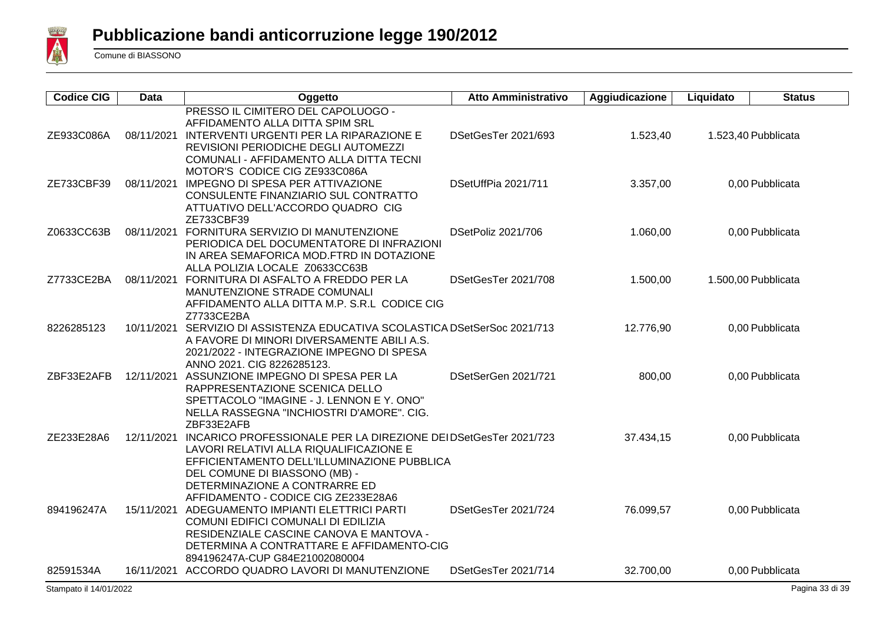# Pubblicazione bandi anticorruzione legge 190/2012

Comune di BIASSONO

| Codice CIG | Data | Oggetto | Atto Amministrativo | Aggiudicazione | Liquidato | Status |
|---|---|---|---|---|---|---|
| | | PRESSO IL CIMITERO DEL CAPOLUOGO - AFFIDAMENTO ALLA DITTA SPIM SRL | | | | |
| ZE933C086A | 08/11/2021 | INTERVENTI URGENTI PER LA RIPARAZIONE E REVISIONI PERIODICHE DEGLI AUTOMEZZI COMUNALI - AFFIDAMENTO ALLA DITTA TECNI MOTOR'S CODICE CIG ZE933C086A | DSetGesTer 2021/693 | 1.523,40 | 1.523,40 | Pubblicata |
| ZE733CBF39 | 08/11/2021 | IMPEGNO DI SPESA PER ATTIVAZIONE CONSULENTE FINANZIARIO SUL CONTRATTO ATTUATIVO DELL'ACCORDO QUADRO CIG ZE733CBF39 | DSetUffPia 2021/711 | 3.357,00 | 0,00 | Pubblicata |
| Z0633CC63B | 08/11/2021 | FORNITURA SERVIZIO DI MANUTENZIONE PERIODICA DEL DOCUMENTATORE DI INFRAZIONI IN AREA SEMAFORICA MOD.FTRD IN DOTAZIONE ALLA POLIZIA LOCALE Z0633CC63B | DSetPoliz 2021/706 | 1.060,00 | 0,00 | Pubblicata |
| Z7733CE2BA | 08/11/2021 | FORNITURA DI ASFALTO A FREDDO PER LA MANUTENZIONE STRADE COMUNALI AFFIDAMENTO ALLA DITTA M.P. S.R.L CODICE CIG Z7733CE2BA | DSetGesTer 2021/708 | 1.500,00 | 1.500,00 | Pubblicata |
| 8226285123 | 10/11/2021 | SERVIZIO DI ASSISTENZA EDUCATIVA SCOLASTICA A FAVORE DI MINORI DIVERSAMENTE ABILI A.S. 2021/2022 - INTEGRAZIONE IMPEGNO DI SPESA ANNO 2021. CIG 8226285123. | DSetSerSoc 2021/713 | 12.776,90 | 0,00 | Pubblicata |
| ZBF33E2AFB | 12/11/2021 | ASSUNZIONE IMPEGNO DI SPESA PER LA RAPPRESENTAZIONE SCENICA DELLO SPETTACOLO "IMAGINE - J. LENNON E Y. ONO" NELLA RASSEGNA "INCHIOSTRI D'AMORE". CIG. ZBF33E2AFB | DSetSerGen 2021/721 | 800,00 | 0,00 | Pubblicata |
| ZE233E28A6 | 12/11/2021 | INCARICO PROFESSIONALE PER LA DIREZIONE DEI LAVORI RELATIVI ALLA RIQUALIFICAZIONE E EFFICIENTAMENTO DELL'ILLUMINAZIONE PUBBLICA DEL COMUNE DI BIASSONO (MB) - DETERMINAZIONE A CONTRARRE ED AFFIDAMENTO - CODICE CIG ZE233E28A6 | DSetGesTer 2021/723 | 37.434,15 | 0,00 | Pubblicata |
| 894196247A | 15/11/2021 | ADEGUAMENTO IMPIANTI ELETTRICI PARTI COMUNI EDIFICI COMUNALI DI EDILIZIA RESIDENZIALE CASCINE CANOVA E MANTOVA - DETERMINA A CONTRATTARE E AFFIDAMENTO-CIG 894196247A-CUP G84E21002080004 | DSetGesTer 2021/724 | 76.099,57 | 0,00 | Pubblicata |
| 82591534A | 16/11/2021 | ACCORDO QUADRO LAVORI DI MANUTENZIONE | DSetGesTer 2021/714 | 32.700,00 | 0,00 | Pubblicata |

Stampato il 14/01/2022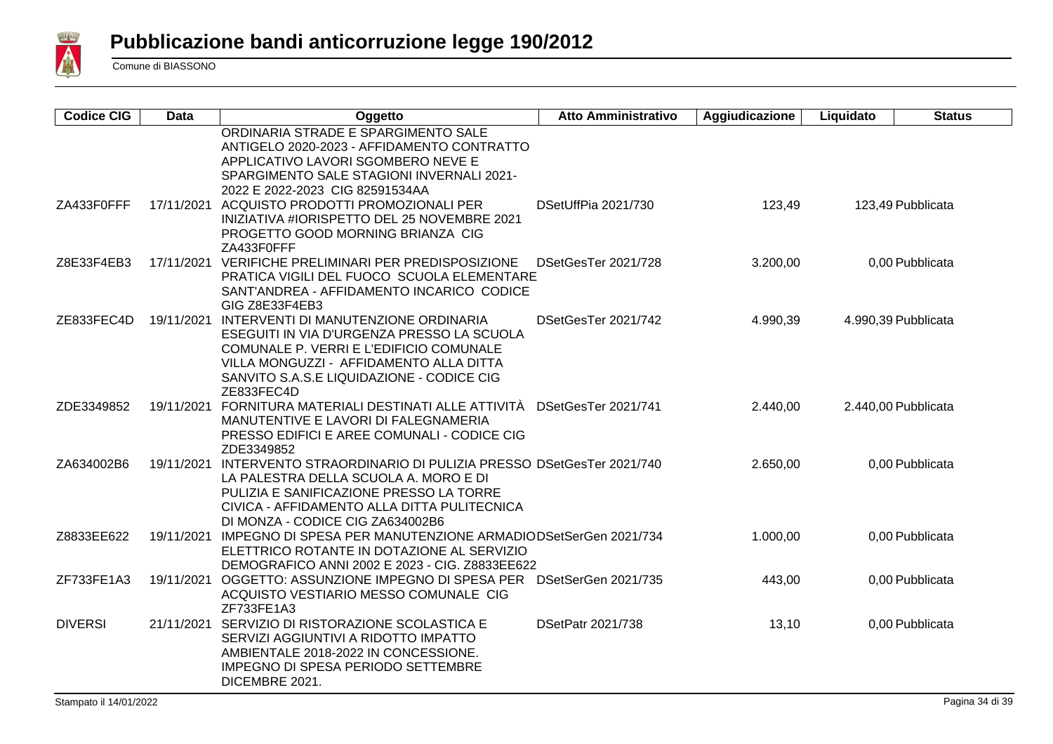# Pubblicazione bandi anticorruzione legge 190/2012

Comune di BIASSONO

| Codice CIG | Data | Oggetto | Atto Amministrativo | Aggiudicazione | Liquidato | Status |
|---|---|---|---|---|---|---|
| | | ORDINARIA STRADE E SPARGIMENTO SALE ANTIGELO 2020-2023 - AFFIDAMENTO CONTRATTO APPLICATIVO LAVORI SGOMBERO NEVE E SPARGIMENTO SALE STAGIONI INVERNALI 2021-2022 E 2022-2023 CIG 82591534AA | | | | |
| ZA433F0FFF | 17/11/2021 | ACQUISTO PRODOTTI PROMOZIONALI PER INIZIATIVA #IORISPETTO DEL 25 NOVEMBRE 2021 PROGETTO GOOD MORNING BRIANZA CIG ZA433F0FFF | DSetUffPia 2021/730 | 123,49 | 123,49 | Pubblicata |
| Z8E33F4EB3 | 17/11/2021 | VERIFICHE PRELIMINARI PER PREDISPOSIZIONE PRATICA VIGILI DEL FUOCO SCUOLA ELEMENTARE SANT'ANDREA - AFFIDAMENTO INCARICO CODICE GIG Z8E33F4EB3 | DSetGesTer 2021/728 | 3.200,00 | 0,00 | Pubblicata |
| ZE833FEC4D | 19/11/2021 | INTERVENTI DI MANUTENZIONE ORDINARIA ESEGUITI IN VIA D'URGENZA PRESSO LA SCUOLA COMUNALE P. VERRI E L'EDIFICIO COMUNALE VILLA MONGUZZI - AFFIDAMENTO ALLA DITTA SANVITO S.A.S.E LIQUIDAZIONE - CODICE CIG ZE833FEC4D | DSetGesTer 2021/742 | 4.990,39 | 4.990,39 | Pubblicata |
| ZDE3349852 | 19/11/2021 | FORNITURA MATERIALI DESTINATI ALLE ATTIVITÀ MANUTENTIVE E LAVORI DI FALEGNAMERIA PRESSO EDIFICI E AREE COMUNALI - CODICE CIG ZDE3349852 | DSetGesTer 2021/741 | 2.440,00 | 2.440,00 | Pubblicata |
| ZA634002B6 | 19/11/2021 | INTERVENTO STRAORDINARIO DI PULIZIA PRESSO LA PALESTRA DELLA SCUOLA A. MORO E DI PULIZIA E SANIFICAZIONE PRESSO LA TORRE CIVICA - AFFIDAMENTO ALLA DITTA PULITECNICA DI MONZA - CODICE CIG ZA634002B6 | DSetGesTer 2021/740 | 2.650,00 | 0,00 | Pubblicata |
| Z8833EE622 | 19/11/2021 | IMPEGNO DI SPESA PER MANUTENZIONE ARMADIO ELETTRICO ROTANTE IN DOTAZIONE AL SERVIZIO DEMOGRAFICO ANNI 2002 E 2023 - CIG. Z8833EE622 | DSetSerGen 2021/734 | 1.000,00 | 0,00 | Pubblicata |
| ZF733FE1A3 | 19/11/2021 | OGGETTO: ASSUNZIONE IMPEGNO DI SPESA PER ACQUISTO VESTIARIO MESSO COMUNALE CIG ZF733FE1A3 | DSetSerGen 2021/735 | 443,00 | 0,00 | Pubblicata |
| DIVERSI | 21/11/2021 | SERVIZIO DI RISTORAZIONE SCOLASTICA E SERVIZI AGGIUNTIVI A RIDOTTO IMPATTO AMBIENTALE 2018-2022 IN CONCESSIONE. IMPEGNO DI SPESA PERIODO SETTEMBRE DICEMBRE 2021. | DSetPatr 2021/738 | 13,10 | 0,00 | Pubblicata |

Stampato il 14/01/2022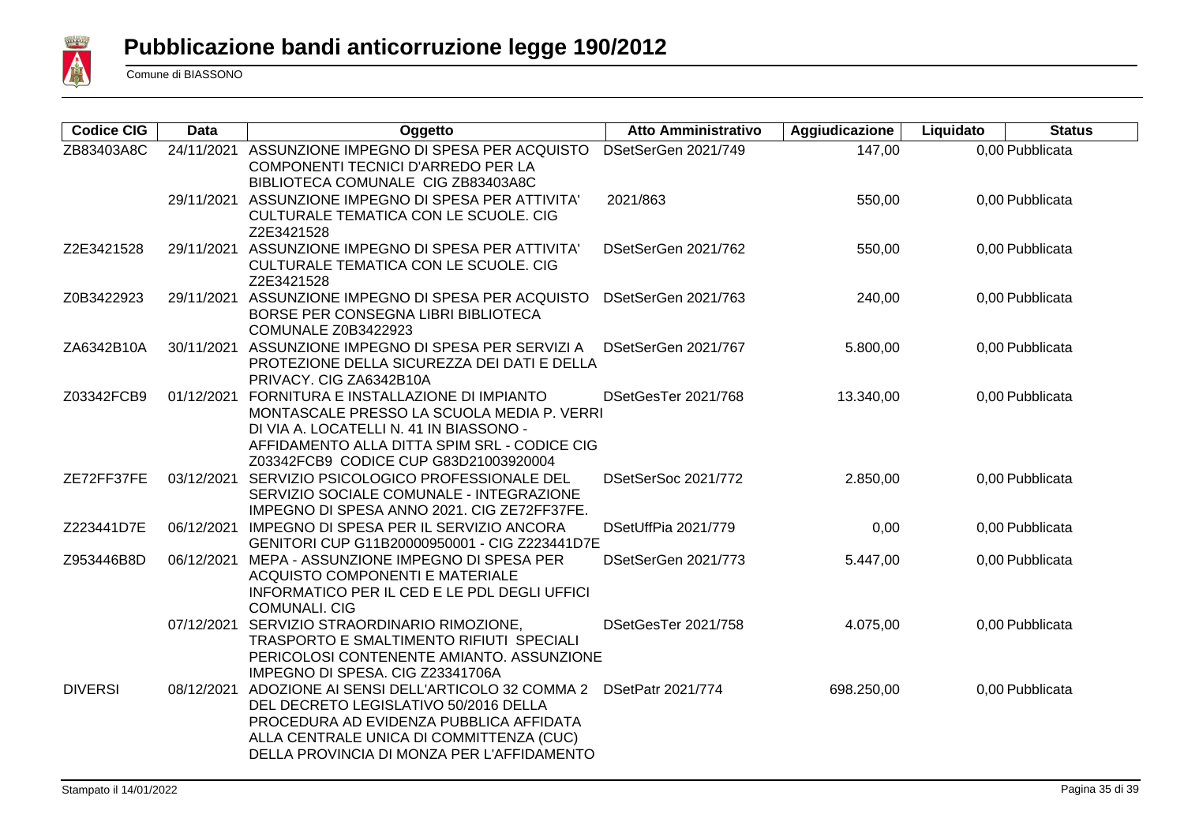# Pubblicazione bandi anticorruzione legge 190/2012

Comune di BIASSONO

| Codice CIG | Data | Oggetto | Atto Amministrativo | Aggiudicazione | Liquidato | Status |
|---|---|---|---|---|---|---|
| ZB83403A8C | 24/11/2021 | ASSUNZIONE IMPEGNO DI SPESA PER ACQUISTO COMPONENTI TECNICI D'ARREDO PER LA BIBLIOTECA COMUNALE CIG ZB83403A8C | DSetSerGen 2021/749 | 147,00 | 0,00 | Pubblicata |
| | 29/11/2021 | ASSUNZIONE IMPEGNO DI SPESA PER ATTIVITA' CULTURALE TEMATICA CON LE SCUOLE. CIG Z2E3421528 | 2021/863 | 550,00 | 0,00 | Pubblicata |
| Z2E3421528 | 29/11/2021 | ASSUNZIONE IMPEGNO DI SPESA PER ATTIVITA' CULTURALE TEMATICA CON LE SCUOLE. CIG Z2E3421528 | DSetSerGen 2021/762 | 550,00 | 0,00 | Pubblicata |
| Z0B3422923 | 29/11/2021 | ASSUNZIONE IMPEGNO DI SPESA PER ACQUISTO BORSE PER CONSEGNA LIBRI BIBLIOTECA COMUNALE Z0B3422923 | DSetSerGen 2021/763 | 240,00 | 0,00 | Pubblicata |
| ZA6342B10A | 30/11/2021 | ASSUNZIONE IMPEGNO DI SPESA PER SERVIZI A PROTEZIONE DELLA SICUREZZA DEI DATI E DELLA PRIVACY. CIG ZA6342B10A | DSetSerGen 2021/767 | 5.800,00 | 0,00 | Pubblicata |
| Z03342FCB9 | 01/12/2021 | FORNITURA E INSTALLAZIONE DI IMPIANTO MONTASCALE PRESSO LA SCUOLA MEDIA P. VERRI DI VIA A. LOCATELLI N. 41 IN BIASSONO - AFFIDAMENTO ALLA DITTA SPIM SRL - CODICE CIG Z03342FCB9 CODICE CUP G83D21003920004 | DSetGesTer 2021/768 | 13.340,00 | 0,00 | Pubblicata |
| ZE72FF37FE | 03/12/2021 | SERVIZIO PSICOLOGICO PROFESSIONALE DEL SERVIZIO SOCIALE COMUNALE - INTEGRAZIONE IMPEGNO DI SPESA ANNO 2021. CIG ZE72FF37FE. | DSetSerSoc 2021/772 | 2.850,00 | 0,00 | Pubblicata |
| Z223441D7E | 06/12/2021 | IMPEGNO DI SPESA PER IL SERVIZIO ANCORA GENITORI CUP G11B20000950001 - CIG Z223441D7E | DSetUffPia 2021/779 | 0,00 | 0,00 | Pubblicata |
| Z953446B8D | 06/12/2021 | MEPA - ASSUNZIONE IMPEGNO DI SPESA PER ACQUISTO COMPONENTI E MATERIALE INFORMATICO PER IL CED E LE PDL DEGLI UFFICI COMUNALI. CIG | DSetSerGen 2021/773 | 5.447,00 | 0,00 | Pubblicata |
| | 07/12/2021 | SERVIZIO STRAORDINARIO RIMOZIONE, TRASPORTO E SMALTIMENTO RIFIUTI SPECIALI PERICOLOSI CONTENENTE AMIANTO. ASSUNZIONE IMPEGNO DI SPESA. CIG Z23341706A | DSetGesTer 2021/758 | 4.075,00 | 0,00 | Pubblicata |
| DIVERSI | 08/12/2021 | ADOZIONE AI SENSI DELL'ARTICOLO 32 COMMA 2 DEL DECRETO LEGISLATIVO 50/2016 DELLA PROCEDURA AD EVIDENZA PUBBLICA AFFIDATA ALLA CENTRALE UNICA DI COMMITTENZA (CUC) DELLA PROVINCIA DI MONZA PER L'AFFIDAMENTO | DSetPatr 2021/774 | 698.250,00 | 0,00 | Pubblicata |

Stampato il 14/01/2022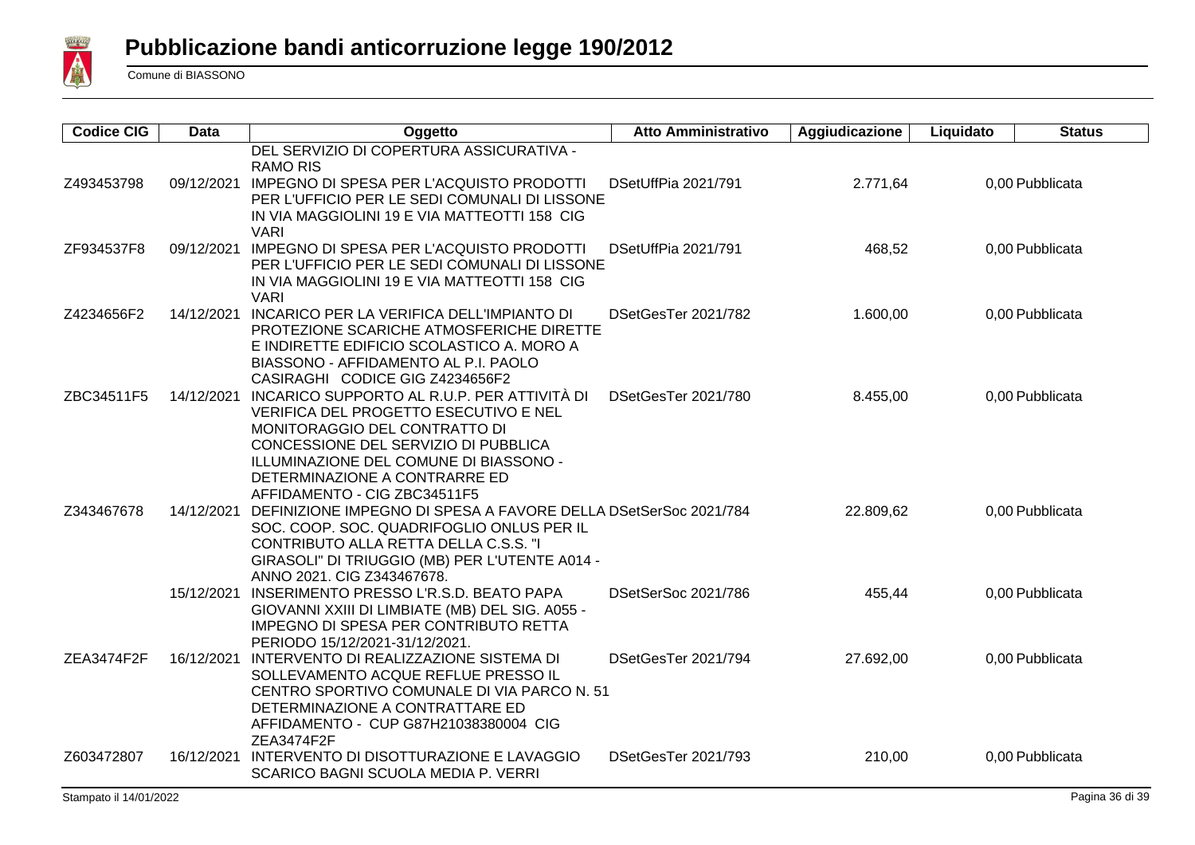# Pubblicazione bandi anticorruzione legge 190/2012

Comune di BIASSONO

| Codice CIG | Data | Oggetto | Atto Amministrativo | Aggiudicazione | Liquidato | Status |
|---|---|---|---|---|---|---|
| | | DEL SERVIZIO DI COPERTURA ASSICURATIVA - RAMO RIS | | | | |
| Z493453798 | 09/12/2021 | IMPEGNO DI SPESA PER L'ACQUISTO PRODOTTI PER L'UFFICIO PER LE SEDI COMUNALI DI LISSONE IN VIA MAGGIOLINI 19 E VIA MATTEOTTI 158 CIG VARI | DSetUffPia 2021/791 | 2.771,64 | 0,00 | Pubblicata |
| ZF934537F8 | 09/12/2021 | IMPEGNO DI SPESA PER L'ACQUISTO PRODOTTI PER L'UFFICIO PER LE SEDI COMUNALI DI LISSONE IN VIA MAGGIOLINI 19 E VIA MATTEOTTI 158 CIG VARI | DSetUffPia 2021/791 | 468,52 | 0,00 | Pubblicata |
| Z4234656F2 | 14/12/2021 | INCARICO PER LA VERIFICA DELL'IMPIANTO DI PROTEZIONE SCARICHE ATMOSFERICHE DIRETTE E INDIRETTE EDIFICIO SCOLASTICO A. MORO A BIASSONO - AFFIDAMENTO AL P.I. PAOLO CASIRAGHI CODICE GIG Z4234656F2 | DSetGesTer 2021/782 | 1.600,00 | 0,00 | Pubblicata |
| ZBC34511F5 | 14/12/2021 | INCARICO SUPPORTO AL R.U.P. PER ATTIVITÀ DI VERIFICA DEL PROGETTO ESECUTIVO E NEL MONITORAGGIO DEL CONTRATTO DI CONCESSIONE DEL SERVIZIO DI PUBBLICA ILLUMINAZIONE DEL COMUNE DI BIASSONO - DETERMINAZIONE A CONTRARRE ED AFFIDAMENTO - CIG ZBC34511F5 | DSetGesTer 2021/780 | 8.455,00 | 0,00 | Pubblicata |
| Z343467678 | 14/12/2021 | DEFINIZIONE IMPEGNO DI SPESA A FAVORE DELLA SOC. COOP. SOC. QUADRIFOGLIO ONLUS PER IL CONTRIBUTO ALLA RETTA DELLA C.S.S. "I GIRASOLI" DI TRIUGGIO (MB) PER L'UTENTE A014 - ANNO 2021. CIG Z343467678. | DSetSerSoc 2021/784 | 22.809,62 | 0,00 | Pubblicata |
| | 15/12/2021 | INSERIMENTO PRESSO L'R.S.D. BEATO PAPA GIOVANNI XXIII DI LIMBIATE (MB) DEL SIG. A055 - IMPEGNO DI SPESA PER CONTRIBUTO RETTA PERIODO 15/12/2021-31/12/2021. | DSetSerSoc 2021/786 | 455,44 | 0,00 | Pubblicata |
| ZEA3474F2F | 16/12/2021 | INTERVENTO DI REALIZZAZIONE SISTEMA DI SOLLEVAMENTO ACQUE REFLUE PRESSO IL CENTRO SPORTIVO COMUNALE DI VIA PARCO N. 51 DETERMINAZIONE A CONTRATTARE ED AFFIDAMENTO - CUP G87H21038380004 CIG ZEA3474F2F | DSetGesTer 2021/794 | 27.692,00 | 0,00 | Pubblicata |
| Z603472807 | 16/12/2021 | INTERVENTO DI DISOTTURAZIONE E LAVAGGIO SCARICO BAGNI SCUOLA MEDIA P. VERRI | DSetGesTer 2021/793 | 210,00 | 0,00 | Pubblicata |

Stampato il 14/01/2022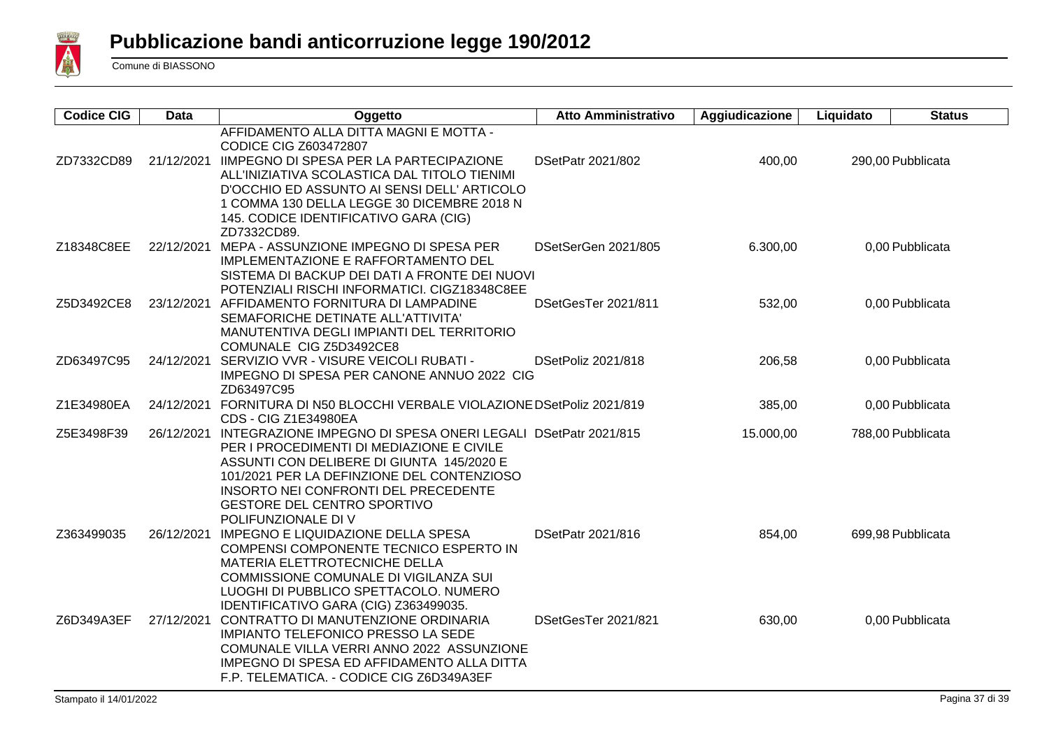# Pubblicazione bandi anticorruzione legge 190/2012

Comune di BIASSONO

| Codice CIG | Data | Oggetto | Atto Amministrativo | Aggiudicazione | Liquidato | Status |
|---|---|---|---|---|---|---|
| | | AFFIDAMENTO ALLA DITTA MAGNI E MOTTA - CODICE CIG Z603472807 | | | | |
| ZD7332CD89 | 21/12/2021 | IIMPEGNO DI SPESA PER LA PARTECIPAZIONE ALL'INIZIATIVA SCOLASTICA DAL TITOLO TIENIMI D'OCCHIO ED ASSUNTO AI SENSI DELL' ARTICOLO 1 COMMA 130 DELLA LEGGE 30 DICEMBRE 2018 N 145. CODICE IDENTIFICATIVO GARA (CIG) ZD7332CD89. | DSetPatr 2021/802 | 400,00 | 290,00 | Pubblicata |
| Z18348C8EE | 22/12/2021 | MEPA - ASSUNZIONE IMPEGNO DI SPESA PER IMPLEMENTAZIONE E RAFFORTAMENTO DEL SISTEMA DI BACKUP DEI DATI A FRONTE DEI NUOVI POTENZIALI RISCHI INFORMATICI. CIGZ18348C8EE | DSetSerGen 2021/805 | 6.300,00 | 0,00 | Pubblicata |
| Z5D3492CE8 | 23/12/2021 | AFFIDAMENTO FORNITURA DI LAMPADINE SEMAFORICHE DETINATE ALL'ATTIVITA' MANUTENTIVA DEGLI IMPIANTI DEL TERRITORIO COMUNALE CIG Z5D3492CE8 | DSetGesTer 2021/811 | 532,00 | 0,00 | Pubblicata |
| ZD63497C95 | 24/12/2021 | SERVIZIO VVR - VISURE VEICOLI RUBATI - IMPEGNO DI SPESA PER CANONE ANNUO 2022 CIG ZD63497C95 | DSetPoliz 2021/818 | 206,58 | 0,00 | Pubblicata |
| Z1E34980EA | 24/12/2021 | FORNITURA DI N50 BLOCCHI VERBALE VIOLAZIONE CDS - CIG Z1E34980EA | DSetPoliz 2021/819 | 385,00 | 0,00 | Pubblicata |
| Z5E3498F39 | 26/12/2021 | INTEGRAZIONE IMPEGNO DI SPESA ONERI LEGALI PER I PROCEDIMENTI DI MEDIAZIONE E CIVILE ASSUNTI CON DELIBERE DI GIUNTA 145/2020 E 101/2021 PER LA DEFINZIONE DEL CONTENZIOSO INSORTO NEI CONFRONTI DEL PRECEDENTE GESTORE DEL CENTRO SPORTIVO POLIFUNZIONALE DI V | DSetPatr 2021/815 | 15.000,00 | 788,00 | Pubblicata |
| Z363499035 | 26/12/2021 | IMPEGNO E LIQUIDAZIONE DELLA SPESA COMPENSI COMPONENTE TECNICO ESPERTO IN MATERIA ELETTROTECNICHE DELLA COMMISSIONE COMUNALE DI VIGILANZA SUI LUOGHI DI PUBBLICO SPETTACOLO. NUMERO IDENTIFICATIVO GARA (CIG) Z363499035. | DSetPatr 2021/816 | 854,00 | 699,98 | Pubblicata |
| Z6D349A3EF | 27/12/2021 | CONTRATTO DI MANUTENZIONE ORDINARIA IMPIANTO TELEFONICO PRESSO LA SEDE COMUNALE VILLA VERRI ANNO 2022 ASSUNZIONE IMPEGNO DI SPESA ED AFFIDAMENTO ALLA DITTA F.P. TELEMATICA. - CODICE CIG Z6D349A3EF | DSetGesTer 2021/821 | 630,00 | 0,00 | Pubblicata |

Stampato il 14/01/2022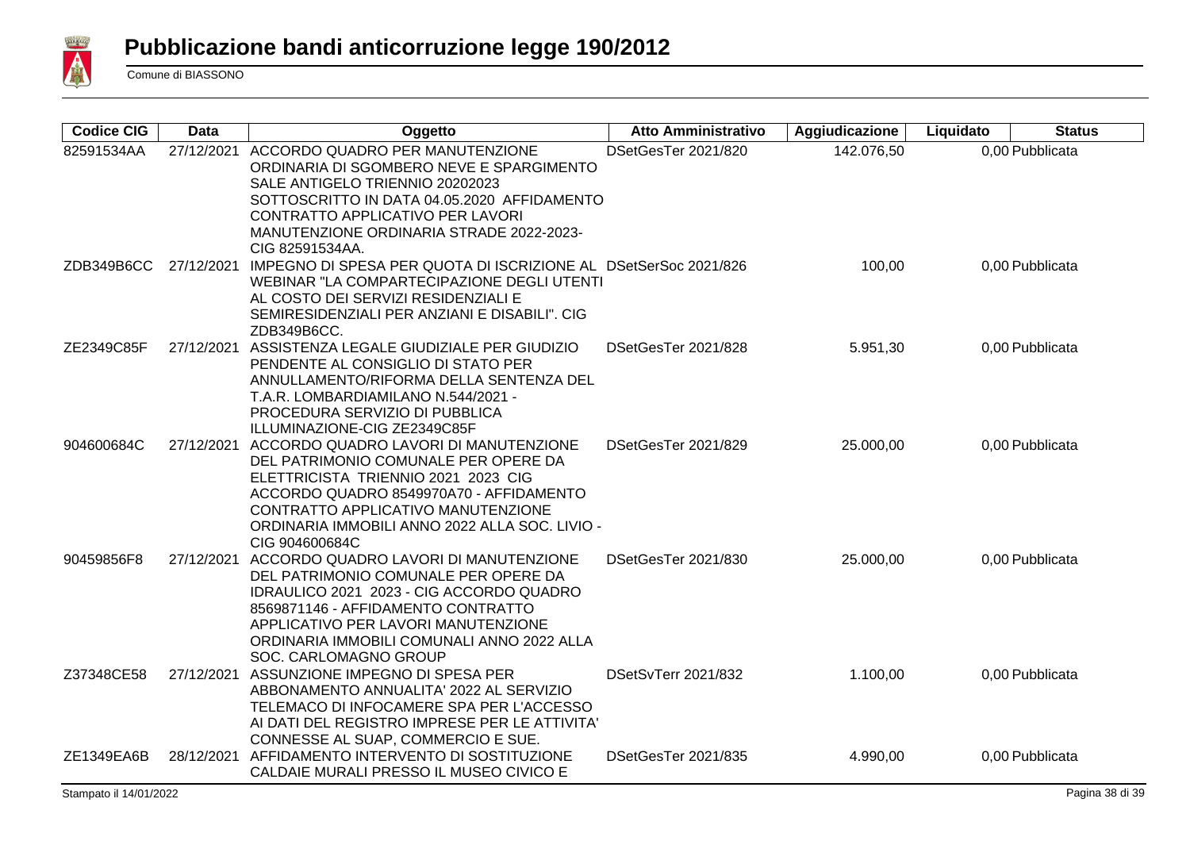# Pubblicazione bandi anticorruzione legge 190/2012

Comune di BIASSONO

| Codice CIG | Data | Oggetto | Atto Amministrativo | Aggiudicazione | Liquidato | Status |
|---|---|---|---|---|---|---|
| 82591534AA | 27/12/2021 | ACCORDO QUADRO PER MANUTENZIONE ORDINARIA DI SGOMBERO NEVE E SPARGIMENTO SALE ANTIGELO TRIENNIO 20202023 SOTTOSCRITTO IN DATA 04.05.2020 AFFIDAMENTO CONTRATTO APPLICATIVO PER LAVORI MANUTENZIONE ORDINARIA STRADE 2022-2023- CIG 82591534AA. | DSetGesTer 2021/820 | 142.076,50 | 0,00 | Pubblicata |
| ZDB349B6CC | 27/12/2021 | IMPEGNO DI SPESA PER QUOTA DI ISCRIZIONE AL WEBINAR "LA COMPARTECIPAZIONE DEGLI UTENTI AL COSTO DEI SERVIZI RESIDENZIALI E SEMIRESIDENZIALI PER ANZIANI E DISABILI". CIG ZDB349B6CC. | DSetSerSoc 2021/826 | 100,00 | 0,00 | Pubblicata |
| ZE2349C85F | 27/12/2021 | ASSISTENZA LEGALE GIUDIZIALE PER GIUDIZIO PENDENTE AL CONSIGLIO DI STATO PER ANNULLAMENTO/RIFORMA DELLA SENTENZA DEL T.A.R. LOMBARDIAMILANO N.544/2021 - PROCEDURA SERVIZIO DI PUBBLICA ILLUMINAZIONE-CIG ZE2349C85F | DSetGesTer 2021/828 | 5.951,30 | 0,00 | Pubblicata |
| 904600684C | 27/12/2021 | ACCORDO QUADRO LAVORI DI MANUTENZIONE DEL PATRIMONIO COMUNALE PER OPERE DA ELETTRICISTA TRIENNIO 2021 2023 CIG ACCORDO QUADRO 8549970A70 - AFFIDAMENTO CONTRATTO APPLICATIVO MANUTENZIONE ORDINARIA IMMOBILI ANNO 2022 ALLA SOC. LIVIO - CIG 904600684C | DSetGesTer 2021/829 | 25.000,00 | 0,00 | Pubblicata |
| 90459856F8 | 27/12/2021 | ACCORDO QUADRO LAVORI DI MANUTENZIONE DEL PATRIMONIO COMUNALE PER OPERE DA IDRAULICO 2021 2023 - CIG ACCORDO QUADRO 8569871146 - AFFIDAMENTO CONTRATTO APPLICATIVO PER LAVORI MANUTENZIONE ORDINARIA IMMOBILI COMUNALI ANNO 2022 ALLA SOC. CARLOMAGNO GROUP | DSetGesTer 2021/830 | 25.000,00 | 0,00 | Pubblicata |
| Z37348CE58 | 27/12/2021 | ASSUNZIONE IMPEGNO DI SPESA PER ABBONAMENTO ANNUALITA' 2022 AL SERVIZIO TELEMACO DI INFOCAMERE SPA PER L'ACCESSO AI DATI DEL REGISTRO IMPRESE PER LE ATTIVITA' CONNESSE AL SUAP, COMMERCIO E SUE. | DSetSvTerr 2021/832 | 1.100,00 | 0,00 | Pubblicata |
| ZE1349EA6B | 28/12/2021 | AFFIDAMENTO INTERVENTO DI SOSTITUZIONE CALDAIE MURALI PRESSO IL MUSEO CIVICO E | DSetGesTer 2021/835 | 4.990,00 | 0,00 | Pubblicata |

Stampato il 14/01/2022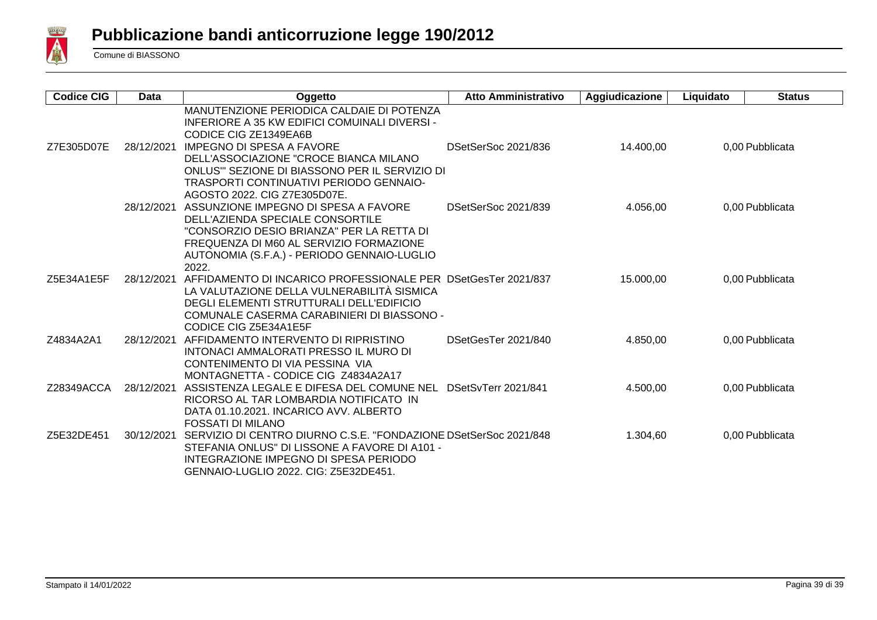# Pubblicazione bandi anticorruzione legge 190/2012

Comune di BIASSONO

| Codice CIG | Data | Oggetto | Atto Amministrativo | Aggiudicazione | Liquidato | Status |
|---|---|---|---|---|---|---|
| | | MANUTENZIONE PERIODICA CALDAIE DI POTENZA INFERIORE A 35 KW EDIFICI COMUINALI DIVERSI - CODICE CIG ZE1349EA6B | | | | |
| Z7E305D07E | 28/12/2021 | IMPEGNO DI SPESA A FAVORE DELL'ASSOCIAZIONE "CROCE BIANCA MILANO ONLUS'" SEZIONE DI BIASSONO PER IL SERVIZIO DI TRASPORTI CONTINUATIVI PERIODO GENNAIO-AGOSTO 2022. CIG Z7E305D07E. | DSetSerSoc 2021/836 | 14.400,00 | 0,00 | Pubblicata |
| | 28/12/2021 | ASSUNZIONE IMPEGNO DI SPESA A FAVORE DELL'AZIENDA SPECIALE CONSORTILE "CONSORZIO DESIO BRIANZA" PER LA RETTA DI FREQUENZA DI M60 AL SERVIZIO FORMAZIONE AUTONOMIA (S.F.A.) - PERIODO GENNAIO-LUGLIO 2022. | DSetSerSoc 2021/839 | 4.056,00 | 0,00 | Pubblicata |
| Z5E34A1E5F | 28/12/2021 | AFFIDAMENTO DI INCARICO PROFESSIONALE PER LA VALUTAZIONE DELLA VULNERABILITÀ SISMICA DEGLI ELEMENTI STRUTTURALI DELL'EDIFICIO COMUNALE CASERMA CARABINIERI DI BIASSONO - CODICE CIG Z5E34A1E5F | DSetGesTer 2021/837 | 15.000,00 | 0,00 | Pubblicata |
| Z4834A2A1 | 28/12/2021 | AFFIDAMENTO INTERVENTO DI RIPRISTINO INTONACI AMMALORATI PRESSO IL MURO DI CONTENIMENTO DI VIA PESSINA VIA MONTAGNETTA - CODICE CIG Z4834A2A17 | DSetGesTer 2021/840 | 4.850,00 | 0,00 | Pubblicata |
| Z28349ACCA | 28/12/2021 | ASSISTENZA LEGALE E DIFESA DEL COMUNE NEL RICORSO AL TAR LOMBARDIA NOTIFICATO IN DATA 01.10.2021. INCARICO AVV. ALBERTO FOSSATI DI MILANO | DSetSvTerr 2021/841 | 4.500,00 | 0,00 | Pubblicata |
| Z5E32DE451 | 30/12/2021 | SERVIZIO DI CENTRO DIURNO C.S.E. "FONDAZIONE STEFANIA ONLUS" DI LISSONE A FAVORE DI A101 - INTEGRAZIONE IMPEGNO DI SPESA PERIODO GENNAIO-LUGLIO 2022. CIG: Z5E32DE451. | DSetSerSoc 2021/848 | 1.304,60 | 0,00 | Pubblicata |

Stampato il 14/01/2022